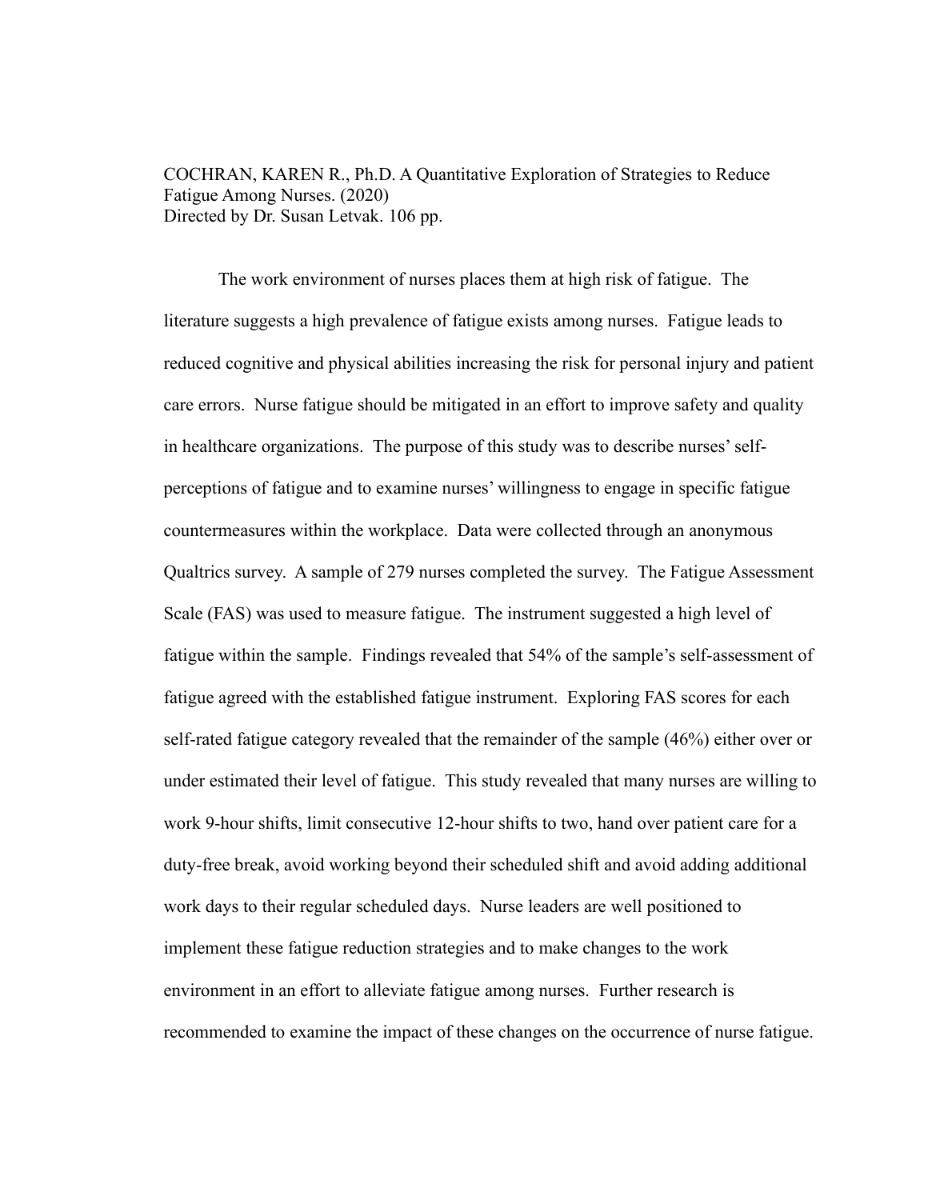COCHRAN, KAREN R., Ph.D. A Quantitative Exploration of Strategies to Reduce Fatigue Among Nurses. (2020)
Directed by Dr. Susan Letvak. 106 pp.

The work environment of nurses places them at high risk of fatigue. The literature suggests a high prevalence of fatigue exists among nurses. Fatigue leads to reduced cognitive and physical abilities increasing the risk for personal injury and patient care errors. Nurse fatigue should be mitigated in an effort to improve safety and quality in healthcare organizations. The purpose of this study was to describe nurses' self-perceptions of fatigue and to examine nurses' willingness to engage in specific fatigue countermeasures within the workplace. Data were collected through an anonymous Qualtrics survey. A sample of 279 nurses completed the survey. The Fatigue Assessment Scale (FAS) was used to measure fatigue. The instrument suggested a high level of fatigue within the sample. Findings revealed that 54% of the sample's self-assessment of fatigue agreed with the established fatigue instrument. Exploring FAS scores for each self-rated fatigue category revealed that the remainder of the sample (46%) either over or under estimated their level of fatigue. This study revealed that many nurses are willing to work 9-hour shifts, limit consecutive 12-hour shifts to two, hand over patient care for a duty-free break, avoid working beyond their scheduled shift and avoid adding additional work days to their regular scheduled days. Nurse leaders are well positioned to implement these fatigue reduction strategies and to make changes to the work environment in an effort to alleviate fatigue among nurses. Further research is recommended to examine the impact of these changes on the occurrence of nurse fatigue.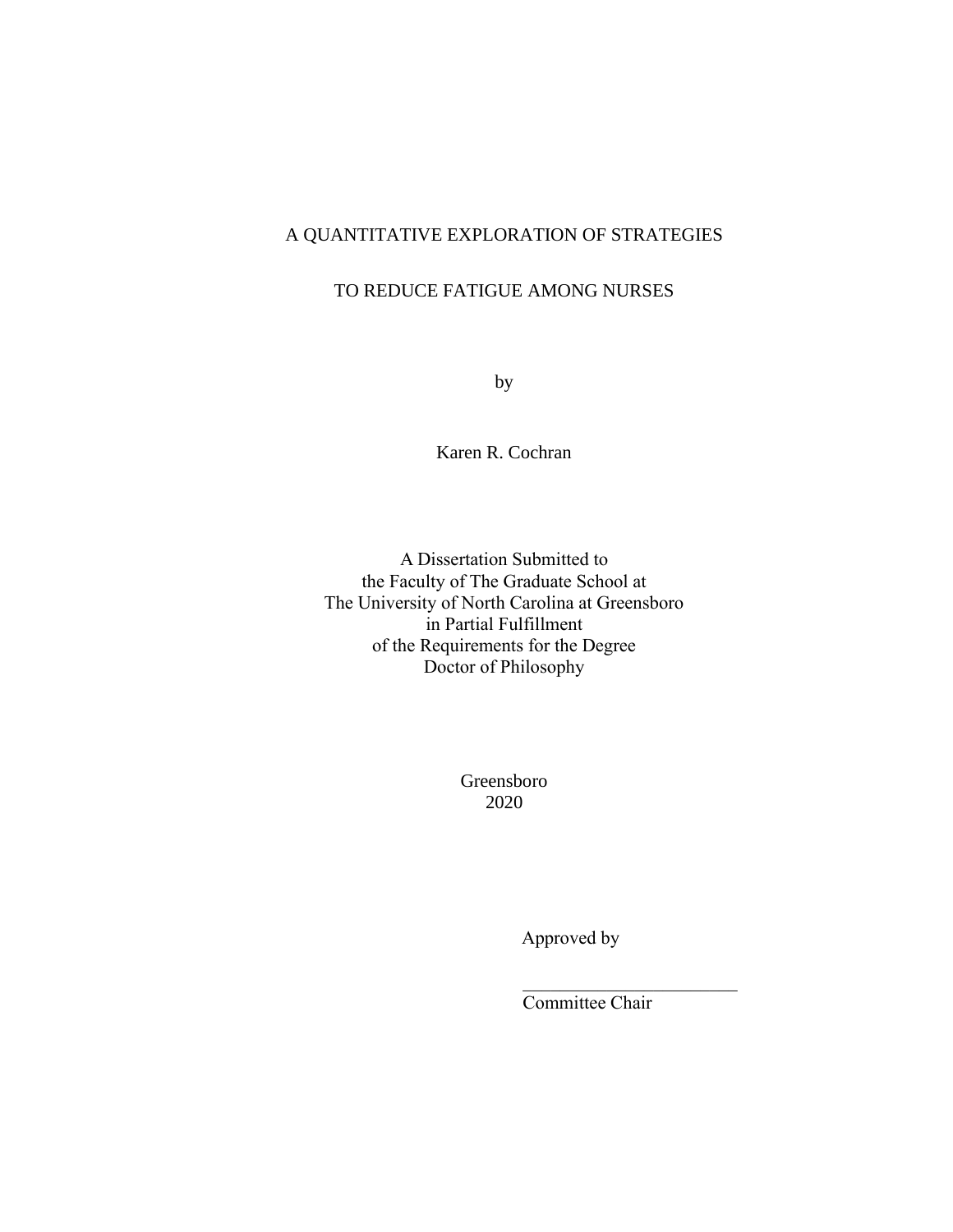A QUANTITATIVE EXPLORATION OF STRATEGIES

TO REDUCE FATIGUE AMONG NURSES

by

Karen R. Cochran

A Dissertation Submitted to
the Faculty of The Graduate School at
The University of North Carolina at Greensboro
in Partial Fulfillment
of the Requirements for the Degree
Doctor of Philosophy

Greensboro
2020

Approved by

_______________________
Committee Chair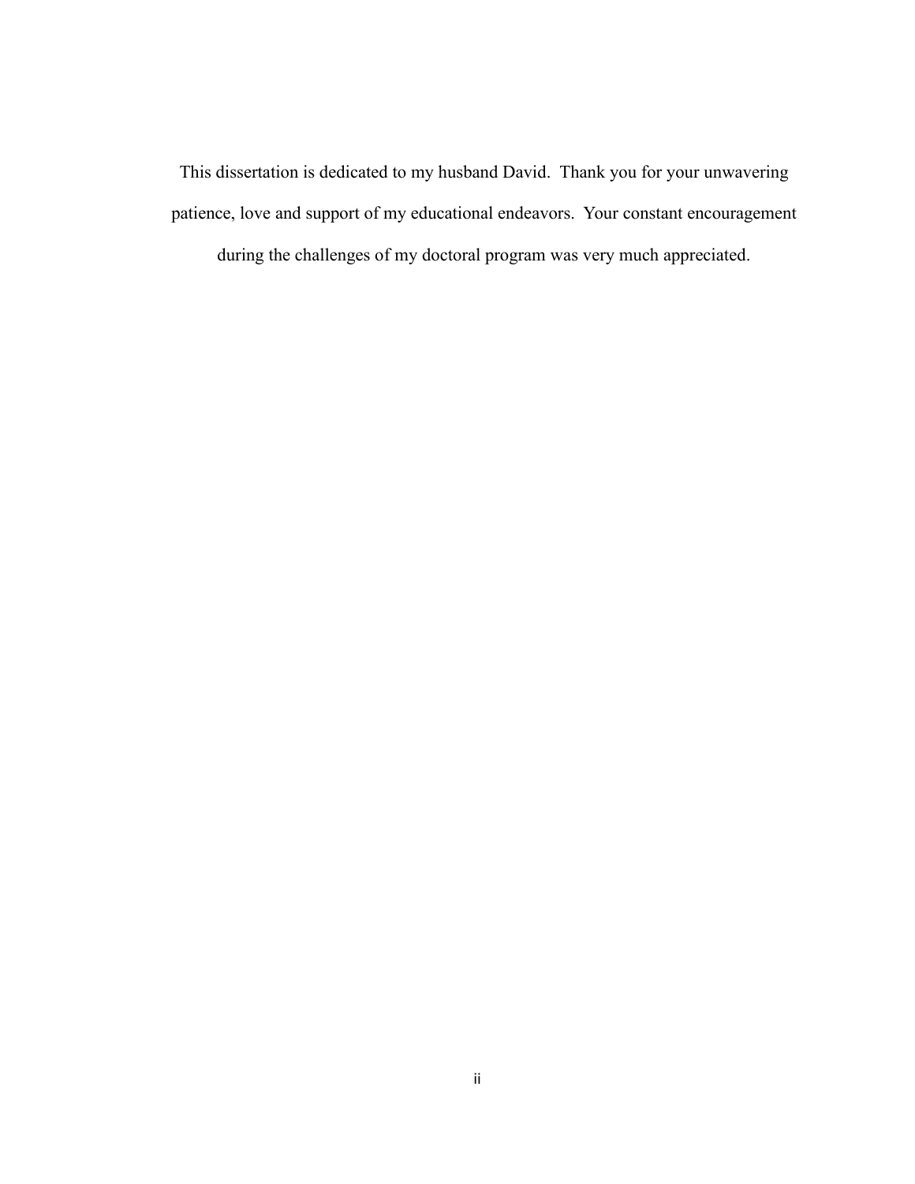This dissertation is dedicated to my husband David.  Thank you for your unwavering patience, love and support of my educational endeavors.  Your constant encouragement during the challenges of my doctoral program was very much appreciated.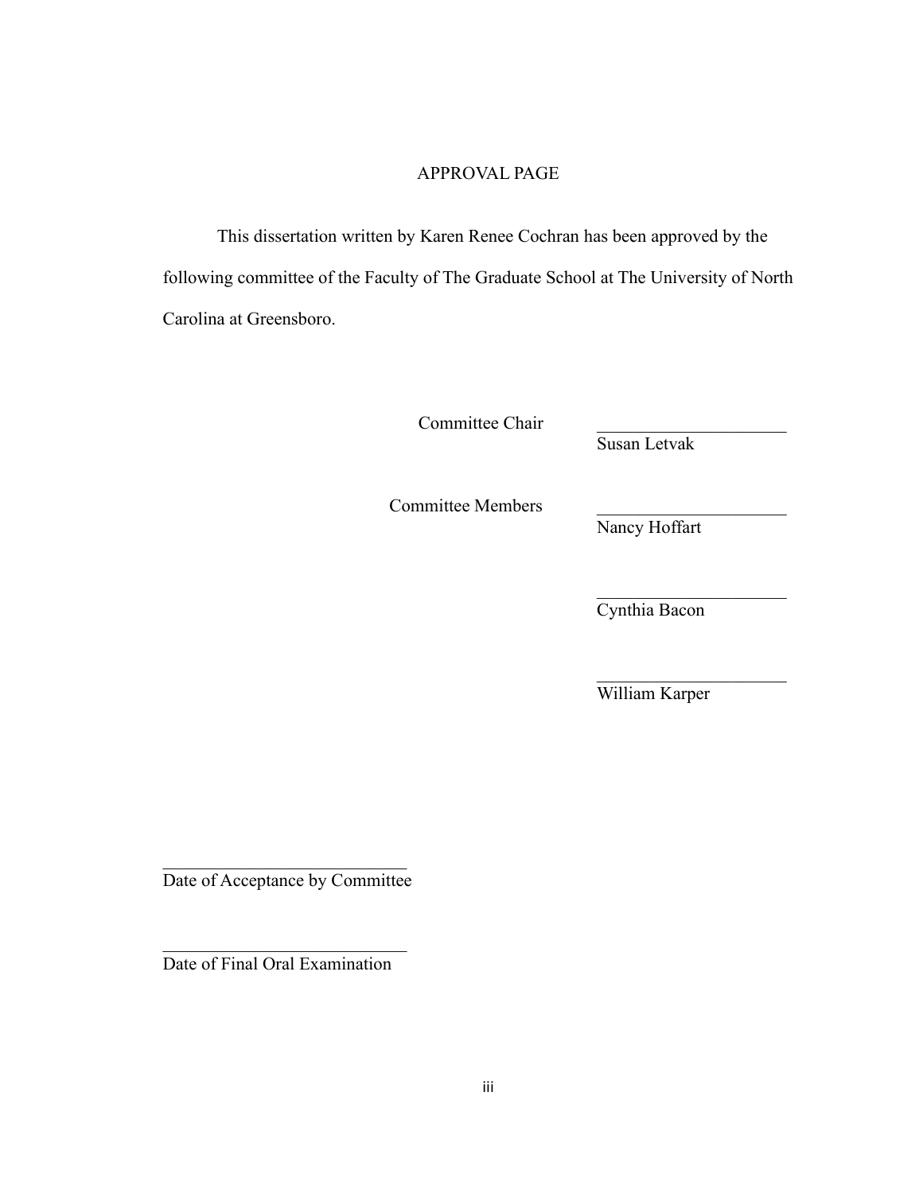# APPROVAL PAGE

This dissertation written by Karen Renee Cochran has been approved by the following committee of the Faculty of The Graduate School at The University of North Carolina at Greensboro.

Committee Chair ____________________
Susan Letvak

Committee Members ____________________
Nancy Hoffart

____________________
Cynthia Bacon

____________________
William Karper

____________________
Date of Acceptance by Committee

____________________
Date of Final Oral Examination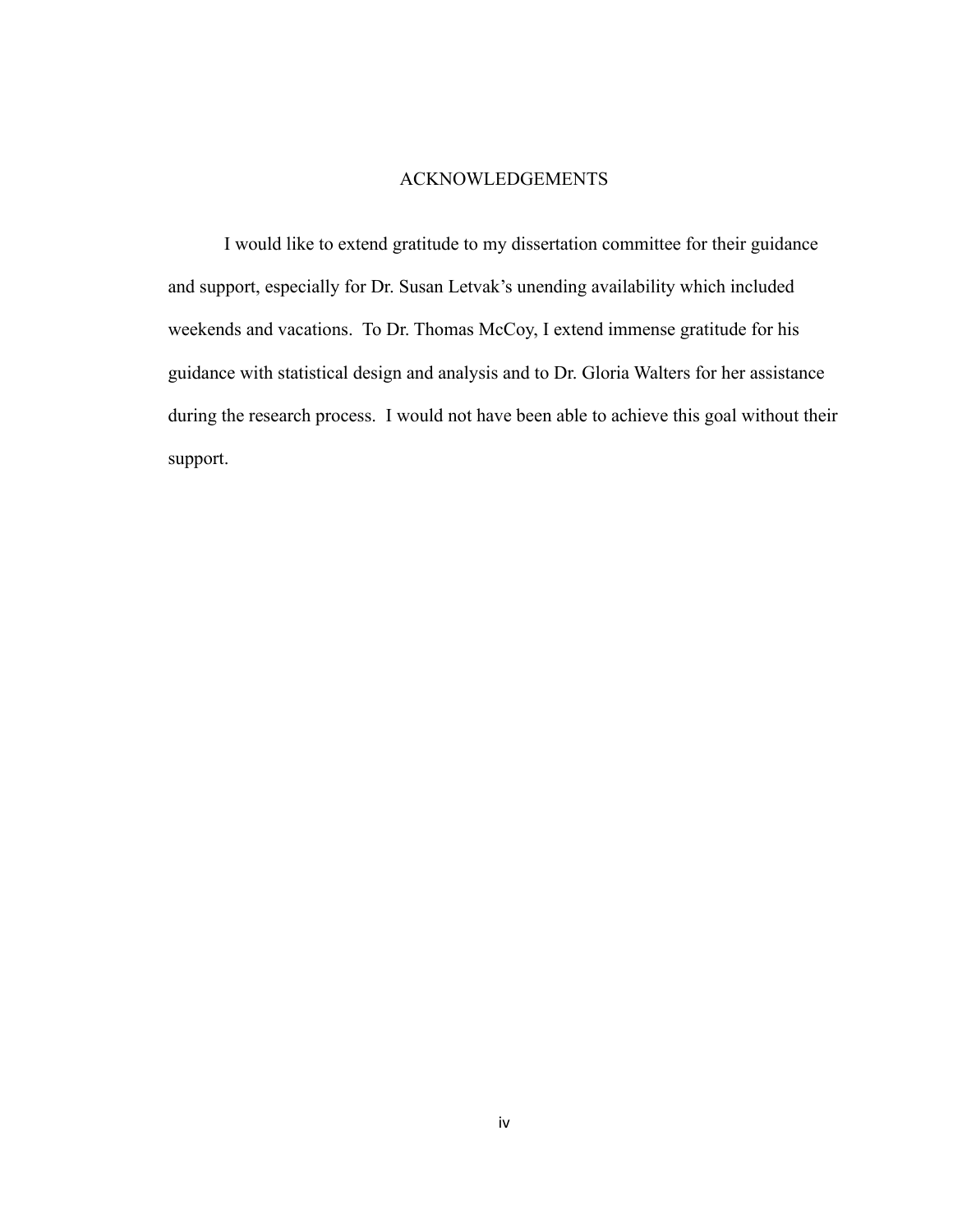# ACKNOWLEDGEMENTS

I would like to extend gratitude to my dissertation committee for their guidance and support, especially for Dr. Susan Letvak's unending availability which included weekends and vacations. To Dr. Thomas McCoy, I extend immense gratitude for his guidance with statistical design and analysis and to Dr. Gloria Walters for her assistance during the research process. I would not have been able to achieve this goal without their support.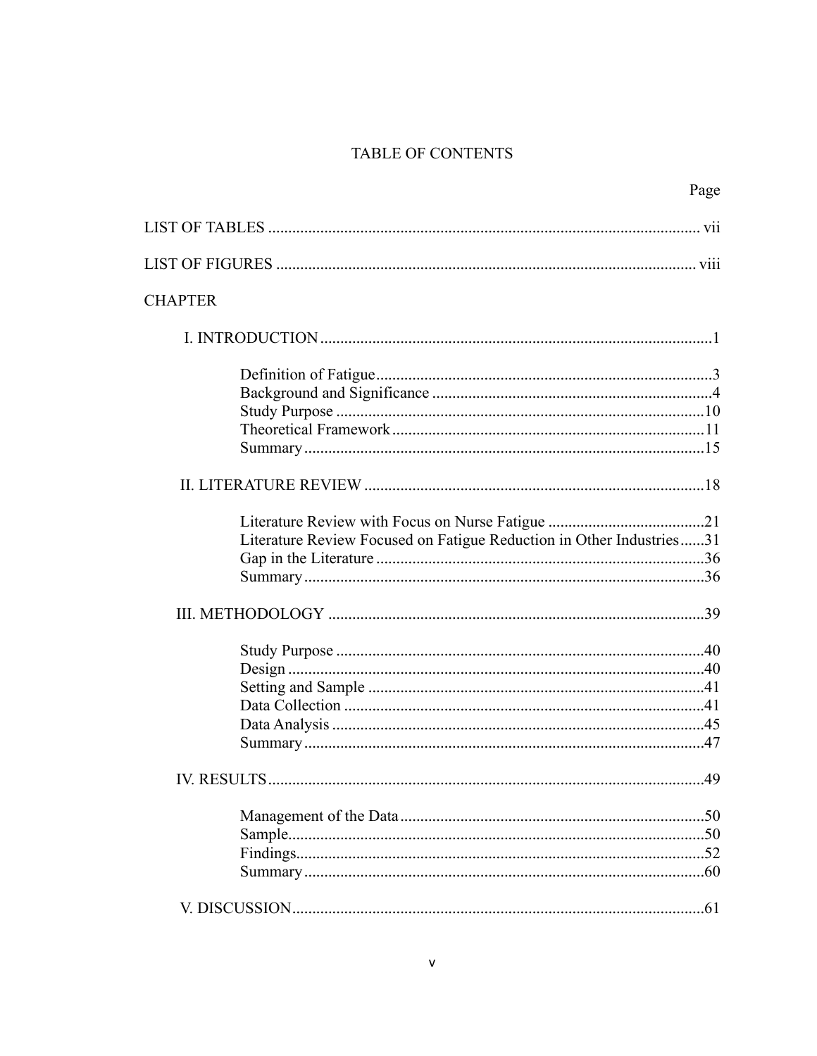# TABLE OF CONTENTS

| | Page |
|---|---|
| LIST OF TABLES | vii |
| LIST OF FIGURES | viii |
| CHAPTER | |
| I. INTRODUCTION | 1 |
| Definition of Fatigue | 3 |
| Background and Significance | 4 |
| Study Purpose | 10 |
| Theoretical Framework | 11 |
| Summary | 15 |
| II. LITERATURE REVIEW | 18 |
| Literature Review with Focus on Nurse Fatigue | 21 |
| Literature Review Focused on Fatigue Reduction in Other Industries | 31 |
| Gap in the Literature | 36 |
| Summary | 36 |
| III. METHODOLOGY | 39 |
| Study Purpose | 40 |
| Design | 40 |
| Setting and Sample | 41 |
| Data Collection | 41 |
| Data Analysis | 45 |
| Summary | 47 |
| IV. RESULTS | 49 |
| Management of the Data | 50 |
| Sample | 50 |
| Findings | 52 |
| Summary | 60 |
| V. DISCUSSION | 61 |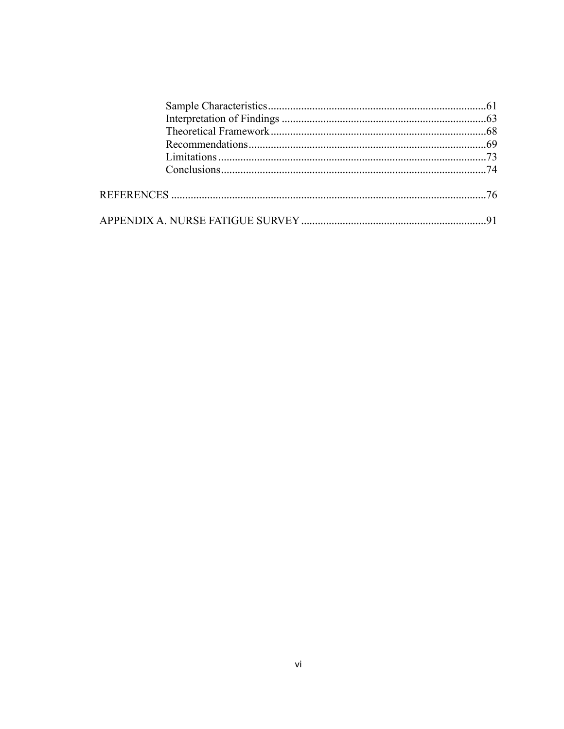Sample Characteristics....61
Interpretation of Findings....63
Theoretical Framework....68
Recommendations....69
Limitations....73
Conclusions....74

REFERENCES....76

APPENDIX A. NURSE FATIGUE SURVEY....91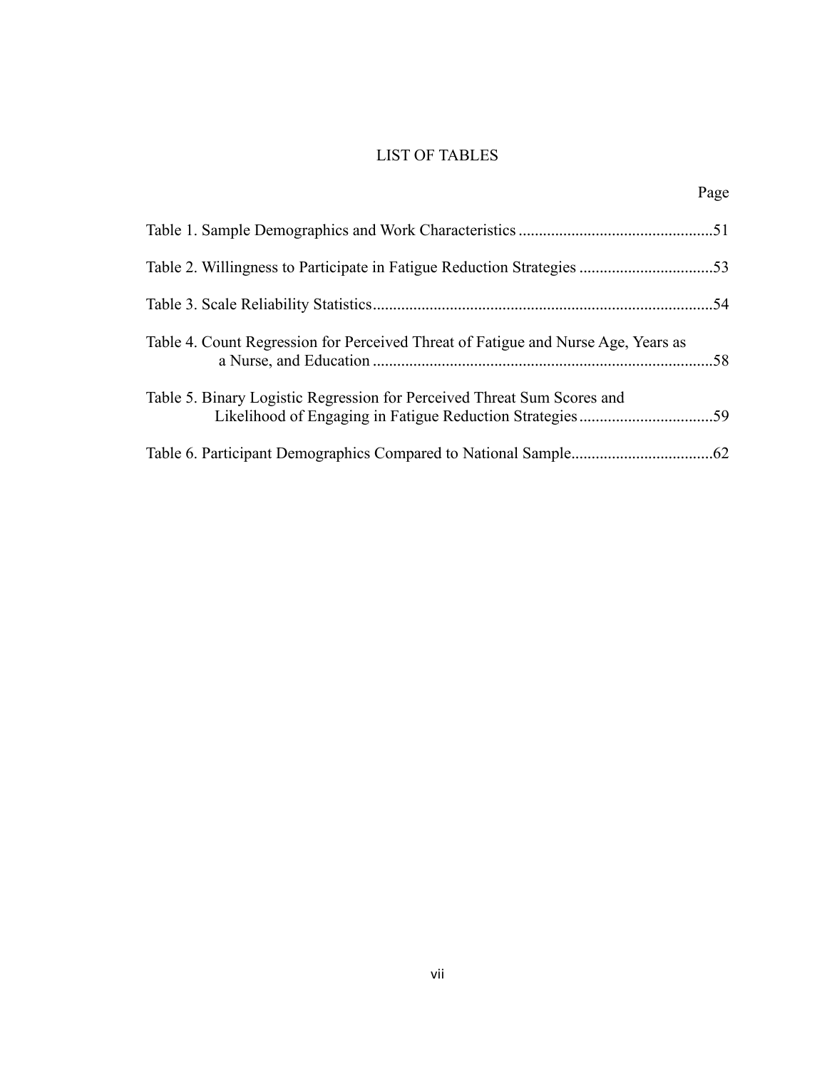# LIST OF TABLES

| | Page |
|---|---|
| Table 1. Sample Demographics and Work Characteristics | 51 |
| Table 2. Willingness to Participate in Fatigue Reduction Strategies | 53 |
| Table 3. Scale Reliability Statistics | 54 |
| Table 4. Count Regression for Perceived Threat of Fatigue and Nurse Age, Years as a Nurse, and Education | 58 |
| Table 5. Binary Logistic Regression for Perceived Threat Sum Scores and Likelihood of Engaging in Fatigue Reduction Strategies | 59 |
| Table 6. Participant Demographics Compared to National Sample | 62 |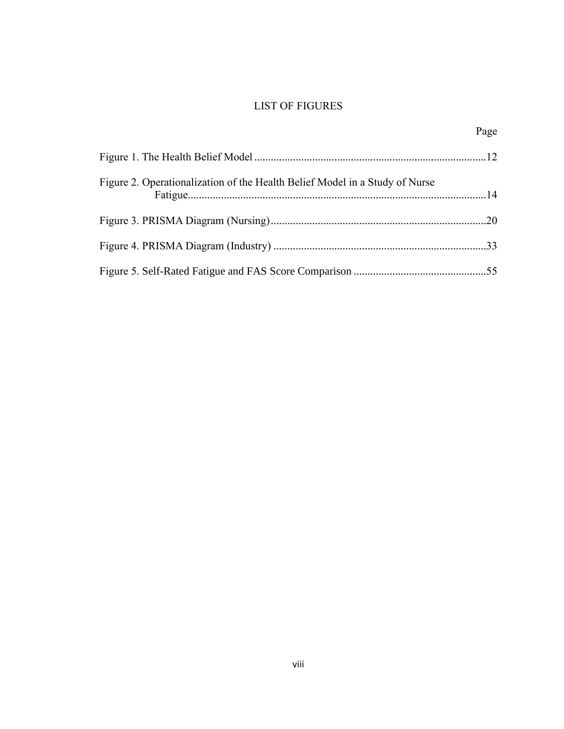# LIST OF FIGURES

| | Page |
|---|---|
| Figure 1. The Health Belief Model | 12 |
| Figure 2. Operationalization of the Health Belief Model in a Study of Nurse Fatigue | 14 |
| Figure 3. PRISMA Diagram (Nursing) | 20 |
| Figure 4. PRISMA Diagram (Industry) | 33 |
| Figure 5. Self-Rated Fatigue and FAS Score Comparison | 55 |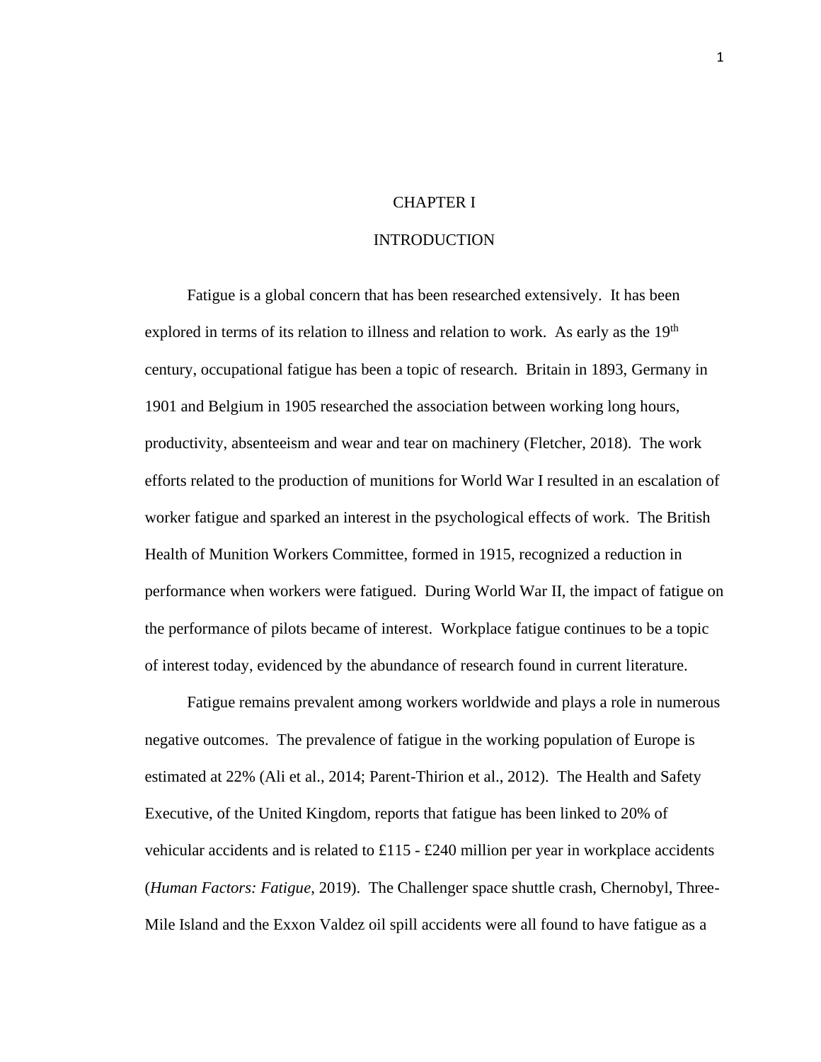# CHAPTER I

# INTRODUCTION

Fatigue is a global concern that has been researched extensively. It has been explored in terms of its relation to illness and relation to work. As early as the 19th century, occupational fatigue has been a topic of research. Britain in 1893, Germany in 1901 and Belgium in 1905 researched the association between working long hours, productivity, absenteeism and wear and tear on machinery (Fletcher, 2018). The work efforts related to the production of munitions for World War I resulted in an escalation of worker fatigue and sparked an interest in the psychological effects of work. The British Health of Munition Workers Committee, formed in 1915, recognized a reduction in performance when workers were fatigued. During World War II, the impact of fatigue on the performance of pilots became of interest. Workplace fatigue continues to be a topic of interest today, evidenced by the abundance of research found in current literature.

Fatigue remains prevalent among workers worldwide and plays a role in numerous negative outcomes. The prevalence of fatigue in the working population of Europe is estimated at 22% (Ali et al., 2014; Parent-Thirion et al., 2012). The Health and Safety Executive, of the United Kingdom, reports that fatigue has been linked to 20% of vehicular accidents and is related to £115 - £240 million per year in workplace accidents (*Human Factors: Fatigue*, 2019). The Challenger space shuttle crash, Chernobyl, Three-Mile Island and the Exxon Valdez oil spill accidents were all found to have fatigue as a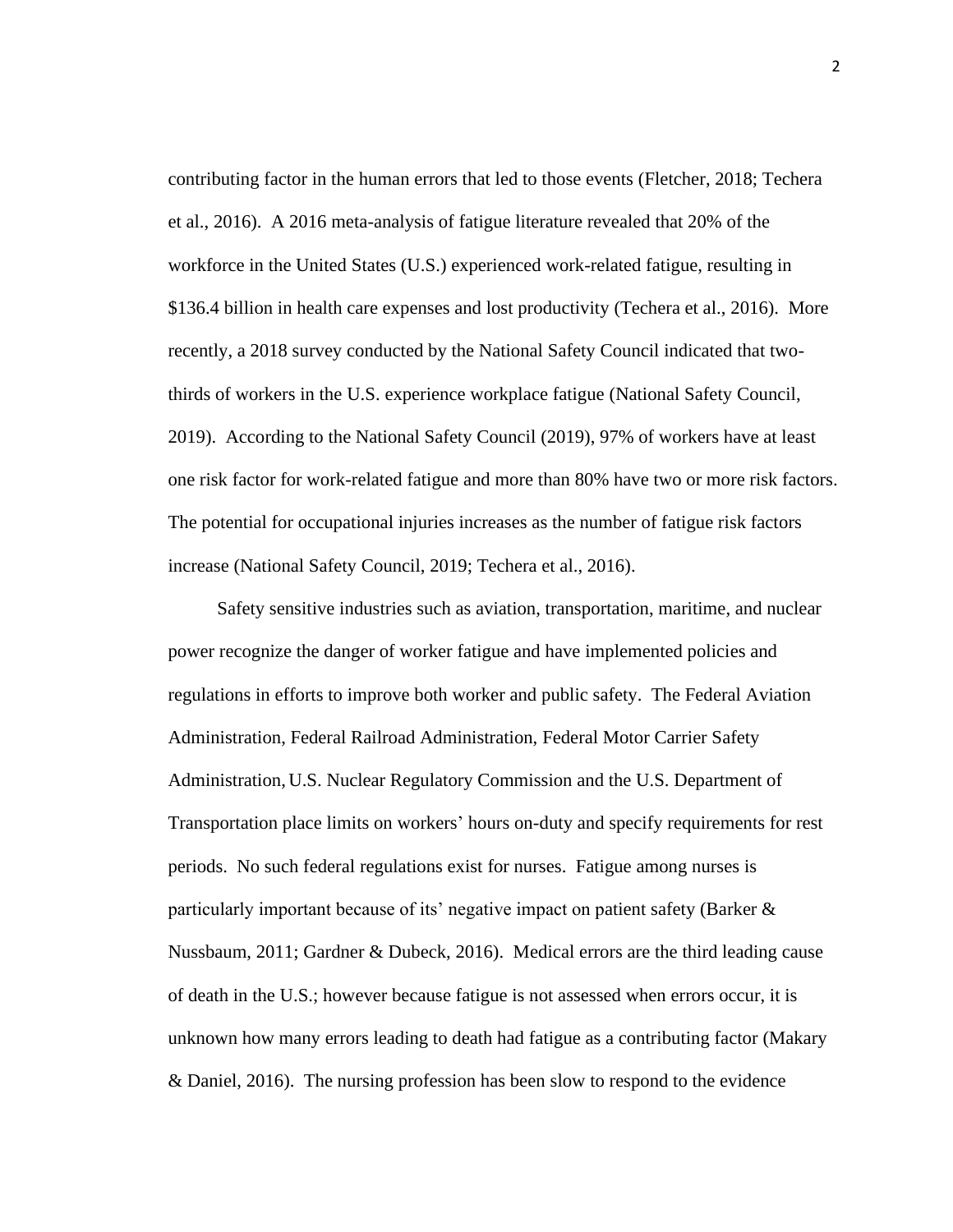contributing factor in the human errors that led to those events (Fletcher, 2018; Techera et al., 2016). A 2016 meta-analysis of fatigue literature revealed that 20% of the workforce in the United States (U.S.) experienced work-related fatigue, resulting in $136.4 billion in health care expenses and lost productivity (Techera et al., 2016). More recently, a 2018 survey conducted by the National Safety Council indicated that two-thirds of workers in the U.S. experience workplace fatigue (National Safety Council, 2019). According to the National Safety Council (2019), 97% of workers have at least one risk factor for work-related fatigue and more than 80% have two or more risk factors. The potential for occupational injuries increases as the number of fatigue risk factors increase (National Safety Council, 2019; Techera et al., 2016).

Safety sensitive industries such as aviation, transportation, maritime, and nuclear power recognize the danger of worker fatigue and have implemented policies and regulations in efforts to improve both worker and public safety. The Federal Aviation Administration, Federal Railroad Administration, Federal Motor Carrier Safety Administration, U.S. Nuclear Regulatory Commission and the U.S. Department of Transportation place limits on workers' hours on-duty and specify requirements for rest periods. No such federal regulations exist for nurses. Fatigue among nurses is particularly important because of its' negative impact on patient safety (Barker & Nussbaum, 2011; Gardner & Dubeck, 2016). Medical errors are the third leading cause of death in the U.S.; however because fatigue is not assessed when errors occur, it is unknown how many errors leading to death had fatigue as a contributing factor (Makary & Daniel, 2016). The nursing profession has been slow to respond to the evidence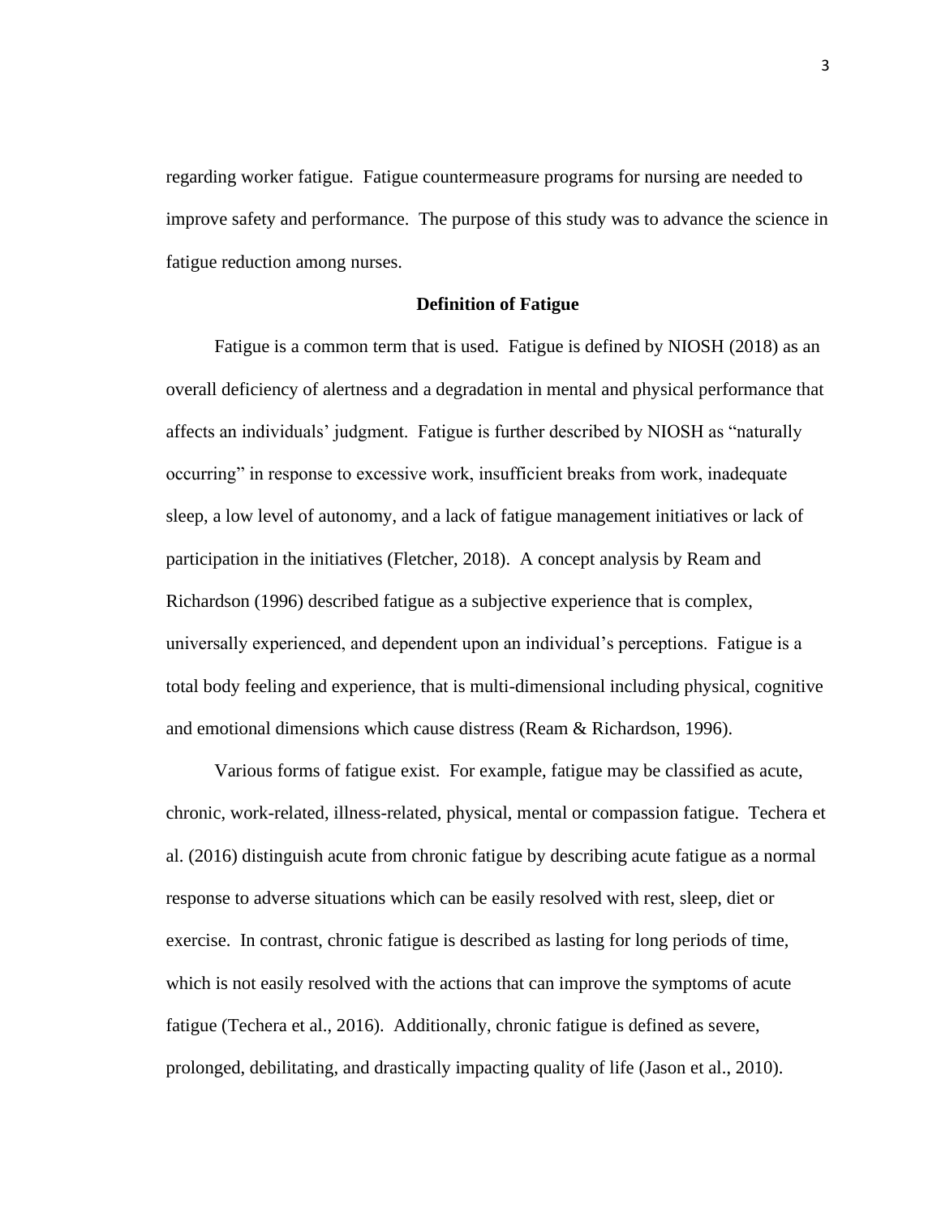regarding worker fatigue. Fatigue countermeasure programs for nursing are needed to improve safety and performance. The purpose of this study was to advance the science in fatigue reduction among nurses.

## Definition of Fatigue

Fatigue is a common term that is used. Fatigue is defined by NIOSH (2018) as an overall deficiency of alertness and a degradation in mental and physical performance that affects an individuals' judgment. Fatigue is further described by NIOSH as "naturally occurring" in response to excessive work, insufficient breaks from work, inadequate sleep, a low level of autonomy, and a lack of fatigue management initiatives or lack of participation in the initiatives (Fletcher, 2018). A concept analysis by Ream and Richardson (1996) described fatigue as a subjective experience that is complex, universally experienced, and dependent upon an individual's perceptions. Fatigue is a total body feeling and experience, that is multi-dimensional including physical, cognitive and emotional dimensions which cause distress (Ream & Richardson, 1996).

Various forms of fatigue exist. For example, fatigue may be classified as acute, chronic, work-related, illness-related, physical, mental or compassion fatigue. Techera et al. (2016) distinguish acute from chronic fatigue by describing acute fatigue as a normal response to adverse situations which can be easily resolved with rest, sleep, diet or exercise. In contrast, chronic fatigue is described as lasting for long periods of time, which is not easily resolved with the actions that can improve the symptoms of acute fatigue (Techera et al., 2016). Additionally, chronic fatigue is defined as severe, prolonged, debilitating, and drastically impacting quality of life (Jason et al., 2010).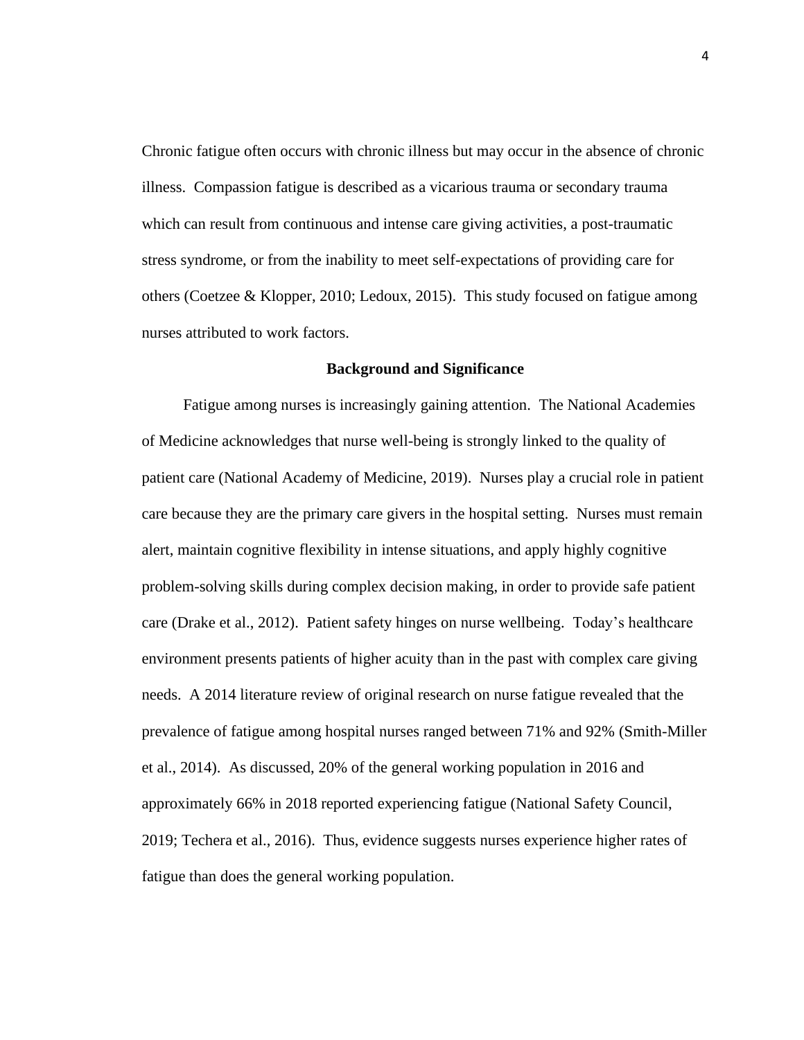Chronic fatigue often occurs with chronic illness but may occur in the absence of chronic illness. Compassion fatigue is described as a vicarious trauma or secondary trauma which can result from continuous and intense care giving activities, a post-traumatic stress syndrome, or from the inability to meet self-expectations of providing care for others (Coetzee & Klopper, 2010; Ledoux, 2015). This study focused on fatigue among nurses attributed to work factors.

## Background and Significance

Fatigue among nurses is increasingly gaining attention. The National Academies of Medicine acknowledges that nurse well-being is strongly linked to the quality of patient care (National Academy of Medicine, 2019). Nurses play a crucial role in patient care because they are the primary care givers in the hospital setting. Nurses must remain alert, maintain cognitive flexibility in intense situations, and apply highly cognitive problem-solving skills during complex decision making, in order to provide safe patient care (Drake et al., 2012). Patient safety hinges on nurse wellbeing. Today's healthcare environment presents patients of higher acuity than in the past with complex care giving needs. A 2014 literature review of original research on nurse fatigue revealed that the prevalence of fatigue among hospital nurses ranged between 71% and 92% (Smith-Miller et al., 2014). As discussed, 20% of the general working population in 2016 and approximately 66% in 2018 reported experiencing fatigue (National Safety Council, 2019; Techera et al., 2016). Thus, evidence suggests nurses experience higher rates of fatigue than does the general working population.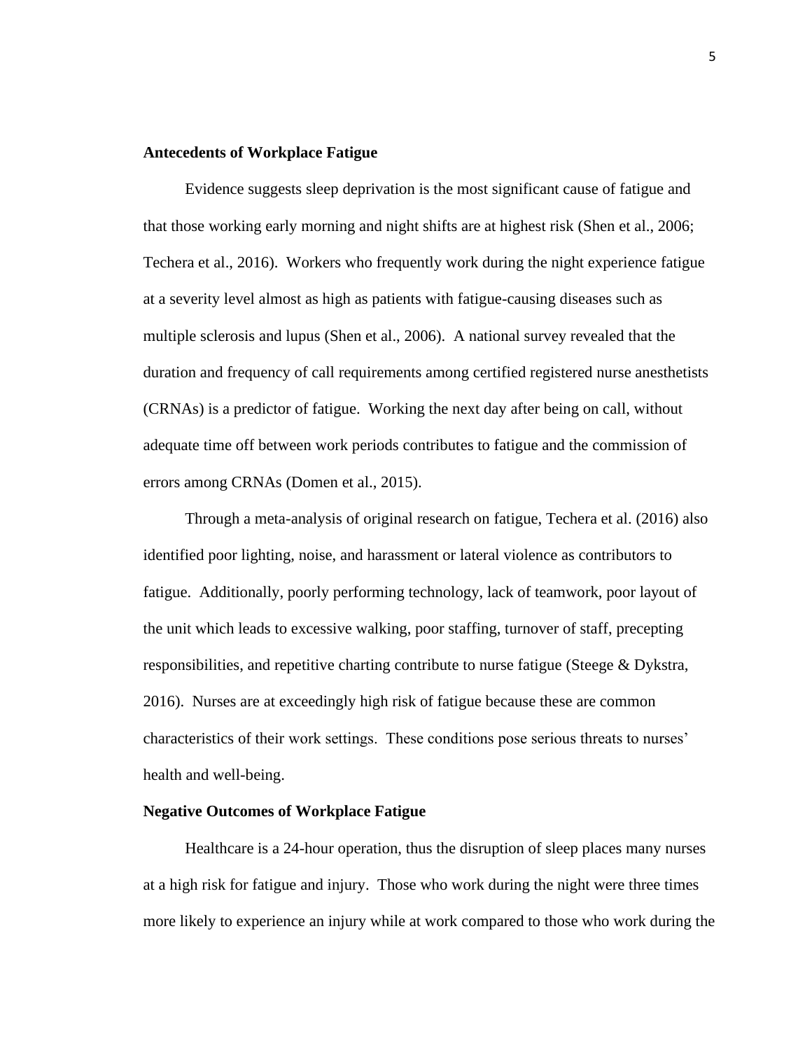**Antecedents of Workplace Fatigue**

Evidence suggests sleep deprivation is the most significant cause of fatigue and that those working early morning and night shifts are at highest risk (Shen et al., 2006; Techera et al., 2016). Workers who frequently work during the night experience fatigue at a severity level almost as high as patients with fatigue-causing diseases such as multiple sclerosis and lupus (Shen et al., 2006). A national survey revealed that the duration and frequency of call requirements among certified registered nurse anesthetists (CRNAs) is a predictor of fatigue. Working the next day after being on call, without adequate time off between work periods contributes to fatigue and the commission of errors among CRNAs (Domen et al., 2015).

Through a meta-analysis of original research on fatigue, Techera et al. (2016) also identified poor lighting, noise, and harassment or lateral violence as contributors to fatigue. Additionally, poorly performing technology, lack of teamwork, poor layout of the unit which leads to excessive walking, poor staffing, turnover of staff, precepting responsibilities, and repetitive charting contribute to nurse fatigue (Steege & Dykstra, 2016). Nurses are at exceedingly high risk of fatigue because these are common characteristics of their work settings. These conditions pose serious threats to nurses' health and well-being.

**Negative Outcomes of Workplace Fatigue**

Healthcare is a 24-hour operation, thus the disruption of sleep places many nurses at a high risk for fatigue and injury. Those who work during the night were three times more likely to experience an injury while at work compared to those who work during the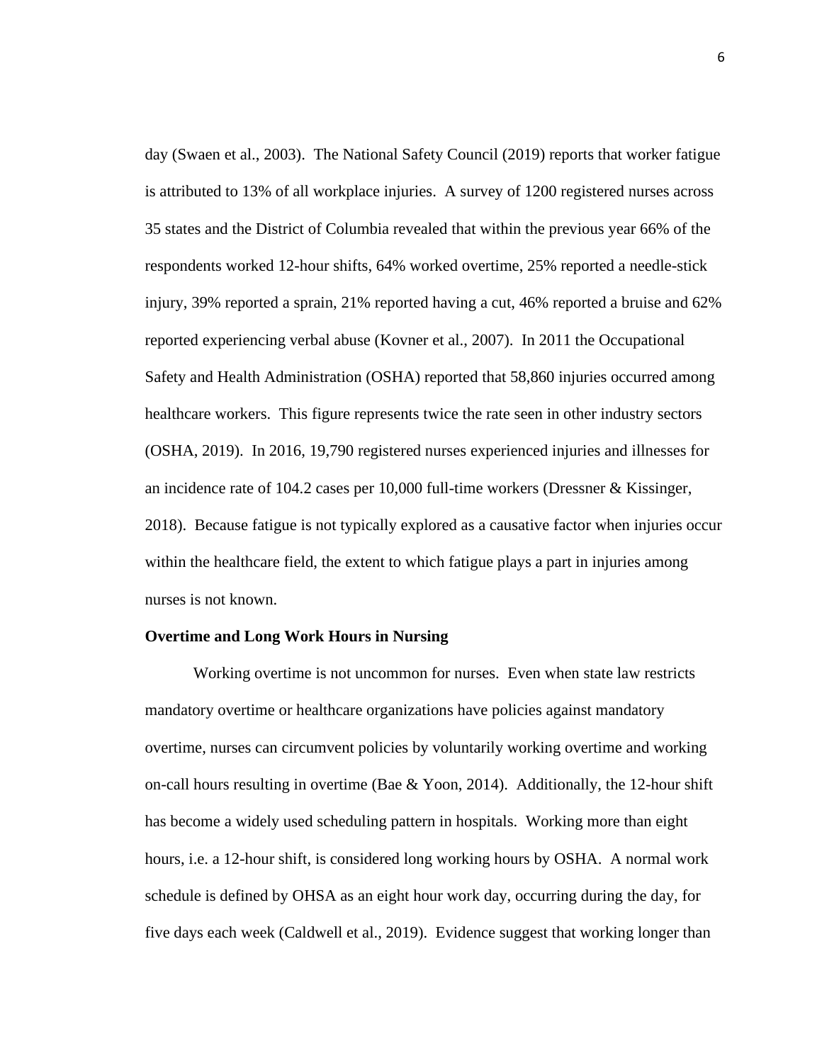day (Swaen et al., 2003). The National Safety Council (2019) reports that worker fatigue is attributed to 13% of all workplace injuries. A survey of 1200 registered nurses across 35 states and the District of Columbia revealed that within the previous year 66% of the respondents worked 12-hour shifts, 64% worked overtime, 25% reported a needle-stick injury, 39% reported a sprain, 21% reported having a cut, 46% reported a bruise and 62% reported experiencing verbal abuse (Kovner et al., 2007). In 2011 the Occupational Safety and Health Administration (OSHA) reported that 58,860 injuries occurred among healthcare workers. This figure represents twice the rate seen in other industry sectors (OSHA, 2019). In 2016, 19,790 registered nurses experienced injuries and illnesses for an incidence rate of 104.2 cases per 10,000 full-time workers (Dressner & Kissinger, 2018). Because fatigue is not typically explored as a causative factor when injuries occur within the healthcare field, the extent to which fatigue plays a part in injuries among nurses is not known.

**Overtime and Long Work Hours in Nursing**

Working overtime is not uncommon for nurses. Even when state law restricts mandatory overtime or healthcare organizations have policies against mandatory overtime, nurses can circumvent policies by voluntarily working overtime and working on-call hours resulting in overtime (Bae & Yoon, 2014). Additionally, the 12-hour shift has become a widely used scheduling pattern in hospitals. Working more than eight hours, i.e. a 12-hour shift, is considered long working hours by OSHA. A normal work schedule is defined by OHSA as an eight hour work day, occurring during the day, for five days each week (Caldwell et al., 2019). Evidence suggest that working longer than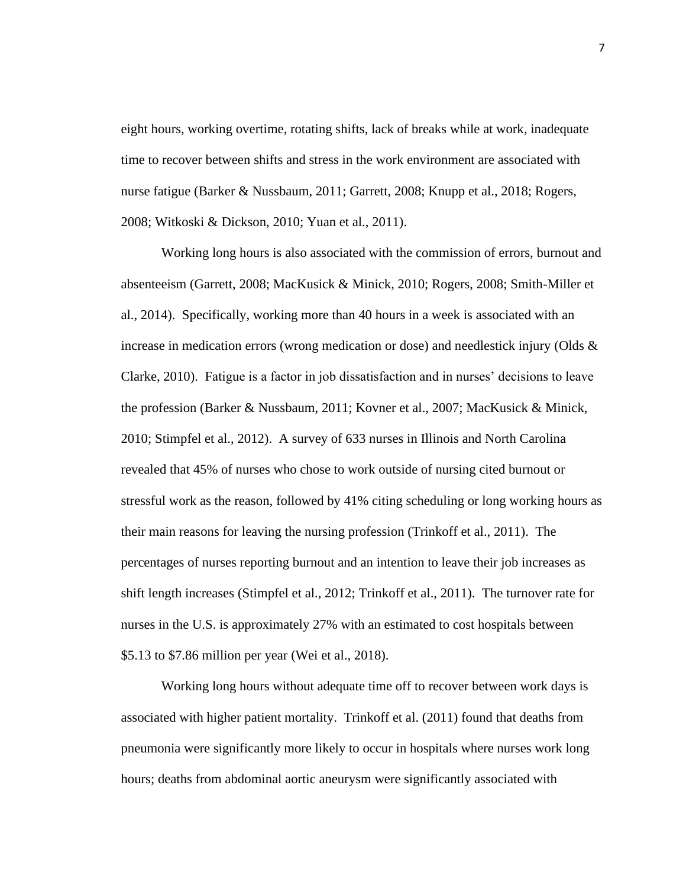eight hours, working overtime, rotating shifts, lack of breaks while at work, inadequate time to recover between shifts and stress in the work environment are associated with nurse fatigue (Barker & Nussbaum, 2011; Garrett, 2008; Knupp et al., 2018; Rogers, 2008; Witkoski & Dickson, 2010; Yuan et al., 2011).

Working long hours is also associated with the commission of errors, burnout and absenteeism (Garrett, 2008; MacKusick & Minick, 2010; Rogers, 2008; Smith-Miller et al., 2014). Specifically, working more than 40 hours in a week is associated with an increase in medication errors (wrong medication or dose) and needlestick injury (Olds & Clarke, 2010). Fatigue is a factor in job dissatisfaction and in nurses' decisions to leave the profession (Barker & Nussbaum, 2011; Kovner et al., 2007; MacKusick & Minick, 2010; Stimpfel et al., 2012). A survey of 633 nurses in Illinois and North Carolina revealed that 45% of nurses who chose to work outside of nursing cited burnout or stressful work as the reason, followed by 41% citing scheduling or long working hours as their main reasons for leaving the nursing profession (Trinkoff et al., 2011). The percentages of nurses reporting burnout and an intention to leave their job increases as shift length increases (Stimpfel et al., 2012; Trinkoff et al., 2011). The turnover rate for nurses in the U.S. is approximately 27% with an estimated to cost hospitals between $5.13 to $7.86 million per year (Wei et al., 2018).

Working long hours without adequate time off to recover between work days is associated with higher patient mortality. Trinkoff et al. (2011) found that deaths from pneumonia were significantly more likely to occur in hospitals where nurses work long hours; deaths from abdominal aortic aneurysm were significantly associated with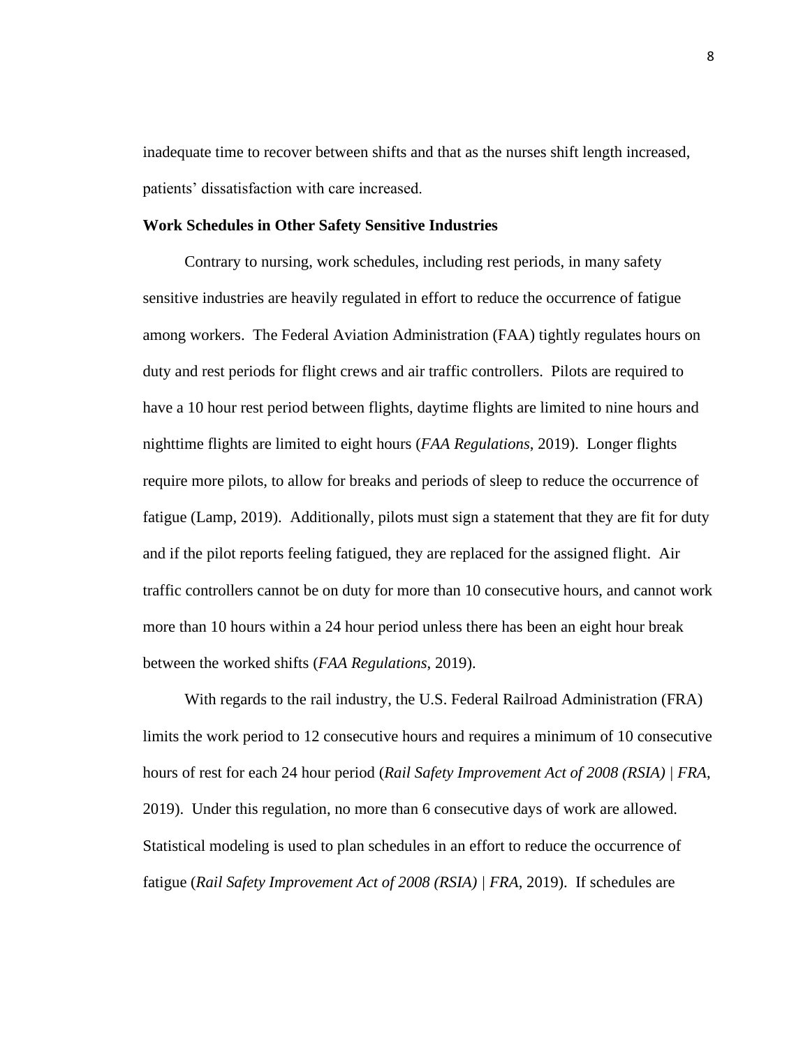inadequate time to recover between shifts and that as the nurses shift length increased, patients' dissatisfaction with care increased.

**Work Schedules in Other Safety Sensitive Industries**

Contrary to nursing, work schedules, including rest periods, in many safety sensitive industries are heavily regulated in effort to reduce the occurrence of fatigue among workers. The Federal Aviation Administration (FAA) tightly regulates hours on duty and rest periods for flight crews and air traffic controllers. Pilots are required to have a 10 hour rest period between flights, daytime flights are limited to nine hours and nighttime flights are limited to eight hours (*FAA Regulations*, 2019). Longer flights require more pilots, to allow for breaks and periods of sleep to reduce the occurrence of fatigue (Lamp, 2019). Additionally, pilots must sign a statement that they are fit for duty and if the pilot reports feeling fatigued, they are replaced for the assigned flight. Air traffic controllers cannot be on duty for more than 10 consecutive hours, and cannot work more than 10 hours within a 24 hour period unless there has been an eight hour break between the worked shifts (*FAA Regulations*, 2019).

With regards to the rail industry, the U.S. Federal Railroad Administration (FRA) limits the work period to 12 consecutive hours and requires a minimum of 10 consecutive hours of rest for each 24 hour period (*Rail Safety Improvement Act of 2008 (RSIA) | FRA*, 2019). Under this regulation, no more than 6 consecutive days of work are allowed. Statistical modeling is used to plan schedules in an effort to reduce the occurrence of fatigue (*Rail Safety Improvement Act of 2008 (RSIA) | FRA*, 2019). If schedules are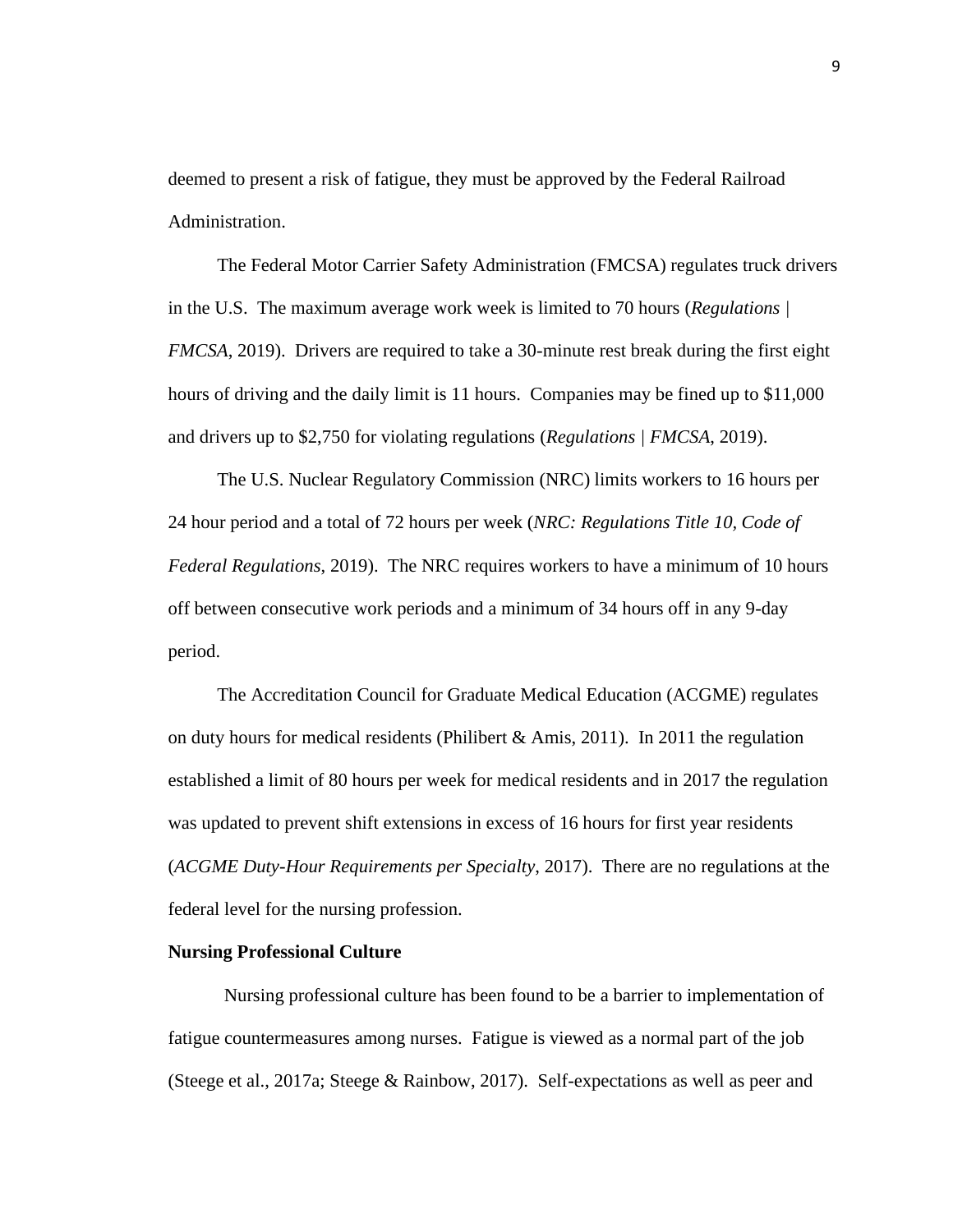deemed to present a risk of fatigue, they must be approved by the Federal Railroad Administration.

The Federal Motor Carrier Safety Administration (FMCSA) regulates truck drivers in the U.S. The maximum average work week is limited to 70 hours (*Regulations | FMCSA*, 2019). Drivers are required to take a 30-minute rest break during the first eight hours of driving and the daily limit is 11 hours. Companies may be fined up to $11,000 and drivers up to $2,750 for violating regulations (*Regulations | FMCSA*, 2019).

The U.S. Nuclear Regulatory Commission (NRC) limits workers to 16 hours per 24 hour period and a total of 72 hours per week (*NRC: Regulations Title 10, Code of Federal Regulations*, 2019). The NRC requires workers to have a minimum of 10 hours off between consecutive work periods and a minimum of 34 hours off in any 9-day period.

The Accreditation Council for Graduate Medical Education (ACGME) regulates on duty hours for medical residents (Philibert & Amis, 2011). In 2011 the regulation established a limit of 80 hours per week for medical residents and in 2017 the regulation was updated to prevent shift extensions in excess of 16 hours for first year residents (*ACGME Duty-Hour Requirements per Specialty*, 2017). There are no regulations at the federal level for the nursing profession.

**Nursing Professional Culture**

Nursing professional culture has been found to be a barrier to implementation of fatigue countermeasures among nurses. Fatigue is viewed as a normal part of the job (Steege et al., 2017a; Steege & Rainbow, 2017). Self-expectations as well as peer and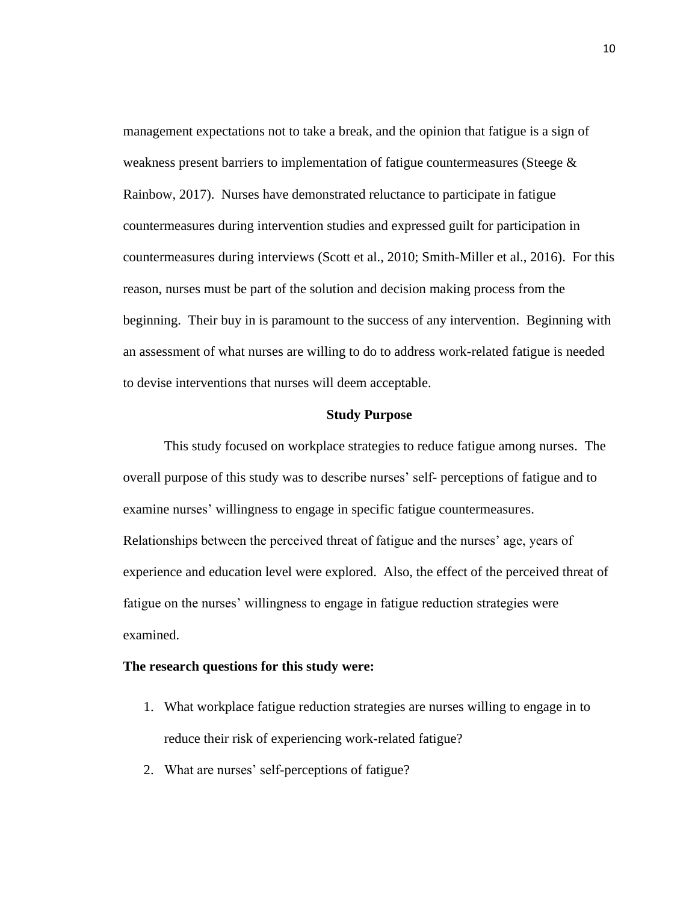management expectations not to take a break, and the opinion that fatigue is a sign of weakness present barriers to implementation of fatigue countermeasures (Steege & Rainbow, 2017). Nurses have demonstrated reluctance to participate in fatigue countermeasures during intervention studies and expressed guilt for participation in countermeasures during interviews (Scott et al., 2010; Smith-Miller et al., 2016). For this reason, nurses must be part of the solution and decision making process from the beginning. Their buy in is paramount to the success of any intervention. Beginning with an assessment of what nurses are willing to do to address work-related fatigue is needed to devise interventions that nurses will deem acceptable.

## Study Purpose

This study focused on workplace strategies to reduce fatigue among nurses. The overall purpose of this study was to describe nurses' self- perceptions of fatigue and to examine nurses' willingness to engage in specific fatigue countermeasures. Relationships between the perceived threat of fatigue and the nurses' age, years of experience and education level were explored. Also, the effect of the perceived threat of fatigue on the nurses' willingness to engage in fatigue reduction strategies were examined.

**The research questions for this study were:**

1. What workplace fatigue reduction strategies are nurses willing to engage in to reduce their risk of experiencing work-related fatigue?
2. What are nurses' self-perceptions of fatigue?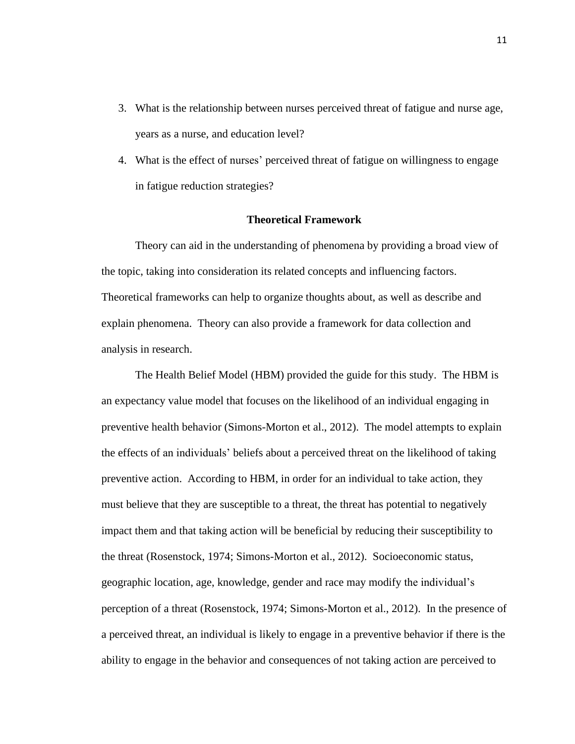3. What is the relationship between nurses perceived threat of fatigue and nurse age, years as a nurse, and education level?
4. What is the effect of nurses' perceived threat of fatigue on willingness to engage in fatigue reduction strategies?

## Theoretical Framework

Theory can aid in the understanding of phenomena by providing a broad view of the topic, taking into consideration its related concepts and influencing factors. Theoretical frameworks can help to organize thoughts about, as well as describe and explain phenomena. Theory can also provide a framework for data collection and analysis in research.

The Health Belief Model (HBM) provided the guide for this study. The HBM is an expectancy value model that focuses on the likelihood of an individual engaging in preventive health behavior (Simons-Morton et al., 2012). The model attempts to explain the effects of an individuals' beliefs about a perceived threat on the likelihood of taking preventive action. According to HBM, in order for an individual to take action, they must believe that they are susceptible to a threat, the threat has potential to negatively impact them and that taking action will be beneficial by reducing their susceptibility to the threat (Rosenstock, 1974; Simons-Morton et al., 2012). Socioeconomic status, geographic location, age, knowledge, gender and race may modify the individual's perception of a threat (Rosenstock, 1974; Simons-Morton et al., 2012). In the presence of a perceived threat, an individual is likely to engage in a preventive behavior if there is the ability to engage in the behavior and consequences of not taking action are perceived to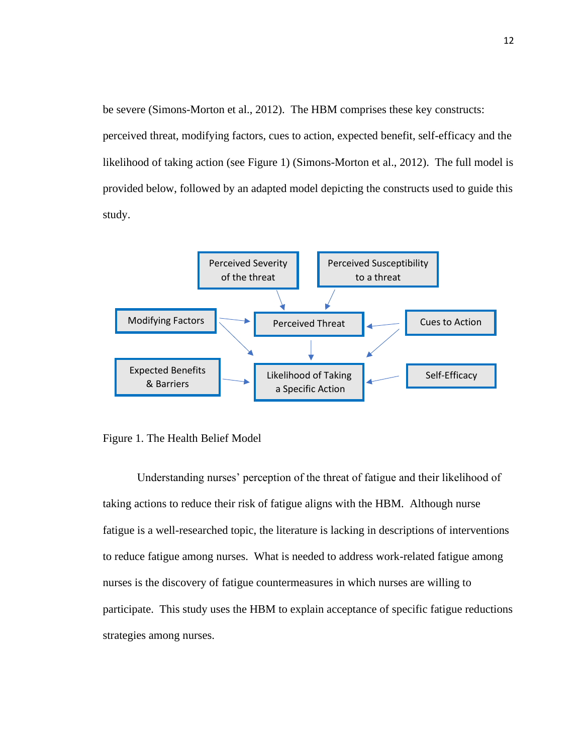be severe (Simons-Morton et al., 2012). The HBM comprises these key constructs: perceived threat, modifying factors, cues to action, expected benefit, self-efficacy and the likelihood of taking action (see Figure 1) (Simons-Morton et al., 2012). The full model is provided below, followed by an adapted model depicting the constructs used to guide this study.

Figure 1. The Health Belief Model

Understanding nurses' perception of the threat of fatigue and their likelihood of taking actions to reduce their risk of fatigue aligns with the HBM. Although nurse fatigue is a well-researched topic, the literature is lacking in descriptions of interventions to reduce fatigue among nurses. What is needed to address work-related fatigue among nurses is the discovery of fatigue countermeasures in which nurses are willing to participate. This study uses the HBM to explain acceptance of specific fatigue reductions strategies among nurses.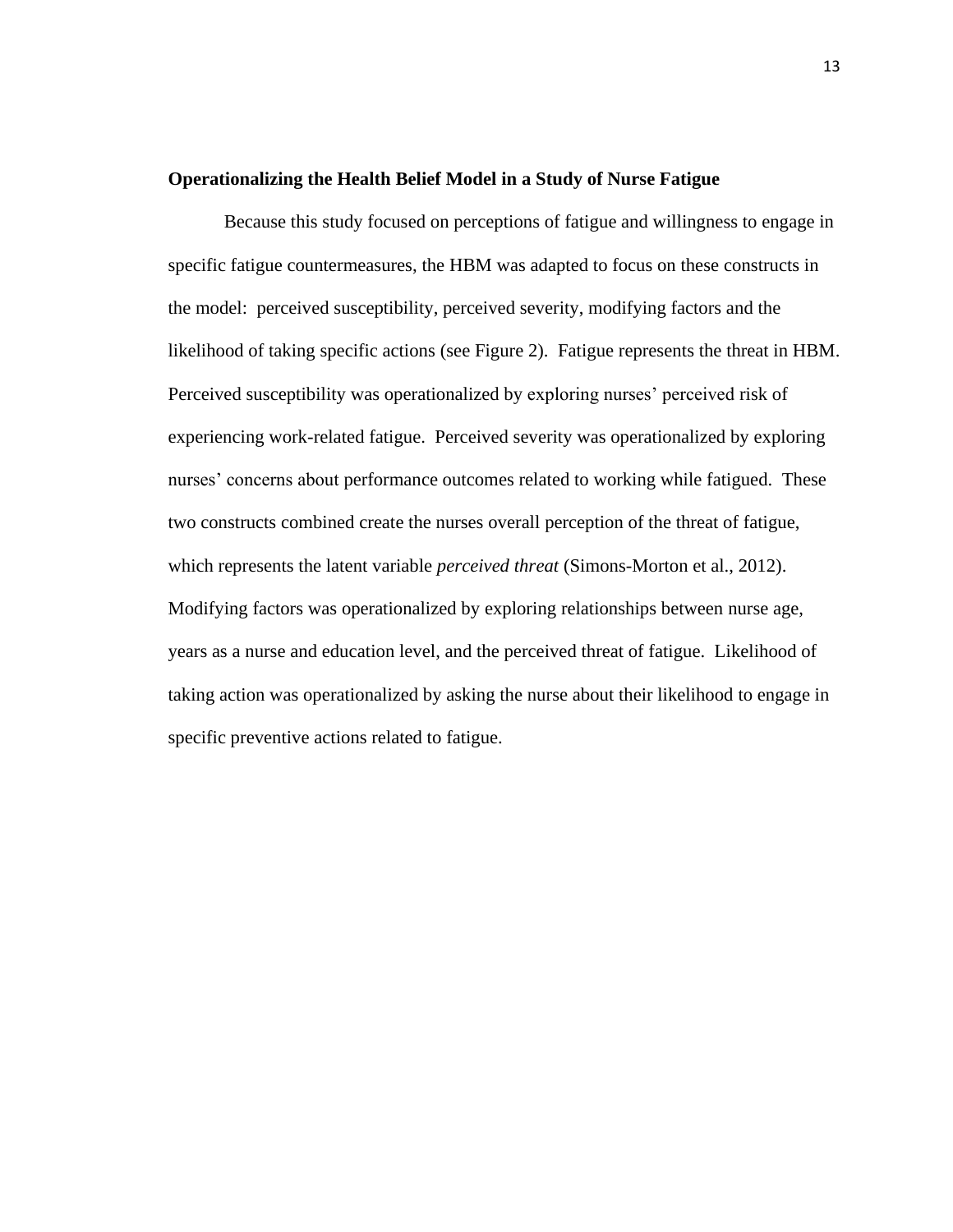**Operationalizing the Health Belief Model in a Study of Nurse Fatigue**

Because this study focused on perceptions of fatigue and willingness to engage in specific fatigue countermeasures, the HBM was adapted to focus on these constructs in the model: perceived susceptibility, perceived severity, modifying factors and the likelihood of taking specific actions (see Figure 2). Fatigue represents the threat in HBM. Perceived susceptibility was operationalized by exploring nurses' perceived risk of experiencing work-related fatigue. Perceived severity was operationalized by exploring nurses' concerns about performance outcomes related to working while fatigued. These two constructs combined create the nurses overall perception of the threat of fatigue, which represents the latent variable *perceived threat* (Simons-Morton et al., 2012). Modifying factors was operationalized by exploring relationships between nurse age, years as a nurse and education level, and the perceived threat of fatigue. Likelihood of taking action was operationalized by asking the nurse about their likelihood to engage in specific preventive actions related to fatigue.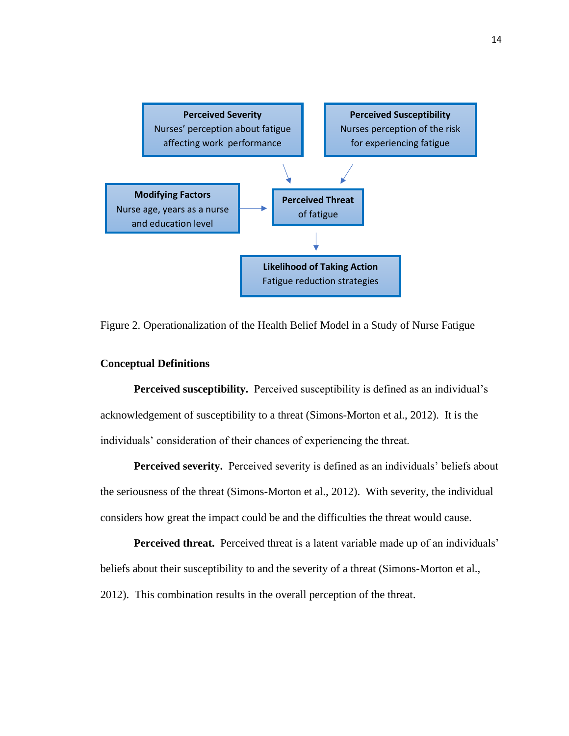**Perceived Severity**
Nurses' perception about fatigue affecting work performance

**Perceived Susceptibility**
Nurses perception of the risk for experiencing fatigue

**Modifying Factors**
Nurse age, years as a nurse and education level

**Perceived Threat**
of fatigue

**Likelihood of Taking Action**
Fatigue reduction strategies

Figure 2. Operationalization of the Health Belief Model in a Study of Nurse Fatigue

## Conceptual Definitions

**Perceived susceptibility.** Perceived susceptibility is defined as an individual's acknowledgement of susceptibility to a threat (Simons-Morton et al., 2012). It is the individuals' consideration of their chances of experiencing the threat.

**Perceived severity.** Perceived severity is defined as an individuals' beliefs about the seriousness of the threat (Simons-Morton et al., 2012). With severity, the individual considers how great the impact could be and the difficulties the threat would cause.

**Perceived threat.** Perceived threat is a latent variable made up of an individuals' beliefs about their susceptibility to and the severity of a threat (Simons-Morton et al., 2012). This combination results in the overall perception of the threat.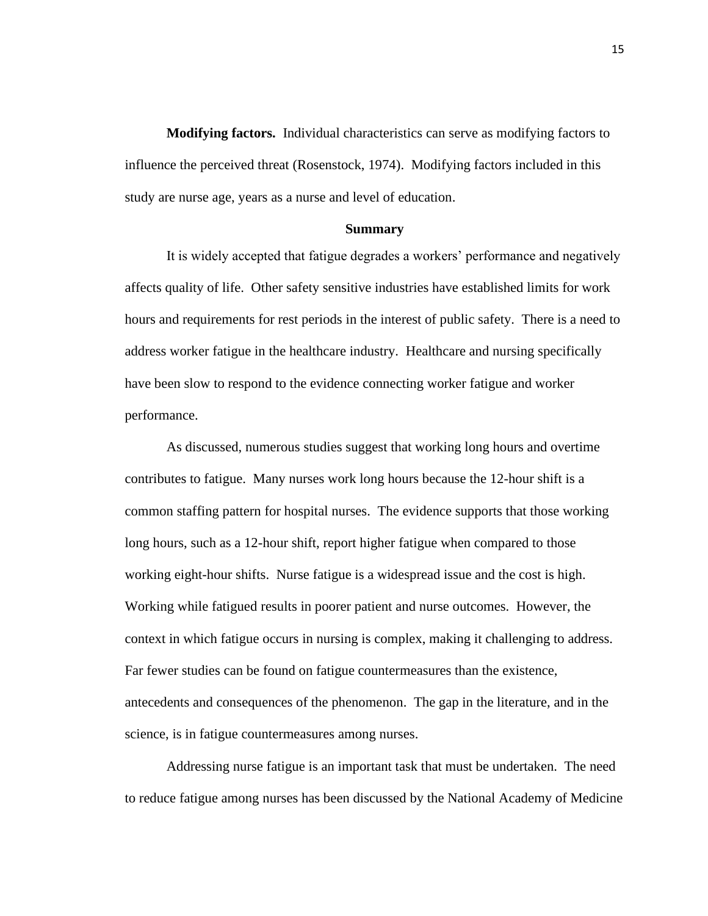**Modifying factors.** Individual characteristics can serve as modifying factors to influence the perceived threat (Rosenstock, 1974). Modifying factors included in this study are nurse age, years as a nurse and level of education.

## Summary

It is widely accepted that fatigue degrades a workers' performance and negatively affects quality of life. Other safety sensitive industries have established limits for work hours and requirements for rest periods in the interest of public safety. There is a need to address worker fatigue in the healthcare industry. Healthcare and nursing specifically have been slow to respond to the evidence connecting worker fatigue and worker performance.

As discussed, numerous studies suggest that working long hours and overtime contributes to fatigue. Many nurses work long hours because the 12-hour shift is a common staffing pattern for hospital nurses. The evidence supports that those working long hours, such as a 12-hour shift, report higher fatigue when compared to those working eight-hour shifts. Nurse fatigue is a widespread issue and the cost is high. Working while fatigued results in poorer patient and nurse outcomes. However, the context in which fatigue occurs in nursing is complex, making it challenging to address. Far fewer studies can be found on fatigue countermeasures than the existence, antecedents and consequences of the phenomenon. The gap in the literature, and in the science, is in fatigue countermeasures among nurses.

Addressing nurse fatigue is an important task that must be undertaken. The need to reduce fatigue among nurses has been discussed by the National Academy of Medicine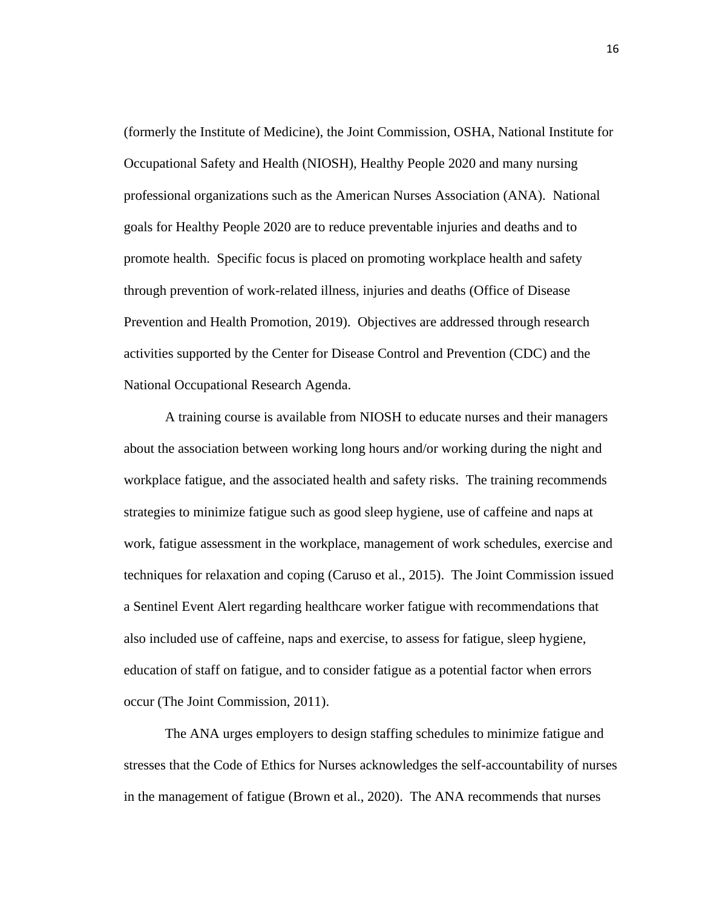(formerly the Institute of Medicine), the Joint Commission, OSHA, National Institute for Occupational Safety and Health (NIOSH), Healthy People 2020 and many nursing professional organizations such as the American Nurses Association (ANA). National goals for Healthy People 2020 are to reduce preventable injuries and deaths and to promote health. Specific focus is placed on promoting workplace health and safety through prevention of work-related illness, injuries and deaths (Office of Disease Prevention and Health Promotion, 2019). Objectives are addressed through research activities supported by the Center for Disease Control and Prevention (CDC) and the National Occupational Research Agenda.

A training course is available from NIOSH to educate nurses and their managers about the association between working long hours and/or working during the night and workplace fatigue, and the associated health and safety risks. The training recommends strategies to minimize fatigue such as good sleep hygiene, use of caffeine and naps at work, fatigue assessment in the workplace, management of work schedules, exercise and techniques for relaxation and coping (Caruso et al., 2015). The Joint Commission issued a Sentinel Event Alert regarding healthcare worker fatigue with recommendations that also included use of caffeine, naps and exercise, to assess for fatigue, sleep hygiene, education of staff on fatigue, and to consider fatigue as a potential factor when errors occur (The Joint Commission, 2011).

The ANA urges employers to design staffing schedules to minimize fatigue and stresses that the Code of Ethics for Nurses acknowledges the self-accountability of nurses in the management of fatigue (Brown et al., 2020). The ANA recommends that nurses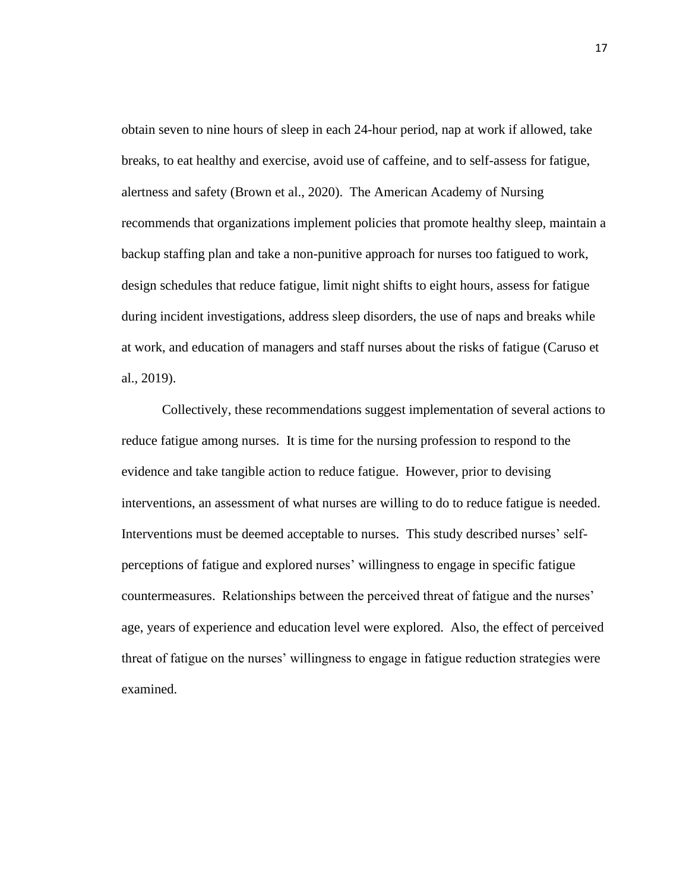obtain seven to nine hours of sleep in each 24-hour period, nap at work if allowed, take breaks, to eat healthy and exercise, avoid use of caffeine, and to self-assess for fatigue, alertness and safety (Brown et al., 2020). The American Academy of Nursing recommends that organizations implement policies that promote healthy sleep, maintain a backup staffing plan and take a non-punitive approach for nurses too fatigued to work, design schedules that reduce fatigue, limit night shifts to eight hours, assess for fatigue during incident investigations, address sleep disorders, the use of naps and breaks while at work, and education of managers and staff nurses about the risks of fatigue (Caruso et al., 2019).

Collectively, these recommendations suggest implementation of several actions to reduce fatigue among nurses. It is time for the nursing profession to respond to the evidence and take tangible action to reduce fatigue. However, prior to devising interventions, an assessment of what nurses are willing to do to reduce fatigue is needed. Interventions must be deemed acceptable to nurses. This study described nurses' self-perceptions of fatigue and explored nurses' willingness to engage in specific fatigue countermeasures. Relationships between the perceived threat of fatigue and the nurses' age, years of experience and education level were explored. Also, the effect of perceived threat of fatigue on the nurses' willingness to engage in fatigue reduction strategies were examined.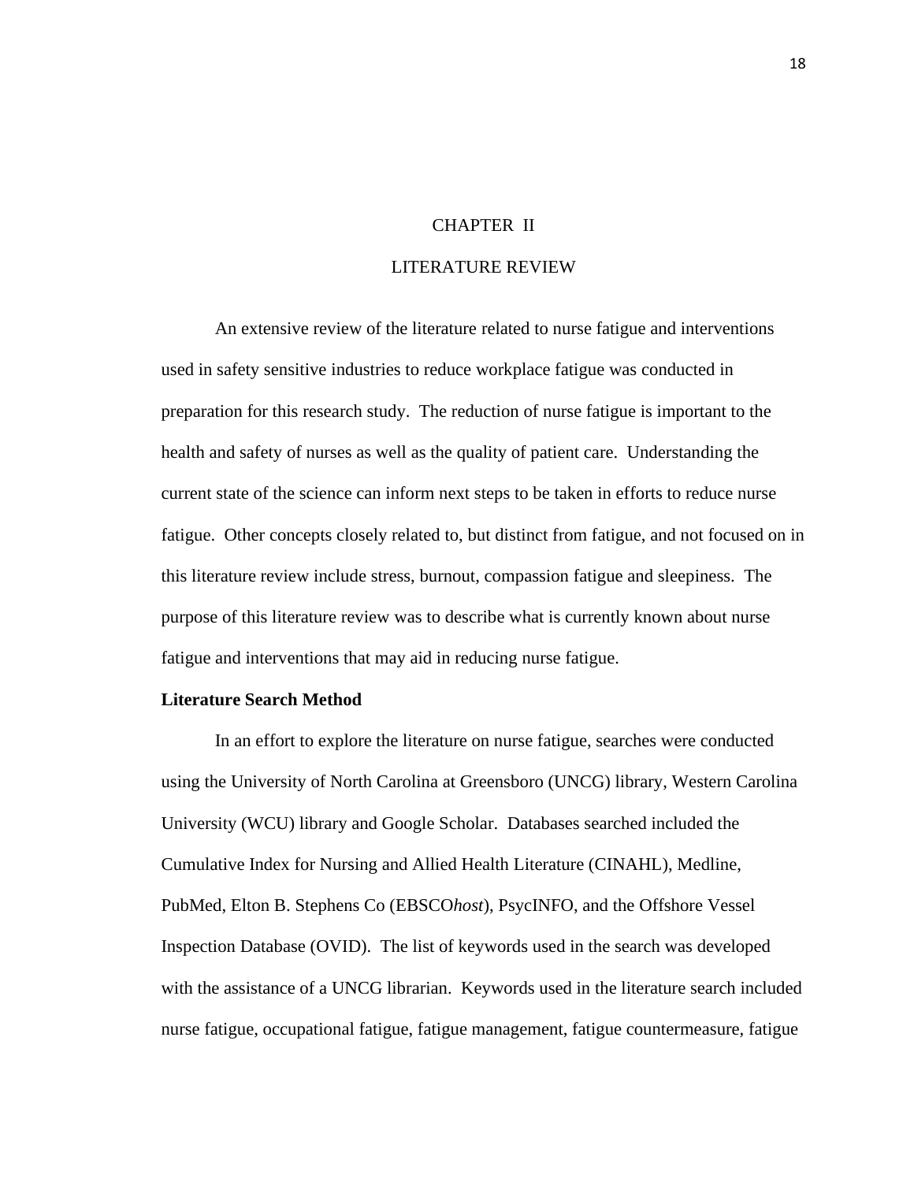# CHAPTER II

# LITERATURE REVIEW

An extensive review of the literature related to nurse fatigue and interventions used in safety sensitive industries to reduce workplace fatigue was conducted in preparation for this research study. The reduction of nurse fatigue is important to the health and safety of nurses as well as the quality of patient care. Understanding the current state of the science can inform next steps to be taken in efforts to reduce nurse fatigue. Other concepts closely related to, but distinct from fatigue, and not focused on in this literature review include stress, burnout, compassion fatigue and sleepiness. The purpose of this literature review was to describe what is currently known about nurse fatigue and interventions that may aid in reducing nurse fatigue.

## Literature Search Method

In an effort to explore the literature on nurse fatigue, searches were conducted using the University of North Carolina at Greensboro (UNCG) library, Western Carolina University (WCU) library and Google Scholar. Databases searched included the Cumulative Index for Nursing and Allied Health Literature (CINAHL), Medline, PubMed, Elton B. Stephens Co (EBSCO*host*), PsycINFO, and the Offshore Vessel Inspection Database (OVID). The list of keywords used in the search was developed with the assistance of a UNCG librarian. Keywords used in the literature search included nurse fatigue, occupational fatigue, fatigue management, fatigue countermeasure, fatigue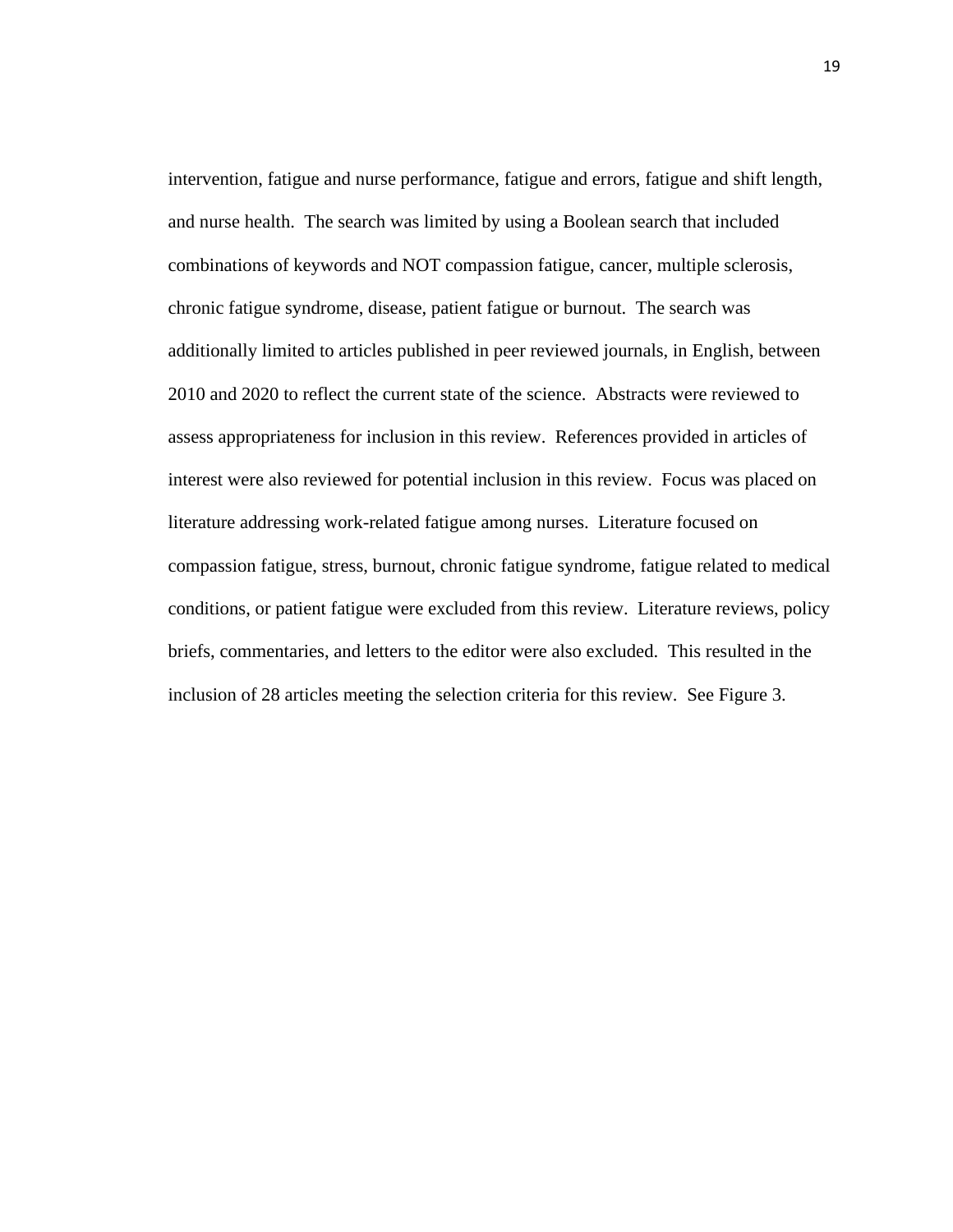intervention, fatigue and nurse performance, fatigue and errors, fatigue and shift length, and nurse health. The search was limited by using a Boolean search that included combinations of keywords and NOT compassion fatigue, cancer, multiple sclerosis, chronic fatigue syndrome, disease, patient fatigue or burnout. The search was additionally limited to articles published in peer reviewed journals, in English, between 2010 and 2020 to reflect the current state of the science. Abstracts were reviewed to assess appropriateness for inclusion in this review. References provided in articles of interest were also reviewed for potential inclusion in this review. Focus was placed on literature addressing work-related fatigue among nurses. Literature focused on compassion fatigue, stress, burnout, chronic fatigue syndrome, fatigue related to medical conditions, or patient fatigue were excluded from this review. Literature reviews, policy briefs, commentaries, and letters to the editor were also excluded. This resulted in the inclusion of 28 articles meeting the selection criteria for this review. See Figure 3.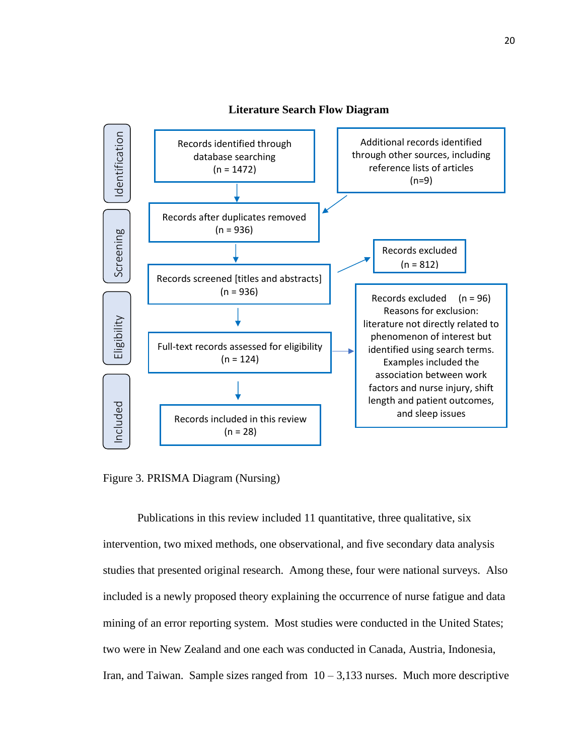**Literature Search Flow Diagram**

Identification

Records identified through database searching (n = 1472)

Additional records identified through other sources, including reference lists of articles (n=9)

Screening

Records after duplicates removed (n = 936)

Records screened [titles and abstracts] (n = 936)

Records excluded (n = 812)

Eligibility

Full-text records assessed for eligibility (n = 124)

Records excluded (n = 96) Reasons for exclusion: literature not directly related to phenomenon of interest but identified using search terms. Examples included the association between work factors and nurse injury, shift length and patient outcomes, and sleep issues

Included

Records included in this review (n = 28)

Figure 3. PRISMA Diagram (Nursing)

Publications in this review included 11 quantitative, three qualitative, six intervention, two mixed methods, one observational, and five secondary data analysis studies that presented original research. Among these, four were national surveys. Also included is a newly proposed theory explaining the occurrence of nurse fatigue and data mining of an error reporting system. Most studies were conducted in the United States; two were in New Zealand and one each was conducted in Canada, Austria, Indonesia, Iran, and Taiwan. Sample sizes ranged from 10 – 3,133 nurses. Much more descriptive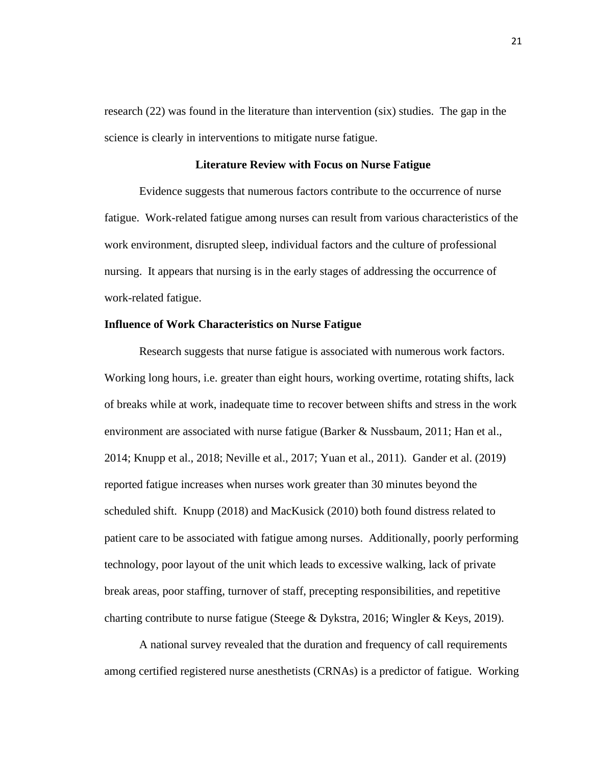research (22) was found in the literature than intervention (six) studies. The gap in the science is clearly in interventions to mitigate nurse fatigue.

## Literature Review with Focus on Nurse Fatigue

Evidence suggests that numerous factors contribute to the occurrence of nurse fatigue. Work-related fatigue among nurses can result from various characteristics of the work environment, disrupted sleep, individual factors and the culture of professional nursing. It appears that nursing is in the early stages of addressing the occurrence of work-related fatigue.

### Influence of Work Characteristics on Nurse Fatigue

Research suggests that nurse fatigue is associated with numerous work factors. Working long hours, i.e. greater than eight hours, working overtime, rotating shifts, lack of breaks while at work, inadequate time to recover between shifts and stress in the work environment are associated with nurse fatigue (Barker & Nussbaum, 2011; Han et al., 2014; Knupp et al., 2018; Neville et al., 2017; Yuan et al., 2011). Gander et al. (2019) reported fatigue increases when nurses work greater than 30 minutes beyond the scheduled shift. Knupp (2018) and MacKusick (2010) both found distress related to patient care to be associated with fatigue among nurses. Additionally, poorly performing technology, poor layout of the unit which leads to excessive walking, lack of private break areas, poor staffing, turnover of staff, precepting responsibilities, and repetitive charting contribute to nurse fatigue (Steege & Dykstra, 2016; Wingler & Keys, 2019).

A national survey revealed that the duration and frequency of call requirements among certified registered nurse anesthetists (CRNAs) is a predictor of fatigue. Working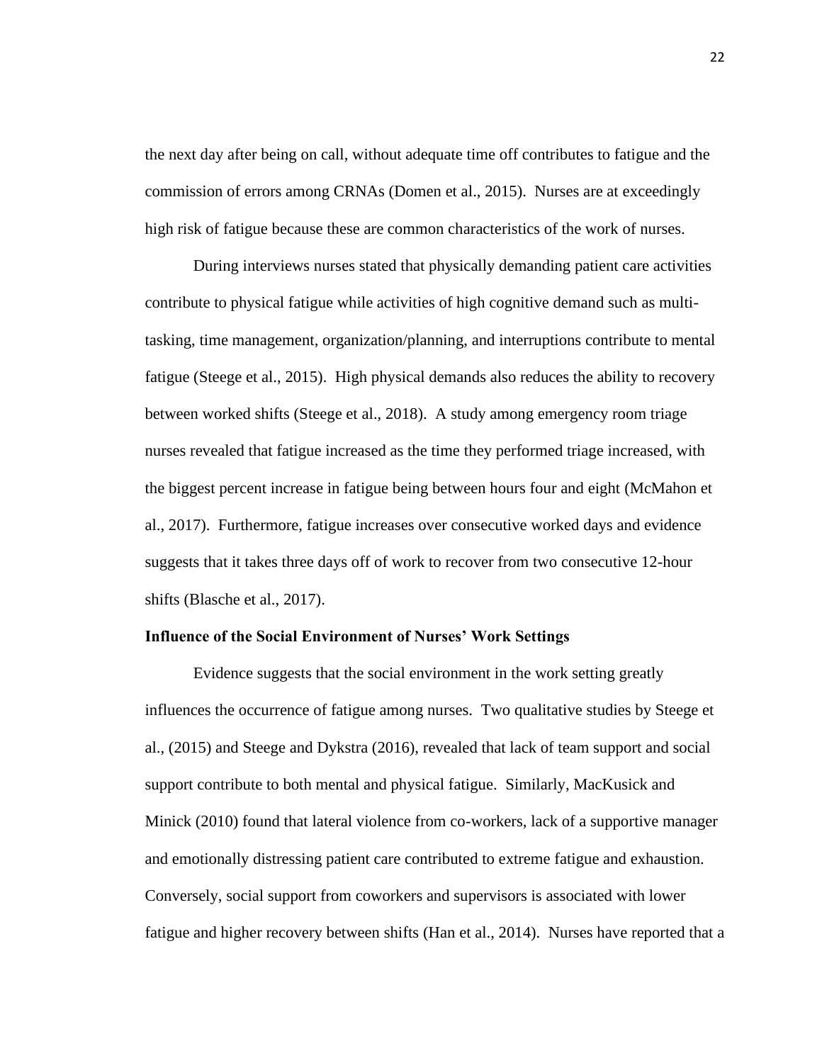the next day after being on call, without adequate time off contributes to fatigue and the commission of errors among CRNAs (Domen et al., 2015). Nurses are at exceedingly high risk of fatigue because these are common characteristics of the work of nurses.

During interviews nurses stated that physically demanding patient care activities contribute to physical fatigue while activities of high cognitive demand such as multi-tasking, time management, organization/planning, and interruptions contribute to mental fatigue (Steege et al., 2015). High physical demands also reduces the ability to recovery between worked shifts (Steege et al., 2018). A study among emergency room triage nurses revealed that fatigue increased as the time they performed triage increased, with the biggest percent increase in fatigue being between hours four and eight (McMahon et al., 2017). Furthermore, fatigue increases over consecutive worked days and evidence suggests that it takes three days off of work to recover from two consecutive 12-hour shifts (Blasche et al., 2017).

**Influence of the Social Environment of Nurses' Work Settings**

Evidence suggests that the social environment in the work setting greatly influences the occurrence of fatigue among nurses. Two qualitative studies by Steege et al., (2015) and Steege and Dykstra (2016), revealed that lack of team support and social support contribute to both mental and physical fatigue. Similarly, MacKusick and Minick (2010) found that lateral violence from co-workers, lack of a supportive manager and emotionally distressing patient care contributed to extreme fatigue and exhaustion. Conversely, social support from coworkers and supervisors is associated with lower fatigue and higher recovery between shifts (Han et al., 2014). Nurses have reported that a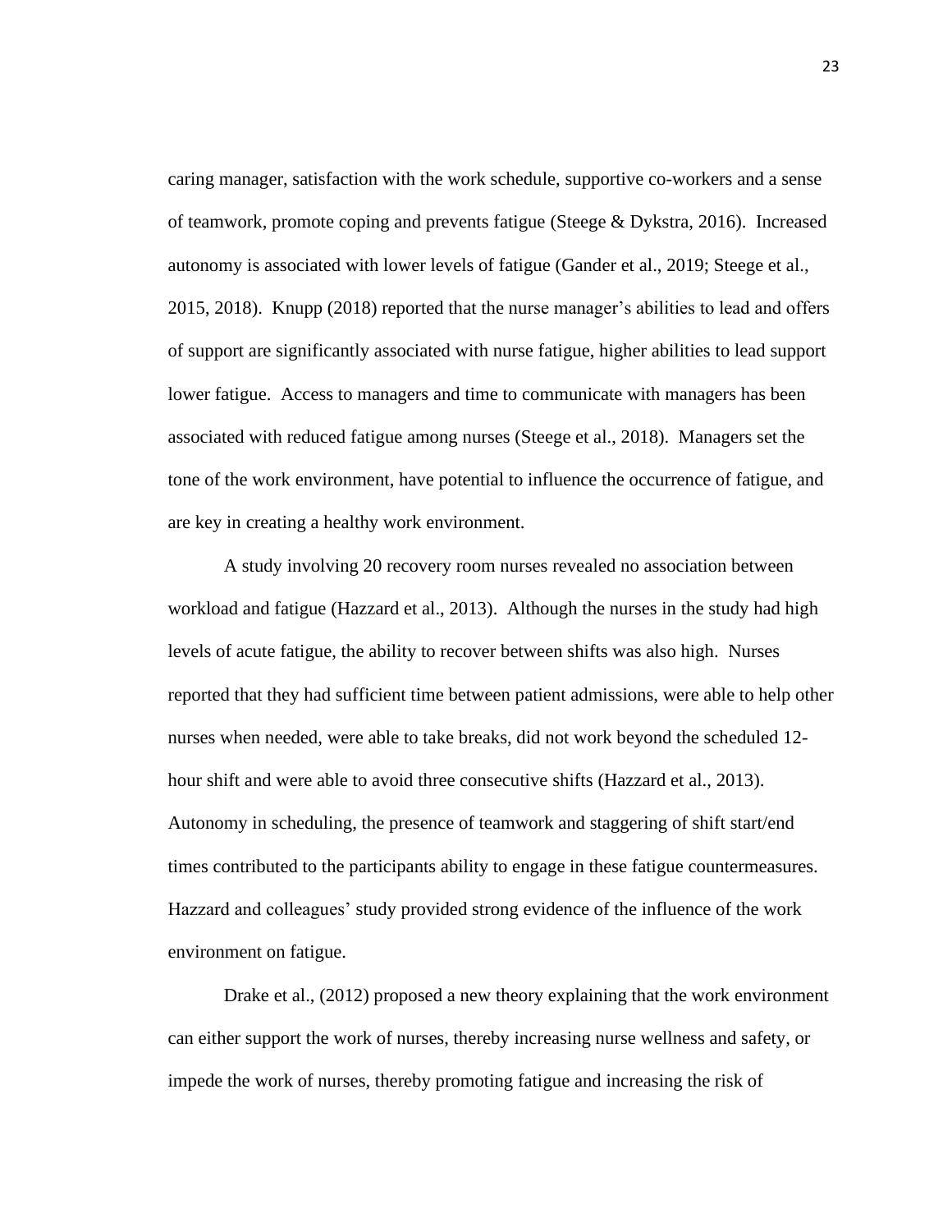caring manager, satisfaction with the work schedule, supportive co-workers and a sense of teamwork, promote coping and prevents fatigue (Steege & Dykstra, 2016). Increased autonomy is associated with lower levels of fatigue (Gander et al., 2019; Steege et al., 2015, 2018). Knupp (2018) reported that the nurse manager's abilities to lead and offers of support are significantly associated with nurse fatigue, higher abilities to lead support lower fatigue. Access to managers and time to communicate with managers has been associated with reduced fatigue among nurses (Steege et al., 2018). Managers set the tone of the work environment, have potential to influence the occurrence of fatigue, and are key in creating a healthy work environment.

A study involving 20 recovery room nurses revealed no association between workload and fatigue (Hazzard et al., 2013). Although the nurses in the study had high levels of acute fatigue, the ability to recover between shifts was also high. Nurses reported that they had sufficient time between patient admissions, were able to help other nurses when needed, were able to take breaks, did not work beyond the scheduled 12-hour shift and were able to avoid three consecutive shifts (Hazzard et al., 2013). Autonomy in scheduling, the presence of teamwork and staggering of shift start/end times contributed to the participants ability to engage in these fatigue countermeasures. Hazzard and colleagues' study provided strong evidence of the influence of the work environment on fatigue.

Drake et al., (2012) proposed a new theory explaining that the work environment can either support the work of nurses, thereby increasing nurse wellness and safety, or impede the work of nurses, thereby promoting fatigue and increasing the risk of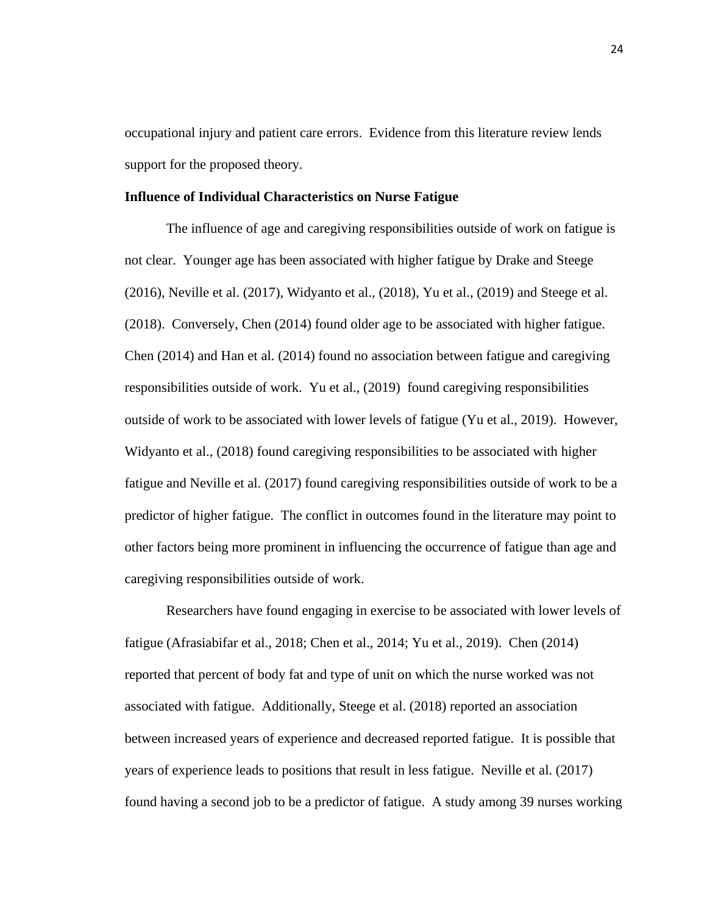occupational injury and patient care errors. Evidence from this literature review lends support for the proposed theory.

**Influence of Individual Characteristics on Nurse Fatigue**

The influence of age and caregiving responsibilities outside of work on fatigue is not clear. Younger age has been associated with higher fatigue by Drake and Steege (2016), Neville et al. (2017), Widyanto et al., (2018), Yu et al., (2019) and Steege et al. (2018). Conversely, Chen (2014) found older age to be associated with higher fatigue. Chen (2014) and Han et al. (2014) found no association between fatigue and caregiving responsibilities outside of work. Yu et al., (2019) found caregiving responsibilities outside of work to be associated with lower levels of fatigue (Yu et al., 2019). However, Widyanto et al., (2018) found caregiving responsibilities to be associated with higher fatigue and Neville et al. (2017) found caregiving responsibilities outside of work to be a predictor of higher fatigue. The conflict in outcomes found in the literature may point to other factors being more prominent in influencing the occurrence of fatigue than age and caregiving responsibilities outside of work.

Researchers have found engaging in exercise to be associated with lower levels of fatigue (Afrasiabifar et al., 2018; Chen et al., 2014; Yu et al., 2019). Chen (2014) reported that percent of body fat and type of unit on which the nurse worked was not associated with fatigue. Additionally, Steege et al. (2018) reported an association between increased years of experience and decreased reported fatigue. It is possible that years of experience leads to positions that result in less fatigue. Neville et al. (2017) found having a second job to be a predictor of fatigue. A study among 39 nurses working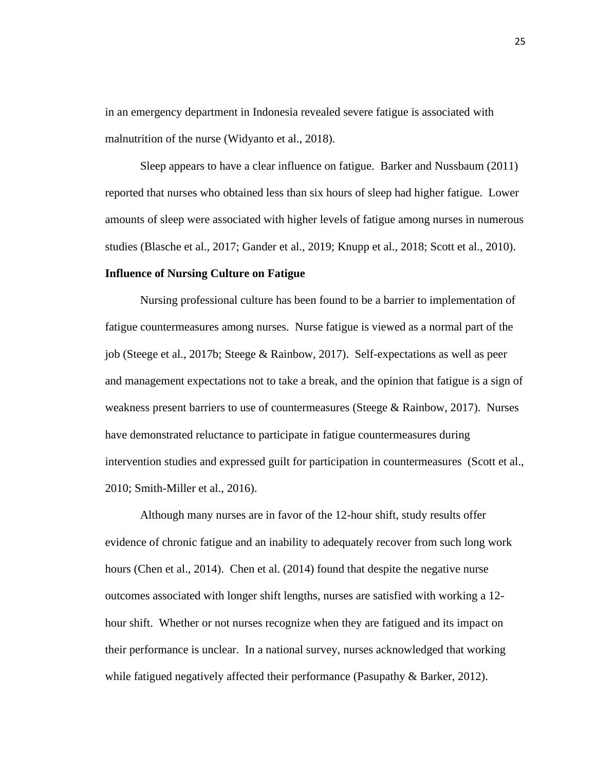in an emergency department in Indonesia revealed severe fatigue is associated with malnutrition of the nurse (Widyanto et al., 2018).

Sleep appears to have a clear influence on fatigue. Barker and Nussbaum (2011) reported that nurses who obtained less than six hours of sleep had higher fatigue. Lower amounts of sleep were associated with higher levels of fatigue among nurses in numerous studies (Blasche et al., 2017; Gander et al., 2019; Knupp et al., 2018; Scott et al., 2010).

**Influence of Nursing Culture on Fatigue**

Nursing professional culture has been found to be a barrier to implementation of fatigue countermeasures among nurses. Nurse fatigue is viewed as a normal part of the job (Steege et al., 2017b; Steege & Rainbow, 2017). Self-expectations as well as peer and management expectations not to take a break, and the opinion that fatigue is a sign of weakness present barriers to use of countermeasures (Steege & Rainbow, 2017). Nurses have demonstrated reluctance to participate in fatigue countermeasures during intervention studies and expressed guilt for participation in countermeasures (Scott et al., 2010; Smith-Miller et al., 2016).

Although many nurses are in favor of the 12-hour shift, study results offer evidence of chronic fatigue and an inability to adequately recover from such long work hours (Chen et al., 2014). Chen et al. (2014) found that despite the negative nurse outcomes associated with longer shift lengths, nurses are satisfied with working a 12-hour shift. Whether or not nurses recognize when they are fatigued and its impact on their performance is unclear. In a national survey, nurses acknowledged that working while fatigued negatively affected their performance (Pasupathy & Barker, 2012).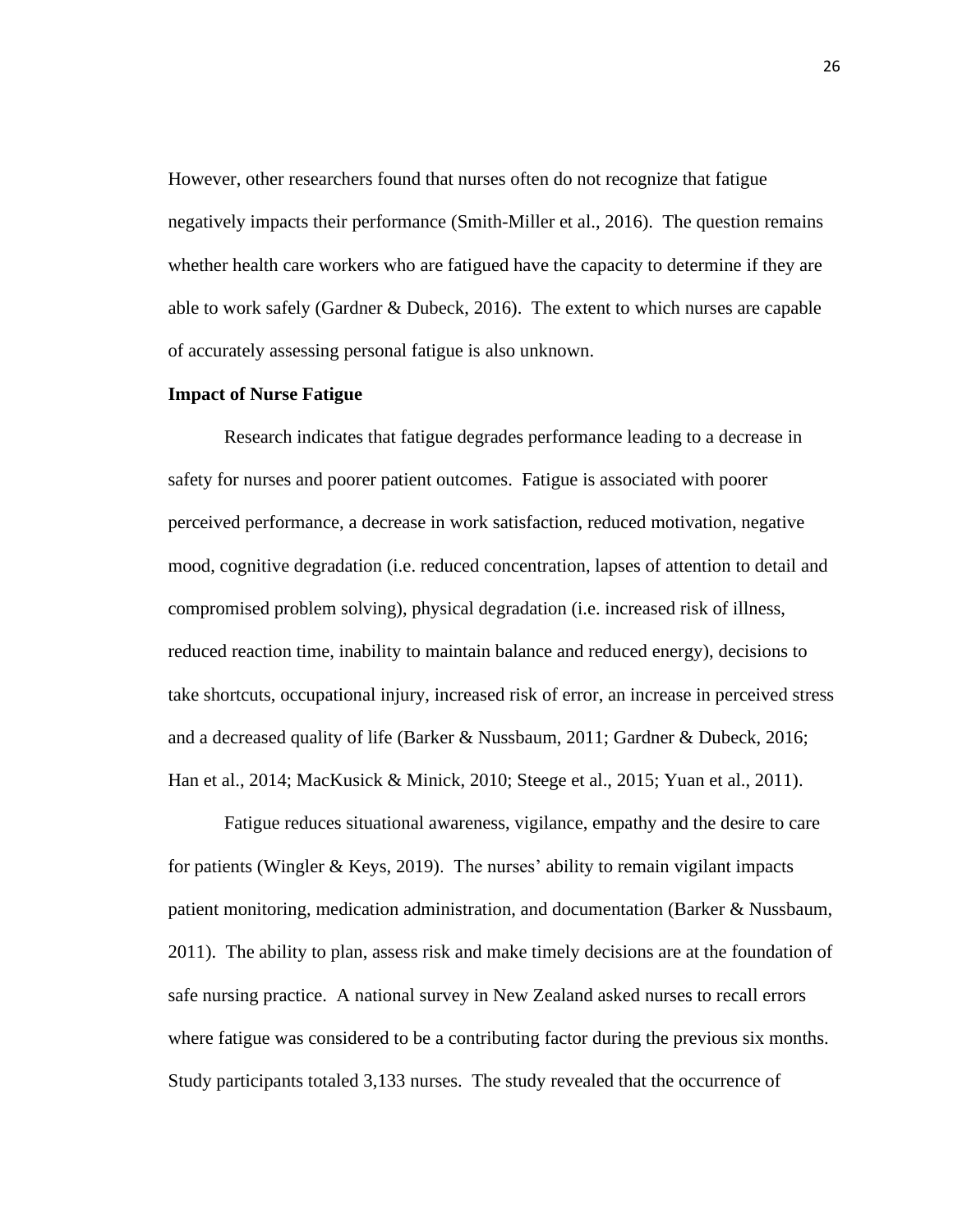However, other researchers found that nurses often do not recognize that fatigue negatively impacts their performance (Smith-Miller et al., 2016). The question remains whether health care workers who are fatigued have the capacity to determine if they are able to work safely (Gardner & Dubeck, 2016). The extent to which nurses are capable of accurately assessing personal fatigue is also unknown.

**Impact of Nurse Fatigue**

Research indicates that fatigue degrades performance leading to a decrease in safety for nurses and poorer patient outcomes. Fatigue is associated with poorer perceived performance, a decrease in work satisfaction, reduced motivation, negative mood, cognitive degradation (i.e. reduced concentration, lapses of attention to detail and compromised problem solving), physical degradation (i.e. increased risk of illness, reduced reaction time, inability to maintain balance and reduced energy), decisions to take shortcuts, occupational injury, increased risk of error, an increase in perceived stress and a decreased quality of life (Barker & Nussbaum, 2011; Gardner & Dubeck, 2016; Han et al., 2014; MacKusick & Minick, 2010; Steege et al., 2015; Yuan et al., 2011).

Fatigue reduces situational awareness, vigilance, empathy and the desire to care for patients (Wingler & Keys, 2019). The nurses' ability to remain vigilant impacts patient monitoring, medication administration, and documentation (Barker & Nussbaum, 2011). The ability to plan, assess risk and make timely decisions are at the foundation of safe nursing practice. A national survey in New Zealand asked nurses to recall errors where fatigue was considered to be a contributing factor during the previous six months. Study participants totaled 3,133 nurses. The study revealed that the occurrence of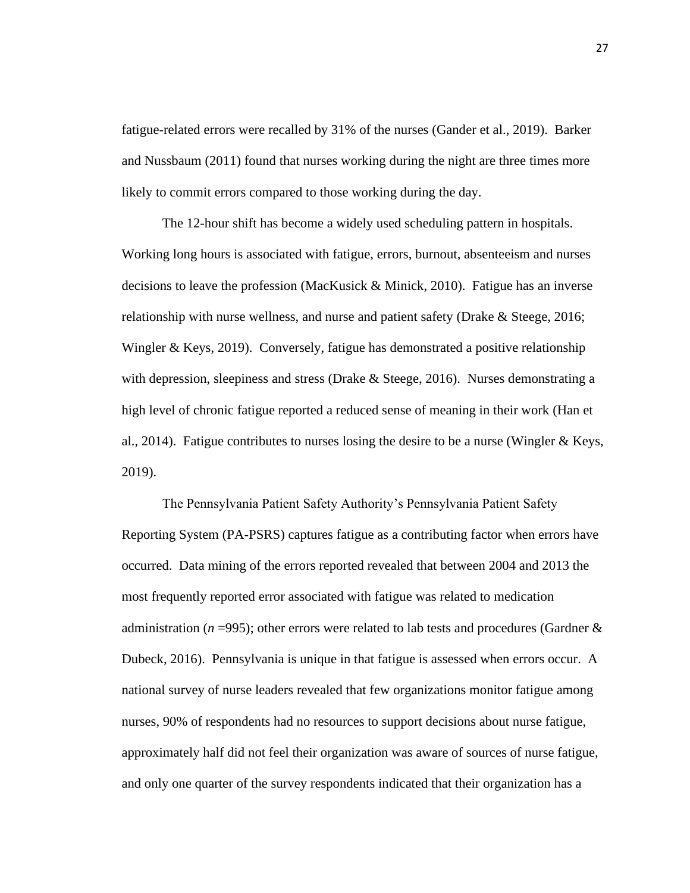fatigue-related errors were recalled by 31% of the nurses (Gander et al., 2019). Barker and Nussbaum (2011) found that nurses working during the night are three times more likely to commit errors compared to those working during the day.

The 12-hour shift has become a widely used scheduling pattern in hospitals. Working long hours is associated with fatigue, errors, burnout, absenteeism and nurses decisions to leave the profession (MacKusick & Minick, 2010). Fatigue has an inverse relationship with nurse wellness, and nurse and patient safety (Drake & Steege, 2016; Wingler & Keys, 2019). Conversely, fatigue has demonstrated a positive relationship with depression, sleepiness and stress (Drake & Steege, 2016). Nurses demonstrating a high level of chronic fatigue reported a reduced sense of meaning in their work (Han et al., 2014). Fatigue contributes to nurses losing the desire to be a nurse (Wingler & Keys, 2019).

The Pennsylvania Patient Safety Authority's Pennsylvania Patient Safety Reporting System (PA-PSRS) captures fatigue as a contributing factor when errors have occurred. Data mining of the errors reported revealed that between 2004 and 2013 the most frequently reported error associated with fatigue was related to medication administration ($n$ =995); other errors were related to lab tests and procedures (Gardner & Dubeck, 2016). Pennsylvania is unique in that fatigue is assessed when errors occur. A national survey of nurse leaders revealed that few organizations monitor fatigue among nurses, 90% of respondents had no resources to support decisions about nurse fatigue, approximately half did not feel their organization was aware of sources of nurse fatigue, and only one quarter of the survey respondents indicated that their organization has a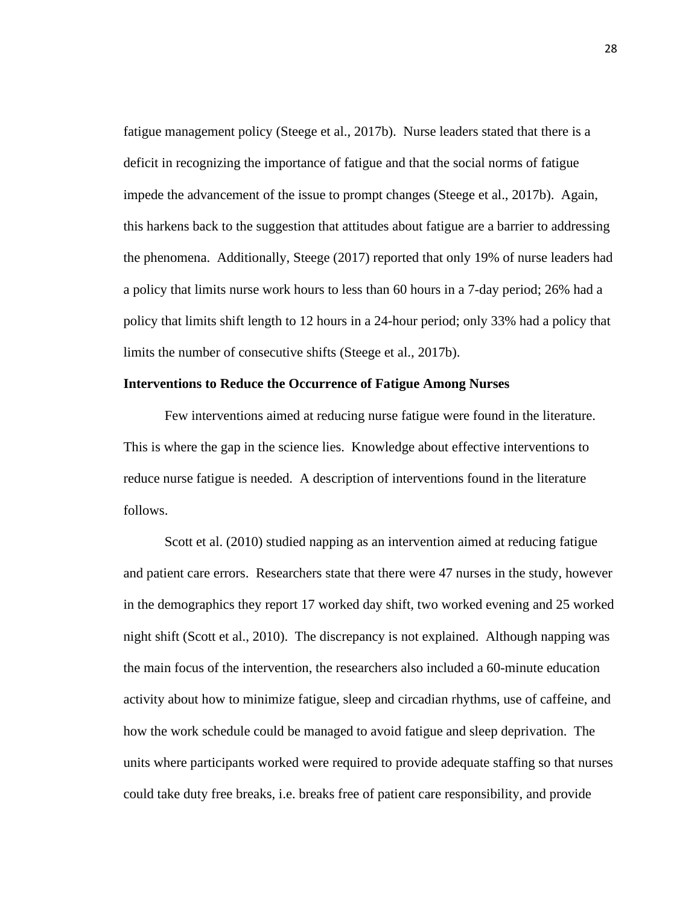fatigue management policy (Steege et al., 2017b). Nurse leaders stated that there is a deficit in recognizing the importance of fatigue and that the social norms of fatigue impede the advancement of the issue to prompt changes (Steege et al., 2017b). Again, this harkens back to the suggestion that attitudes about fatigue are a barrier to addressing the phenomena. Additionally, Steege (2017) reported that only 19% of nurse leaders had a policy that limits nurse work hours to less than 60 hours in a 7-day period; 26% had a policy that limits shift length to 12 hours in a 24-hour period; only 33% had a policy that limits the number of consecutive shifts (Steege et al., 2017b).

**Interventions to Reduce the Occurrence of Fatigue Among Nurses**

Few interventions aimed at reducing nurse fatigue were found in the literature. This is where the gap in the science lies. Knowledge about effective interventions to reduce nurse fatigue is needed. A description of interventions found in the literature follows.

Scott et al. (2010) studied napping as an intervention aimed at reducing fatigue and patient care errors. Researchers state that there were 47 nurses in the study, however in the demographics they report 17 worked day shift, two worked evening and 25 worked night shift (Scott et al., 2010). The discrepancy is not explained. Although napping was the main focus of the intervention, the researchers also included a 60-minute education activity about how to minimize fatigue, sleep and circadian rhythms, use of caffeine, and how the work schedule could be managed to avoid fatigue and sleep deprivation. The units where participants worked were required to provide adequate staffing so that nurses could take duty free breaks, i.e. breaks free of patient care responsibility, and provide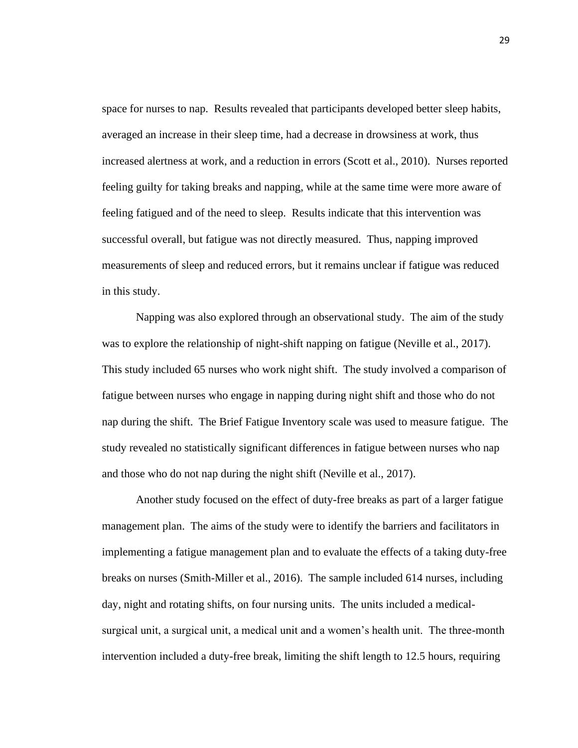space for nurses to nap. Results revealed that participants developed better sleep habits, averaged an increase in their sleep time, had a decrease in drowsiness at work, thus increased alertness at work, and a reduction in errors (Scott et al., 2010). Nurses reported feeling guilty for taking breaks and napping, while at the same time were more aware of feeling fatigued and of the need to sleep. Results indicate that this intervention was successful overall, but fatigue was not directly measured. Thus, napping improved measurements of sleep and reduced errors, but it remains unclear if fatigue was reduced in this study.

Napping was also explored through an observational study. The aim of the study was to explore the relationship of night-shift napping on fatigue (Neville et al., 2017). This study included 65 nurses who work night shift. The study involved a comparison of fatigue between nurses who engage in napping during night shift and those who do not nap during the shift. The Brief Fatigue Inventory scale was used to measure fatigue. The study revealed no statistically significant differences in fatigue between nurses who nap and those who do not nap during the night shift (Neville et al., 2017).

Another study focused on the effect of duty-free breaks as part of a larger fatigue management plan. The aims of the study were to identify the barriers and facilitators in implementing a fatigue management plan and to evaluate the effects of a taking duty-free breaks on nurses (Smith-Miller et al., 2016). The sample included 614 nurses, including day, night and rotating shifts, on four nursing units. The units included a medical-surgical unit, a surgical unit, a medical unit and a women's health unit. The three-month intervention included a duty-free break, limiting the shift length to 12.5 hours, requiring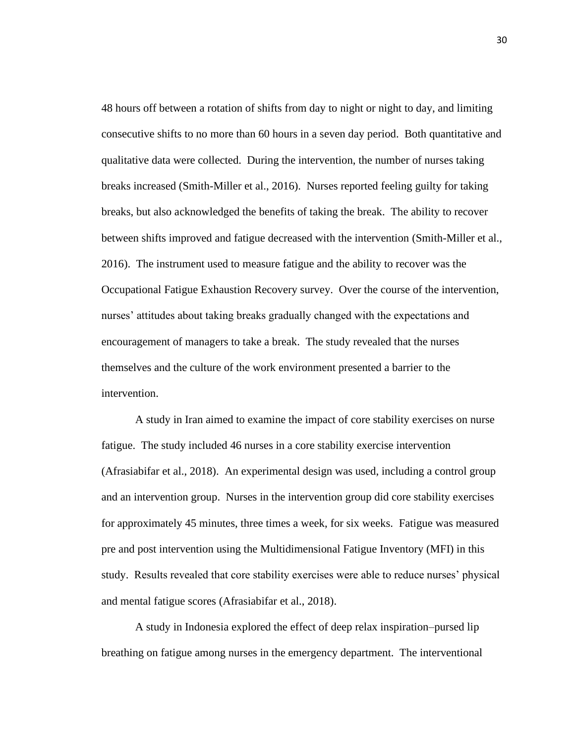48 hours off between a rotation of shifts from day to night or night to day, and limiting consecutive shifts to no more than 60 hours in a seven day period. Both quantitative and qualitative data were collected. During the intervention, the number of nurses taking breaks increased (Smith-Miller et al., 2016). Nurses reported feeling guilty for taking breaks, but also acknowledged the benefits of taking the break. The ability to recover between shifts improved and fatigue decreased with the intervention (Smith-Miller et al., 2016). The instrument used to measure fatigue and the ability to recover was the Occupational Fatigue Exhaustion Recovery survey. Over the course of the intervention, nurses' attitudes about taking breaks gradually changed with the expectations and encouragement of managers to take a break. The study revealed that the nurses themselves and the culture of the work environment presented a barrier to the intervention.

A study in Iran aimed to examine the impact of core stability exercises on nurse fatigue. The study included 46 nurses in a core stability exercise intervention (Afrasiabifar et al., 2018). An experimental design was used, including a control group and an intervention group. Nurses in the intervention group did core stability exercises for approximately 45 minutes, three times a week, for six weeks. Fatigue was measured pre and post intervention using the Multidimensional Fatigue Inventory (MFI) in this study. Results revealed that core stability exercises were able to reduce nurses' physical and mental fatigue scores (Afrasiabifar et al., 2018).

A study in Indonesia explored the effect of deep relax inspiration–pursed lip breathing on fatigue among nurses in the emergency department. The interventional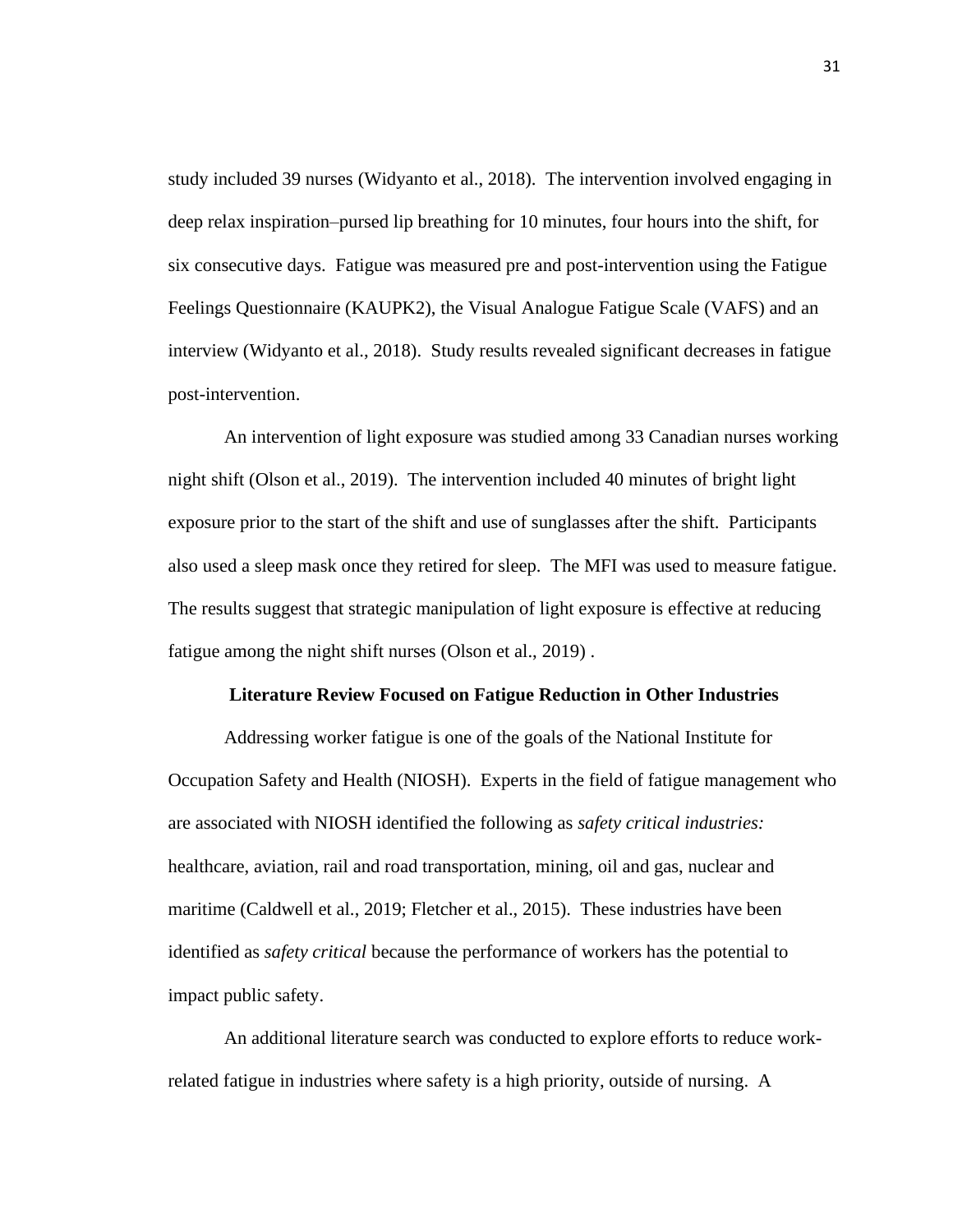study included 39 nurses (Widyanto et al., 2018). The intervention involved engaging in deep relax inspiration–pursed lip breathing for 10 minutes, four hours into the shift, for six consecutive days. Fatigue was measured pre and post-intervention using the Fatigue Feelings Questionnaire (KAUPK2), the Visual Analogue Fatigue Scale (VAFS) and an interview (Widyanto et al., 2018). Study results revealed significant decreases in fatigue post-intervention.

An intervention of light exposure was studied among 33 Canadian nurses working night shift (Olson et al., 2019). The intervention included 40 minutes of bright light exposure prior to the start of the shift and use of sunglasses after the shift. Participants also used a sleep mask once they retired for sleep. The MFI was used to measure fatigue. The results suggest that strategic manipulation of light exposure is effective at reducing fatigue among the night shift nurses (Olson et al., 2019) .

## Literature Review Focused on Fatigue Reduction in Other Industries

Addressing worker fatigue is one of the goals of the National Institute for Occupation Safety and Health (NIOSH). Experts in the field of fatigue management who are associated with NIOSH identified the following as *safety critical industries:* healthcare, aviation, rail and road transportation, mining, oil and gas, nuclear and maritime (Caldwell et al., 2019; Fletcher et al., 2015). These industries have been identified as *safety critical* because the performance of workers has the potential to impact public safety.

An additional literature search was conducted to explore efforts to reduce work-related fatigue in industries where safety is a high priority, outside of nursing. A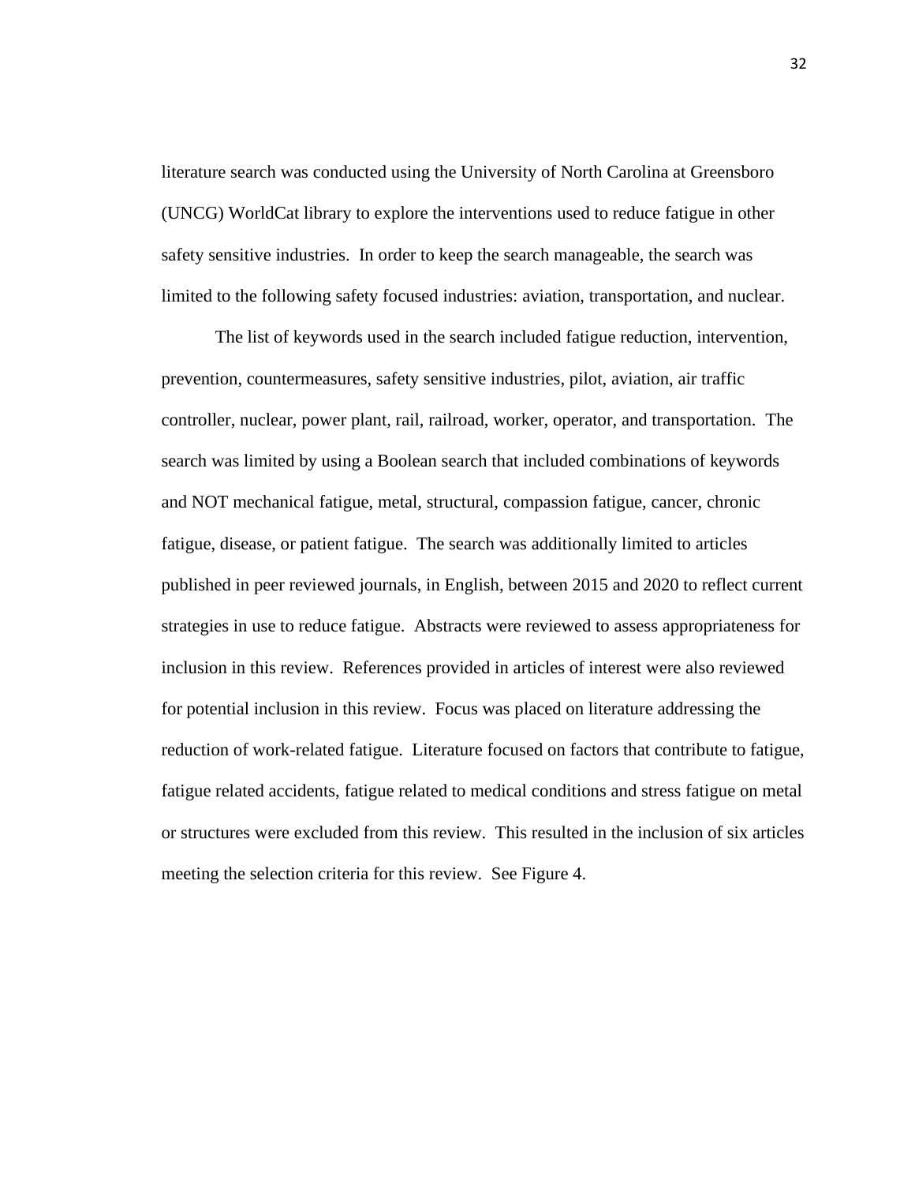literature search was conducted using the University of North Carolina at Greensboro (UNCG) WorldCat library to explore the interventions used to reduce fatigue in other safety sensitive industries. In order to keep the search manageable, the search was limited to the following safety focused industries: aviation, transportation, and nuclear.

The list of keywords used in the search included fatigue reduction, intervention, prevention, countermeasures, safety sensitive industries, pilot, aviation, air traffic controller, nuclear, power plant, rail, railroad, worker, operator, and transportation. The search was limited by using a Boolean search that included combinations of keywords and NOT mechanical fatigue, metal, structural, compassion fatigue, cancer, chronic fatigue, disease, or patient fatigue. The search was additionally limited to articles published in peer reviewed journals, in English, between 2015 and 2020 to reflect current strategies in use to reduce fatigue. Abstracts were reviewed to assess appropriateness for inclusion in this review. References provided in articles of interest were also reviewed for potential inclusion in this review. Focus was placed on literature addressing the reduction of work-related fatigue. Literature focused on factors that contribute to fatigue, fatigue related accidents, fatigue related to medical conditions and stress fatigue on metal or structures were excluded from this review. This resulted in the inclusion of six articles meeting the selection criteria for this review. See Figure 4.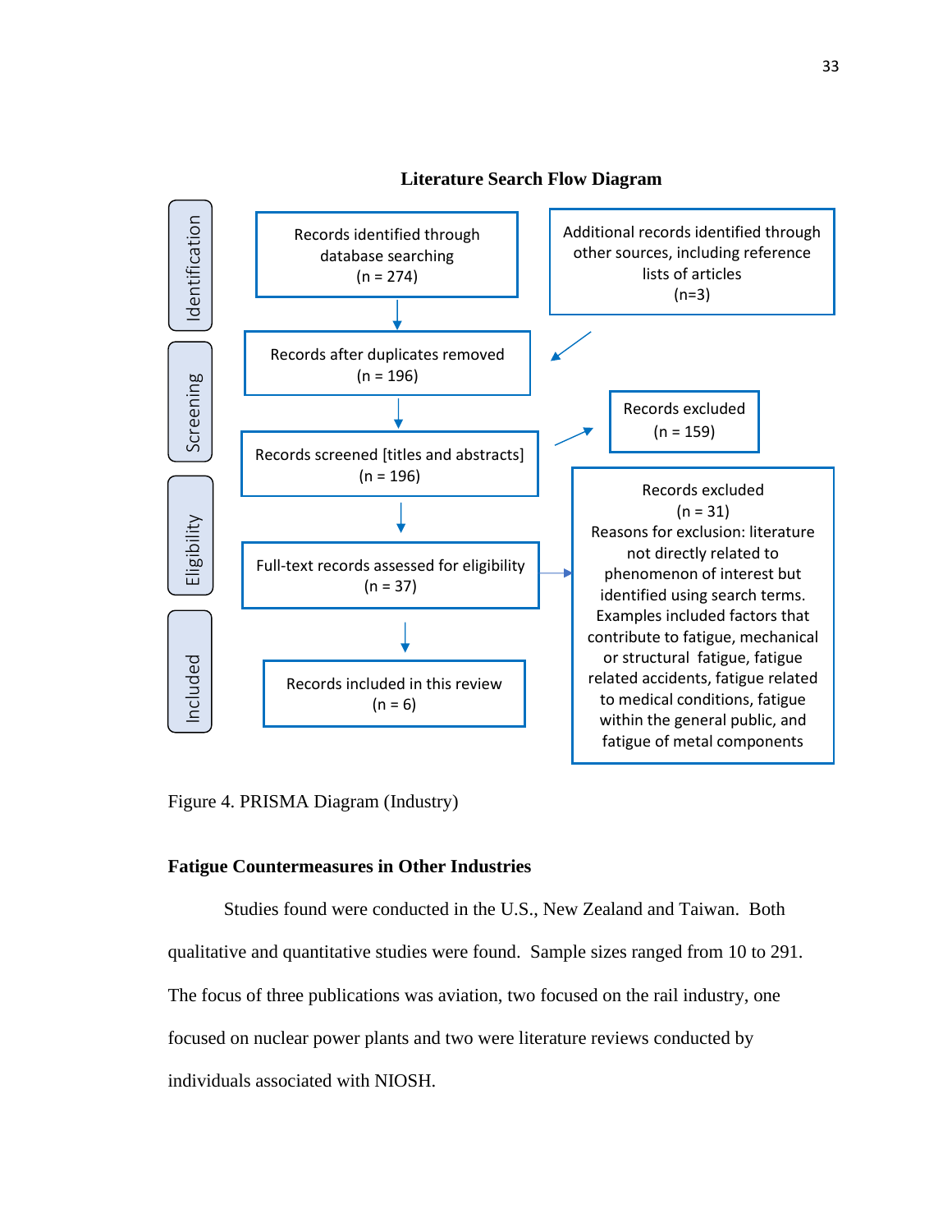**Literature Search Flow Diagram**

Identification

Records identified through database searching (n = 274)

Additional records identified through other sources, including reference lists of articles (n=3)

Screening

Records after duplicates removed (n = 196)

Records screened [titles and abstracts] (n = 196)

Records excluded (n = 159)

Eligibility

Full-text records assessed for eligibility (n = 37)

Records excluded (n = 31) Reasons for exclusion: literature not directly related to phenomenon of interest but identified using search terms. Examples included factors that contribute to fatigue, mechanical or structural fatigue, fatigue related accidents, fatigue related to medical conditions, fatigue within the general public, and fatigue of metal components

Included

Records included in this review (n = 6)

Figure 4. PRISMA Diagram (Industry)

**Fatigue Countermeasures in Other Industries**

Studies found were conducted in the U.S., New Zealand and Taiwan. Both qualitative and quantitative studies were found. Sample sizes ranged from 10 to 291. The focus of three publications was aviation, two focused on the rail industry, one focused on nuclear power plants and two were literature reviews conducted by individuals associated with NIOSH.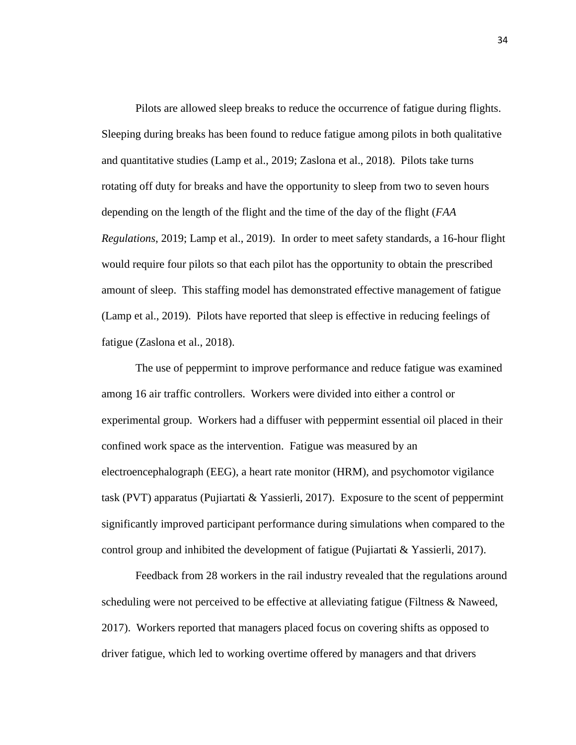Pilots are allowed sleep breaks to reduce the occurrence of fatigue during flights. Sleeping during breaks has been found to reduce fatigue among pilots in both qualitative and quantitative studies (Lamp et al., 2019; Zaslona et al., 2018). Pilots take turns rotating off duty for breaks and have the opportunity to sleep from two to seven hours depending on the length of the flight and the time of the day of the flight (*FAA Regulations*, 2019; Lamp et al., 2019). In order to meet safety standards, a 16-hour flight would require four pilots so that each pilot has the opportunity to obtain the prescribed amount of sleep. This staffing model has demonstrated effective management of fatigue (Lamp et al., 2019). Pilots have reported that sleep is effective in reducing feelings of fatigue (Zaslona et al., 2018).

The use of peppermint to improve performance and reduce fatigue was examined among 16 air traffic controllers. Workers were divided into either a control or experimental group. Workers had a diffuser with peppermint essential oil placed in their confined work space as the intervention. Fatigue was measured by an electroencephalograph (EEG), a heart rate monitor (HRM), and psychomotor vigilance task (PVT) apparatus (Pujiartati & Yassierli, 2017). Exposure to the scent of peppermint significantly improved participant performance during simulations when compared to the control group and inhibited the development of fatigue (Pujiartati & Yassierli, 2017).

Feedback from 28 workers in the rail industry revealed that the regulations around scheduling were not perceived to be effective at alleviating fatigue (Filtness & Naweed, 2017). Workers reported that managers placed focus on covering shifts as opposed to driver fatigue, which led to working overtime offered by managers and that drivers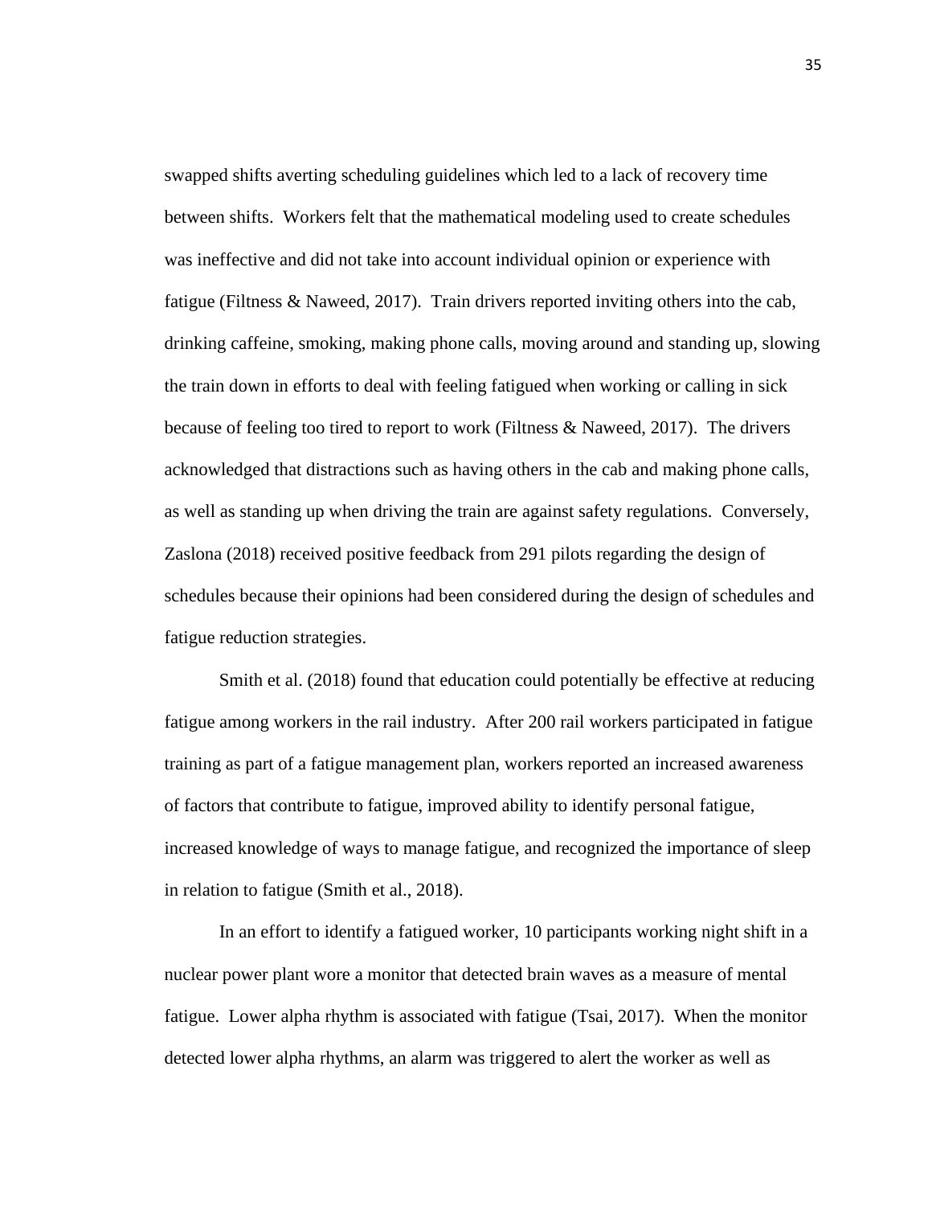swapped shifts averting scheduling guidelines which led to a lack of recovery time between shifts. Workers felt that the mathematical modeling used to create schedules was ineffective and did not take into account individual opinion or experience with fatigue (Filtness & Naweed, 2017). Train drivers reported inviting others into the cab, drinking caffeine, smoking, making phone calls, moving around and standing up, slowing the train down in efforts to deal with feeling fatigued when working or calling in sick because of feeling too tired to report to work (Filtness & Naweed, 2017). The drivers acknowledged that distractions such as having others in the cab and making phone calls, as well as standing up when driving the train are against safety regulations. Conversely, Zaslona (2018) received positive feedback from 291 pilots regarding the design of schedules because their opinions had been considered during the design of schedules and fatigue reduction strategies.

Smith et al. (2018) found that education could potentially be effective at reducing fatigue among workers in the rail industry. After 200 rail workers participated in fatigue training as part of a fatigue management plan, workers reported an increased awareness of factors that contribute to fatigue, improved ability to identify personal fatigue, increased knowledge of ways to manage fatigue, and recognized the importance of sleep in relation to fatigue (Smith et al., 2018).

In an effort to identify a fatigued worker, 10 participants working night shift in a nuclear power plant wore a monitor that detected brain waves as a measure of mental fatigue. Lower alpha rhythm is associated with fatigue (Tsai, 2017). When the monitor detected lower alpha rhythms, an alarm was triggered to alert the worker as well as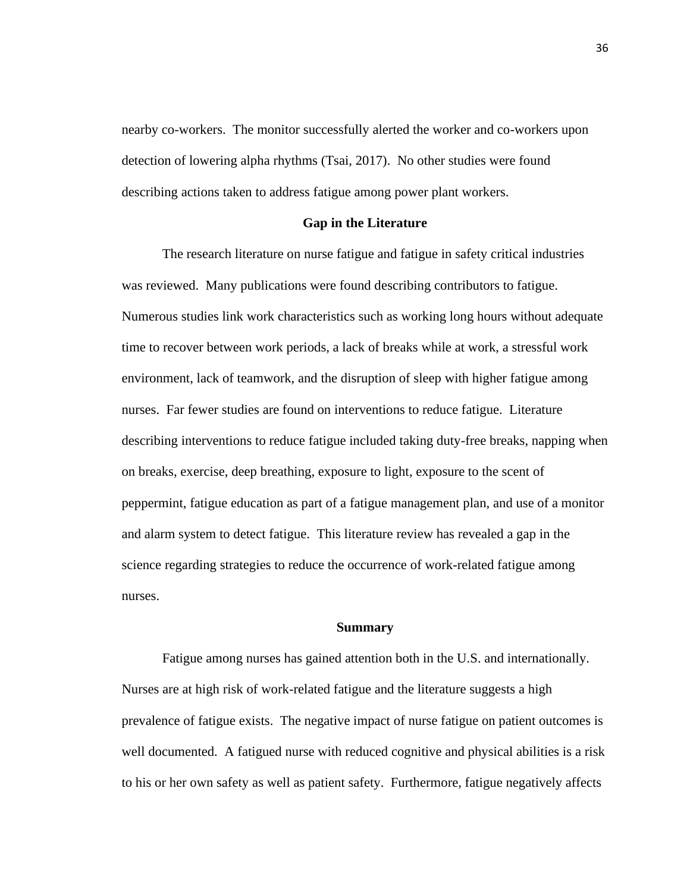nearby co-workers. The monitor successfully alerted the worker and co-workers upon detection of lowering alpha rhythms (Tsai, 2017). No other studies were found describing actions taken to address fatigue among power plant workers.

## Gap in the Literature

The research literature on nurse fatigue and fatigue in safety critical industries was reviewed. Many publications were found describing contributors to fatigue. Numerous studies link work characteristics such as working long hours without adequate time to recover between work periods, a lack of breaks while at work, a stressful work environment, lack of teamwork, and the disruption of sleep with higher fatigue among nurses. Far fewer studies are found on interventions to reduce fatigue. Literature describing interventions to reduce fatigue included taking duty-free breaks, napping when on breaks, exercise, deep breathing, exposure to light, exposure to the scent of peppermint, fatigue education as part of a fatigue management plan, and use of a monitor and alarm system to detect fatigue. This literature review has revealed a gap in the science regarding strategies to reduce the occurrence of work-related fatigue among nurses.

## Summary

Fatigue among nurses has gained attention both in the U.S. and internationally. Nurses are at high risk of work-related fatigue and the literature suggests a high prevalence of fatigue exists. The negative impact of nurse fatigue on patient outcomes is well documented. A fatigued nurse with reduced cognitive and physical abilities is a risk to his or her own safety as well as patient safety. Furthermore, fatigue negatively affects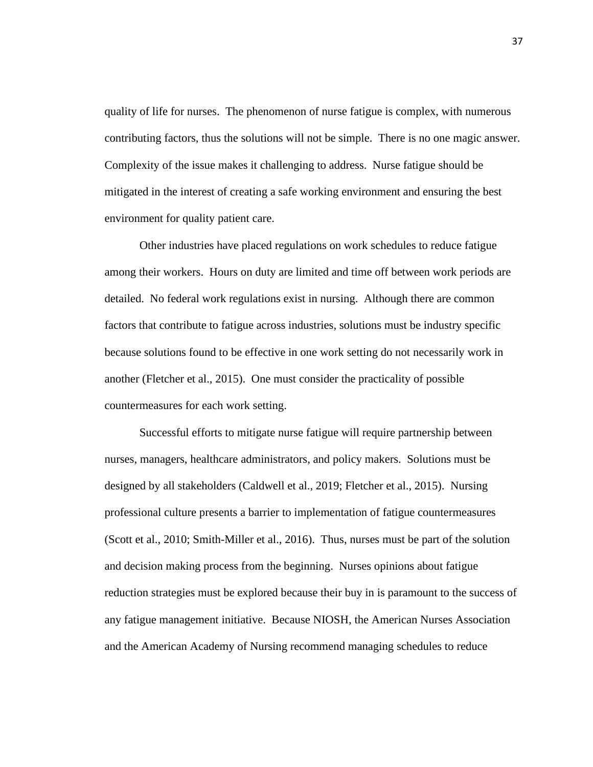quality of life for nurses. The phenomenon of nurse fatigue is complex, with numerous contributing factors, thus the solutions will not be simple. There is no one magic answer. Complexity of the issue makes it challenging to address. Nurse fatigue should be mitigated in the interest of creating a safe working environment and ensuring the best environment for quality patient care.

Other industries have placed regulations on work schedules to reduce fatigue among their workers. Hours on duty are limited and time off between work periods are detailed. No federal work regulations exist in nursing. Although there are common factors that contribute to fatigue across industries, solutions must be industry specific because solutions found to be effective in one work setting do not necessarily work in another (Fletcher et al., 2015). One must consider the practicality of possible countermeasures for each work setting.

Successful efforts to mitigate nurse fatigue will require partnership between nurses, managers, healthcare administrators, and policy makers. Solutions must be designed by all stakeholders (Caldwell et al., 2019; Fletcher et al., 2015). Nursing professional culture presents a barrier to implementation of fatigue countermeasures (Scott et al., 2010; Smith-Miller et al., 2016). Thus, nurses must be part of the solution and decision making process from the beginning. Nurses opinions about fatigue reduction strategies must be explored because their buy in is paramount to the success of any fatigue management initiative. Because NIOSH, the American Nurses Association and the American Academy of Nursing recommend managing schedules to reduce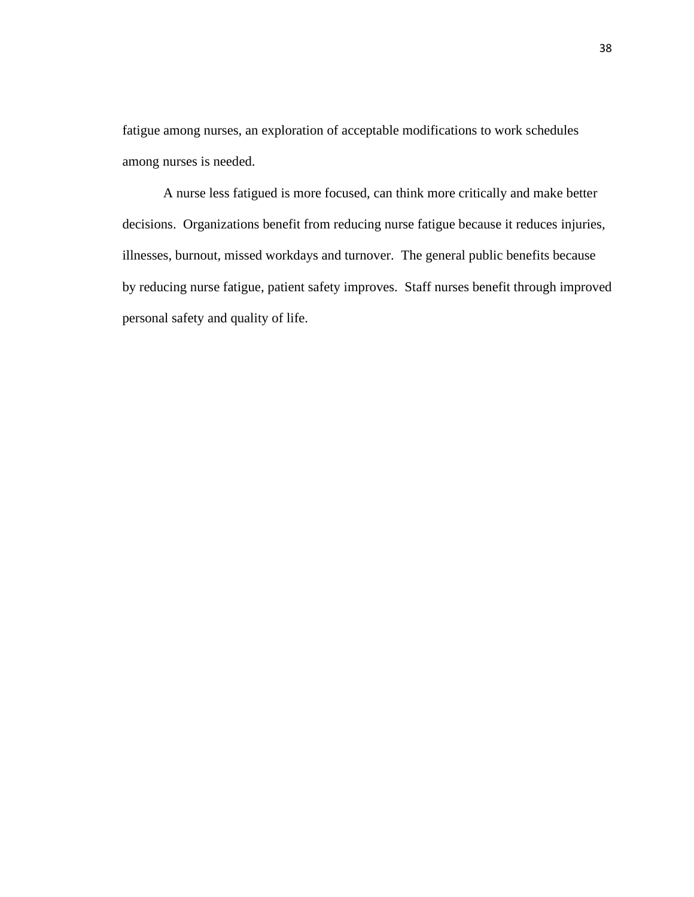fatigue among nurses, an exploration of acceptable modifications to work schedules among nurses is needed.

A nurse less fatigued is more focused, can think more critically and make better decisions. Organizations benefit from reducing nurse fatigue because it reduces injuries, illnesses, burnout, missed workdays and turnover. The general public benefits because by reducing nurse fatigue, patient safety improves. Staff nurses benefit through improved personal safety and quality of life.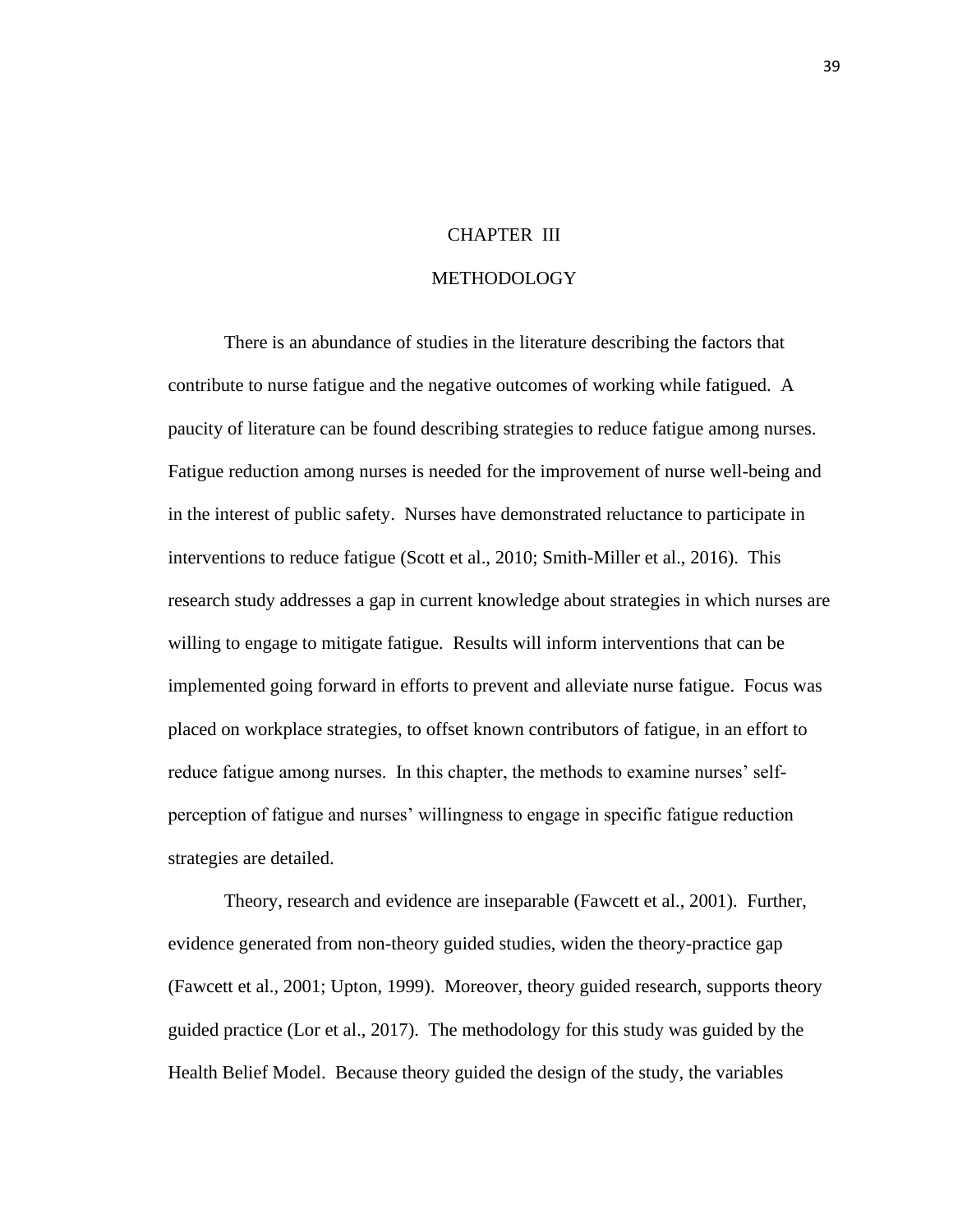# CHAPTER III

# METHODOLOGY

There is an abundance of studies in the literature describing the factors that contribute to nurse fatigue and the negative outcomes of working while fatigued. A paucity of literature can be found describing strategies to reduce fatigue among nurses. Fatigue reduction among nurses is needed for the improvement of nurse well-being and in the interest of public safety. Nurses have demonstrated reluctance to participate in interventions to reduce fatigue (Scott et al., 2010; Smith-Miller et al., 2016). This research study addresses a gap in current knowledge about strategies in which nurses are willing to engage to mitigate fatigue. Results will inform interventions that can be implemented going forward in efforts to prevent and alleviate nurse fatigue. Focus was placed on workplace strategies, to offset known contributors of fatigue, in an effort to reduce fatigue among nurses. In this chapter, the methods to examine nurses' self-perception of fatigue and nurses' willingness to engage in specific fatigue reduction strategies are detailed.

Theory, research and evidence are inseparable (Fawcett et al., 2001). Further, evidence generated from non-theory guided studies, widen the theory-practice gap (Fawcett et al., 2001; Upton, 1999). Moreover, theory guided research, supports theory guided practice (Lor et al., 2017). The methodology for this study was guided by the Health Belief Model. Because theory guided the design of the study, the variables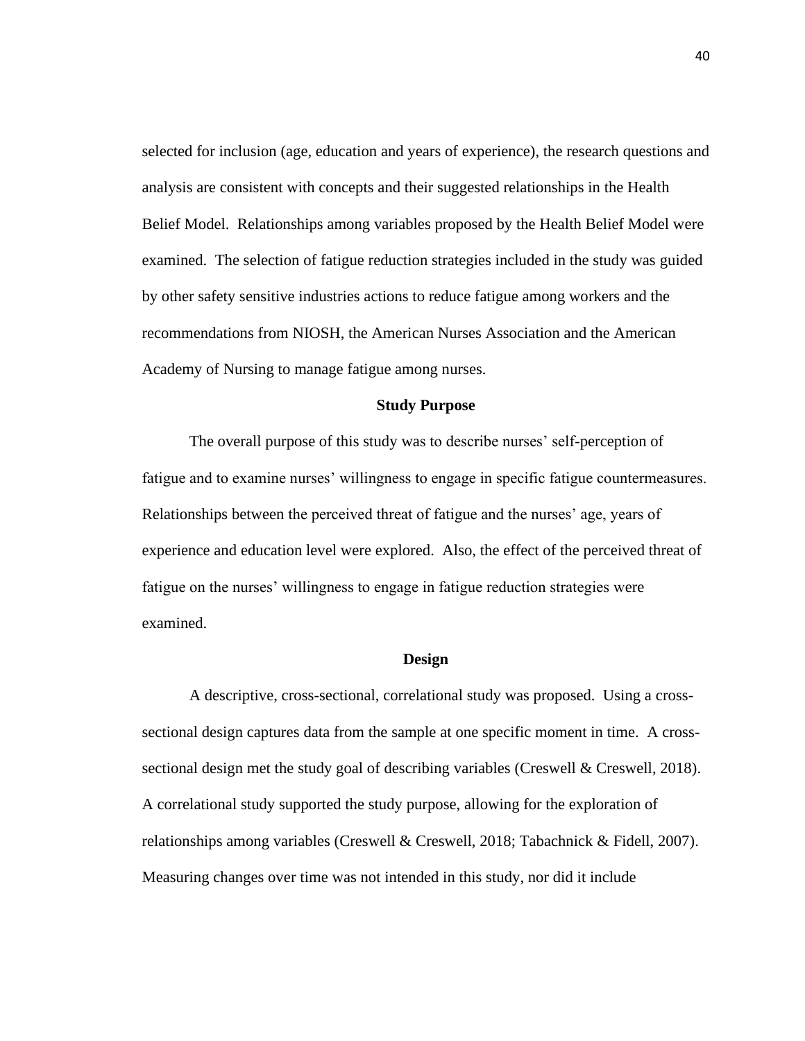selected for inclusion (age, education and years of experience), the research questions and analysis are consistent with concepts and their suggested relationships in the Health Belief Model. Relationships among variables proposed by the Health Belief Model were examined. The selection of fatigue reduction strategies included in the study was guided by other safety sensitive industries actions to reduce fatigue among workers and the recommendations from NIOSH, the American Nurses Association and the American Academy of Nursing to manage fatigue among nurses.

## Study Purpose

The overall purpose of this study was to describe nurses' self-perception of fatigue and to examine nurses' willingness to engage in specific fatigue countermeasures. Relationships between the perceived threat of fatigue and the nurses' age, years of experience and education level were explored. Also, the effect of the perceived threat of fatigue on the nurses' willingness to engage in fatigue reduction strategies were examined.

## Design

A descriptive, cross-sectional, correlational study was proposed. Using a cross-sectional design captures data from the sample at one specific moment in time. A cross-sectional design met the study goal of describing variables (Creswell & Creswell, 2018). A correlational study supported the study purpose, allowing for the exploration of relationships among variables (Creswell & Creswell, 2018; Tabachnick & Fidell, 2007). Measuring changes over time was not intended in this study, nor did it include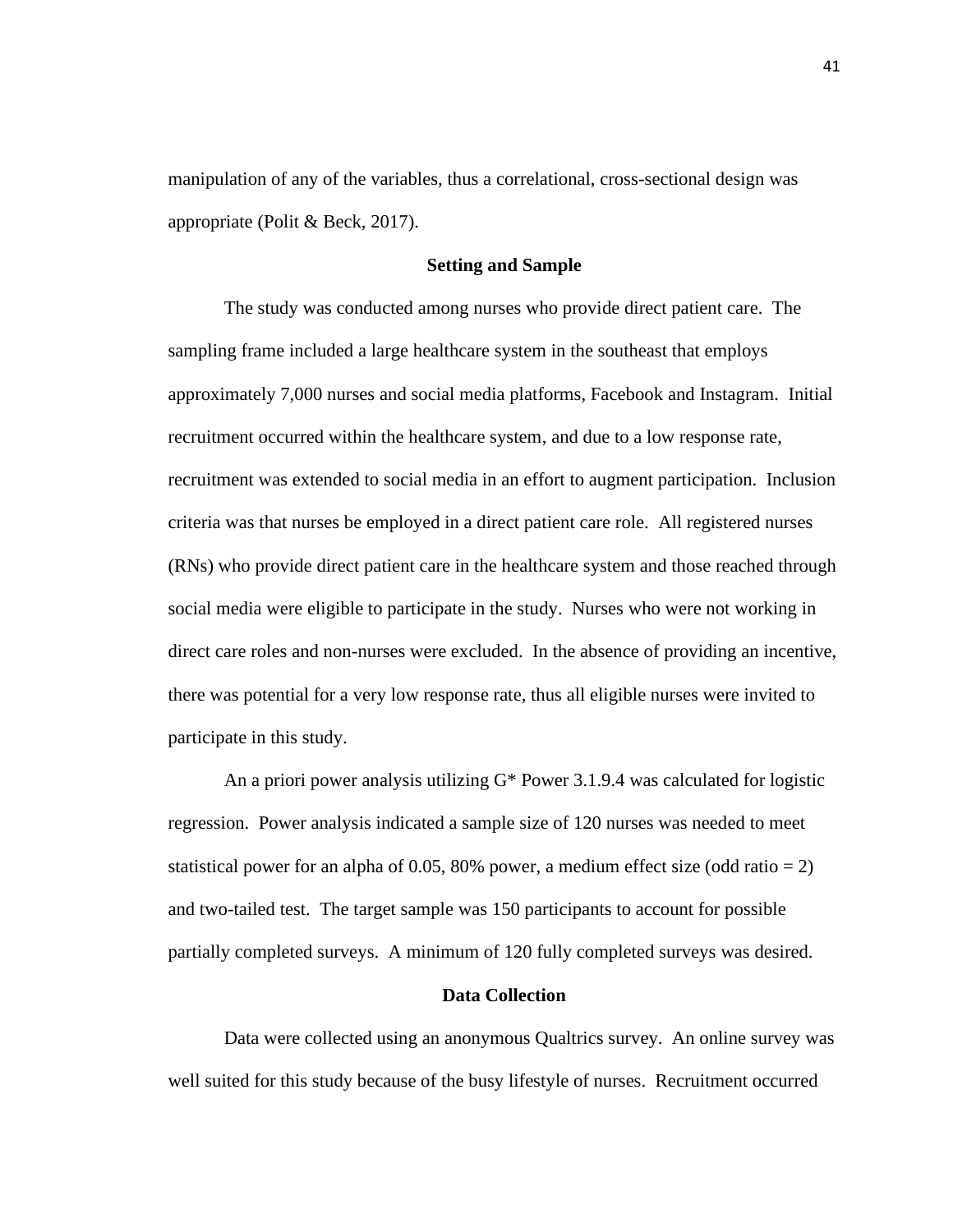manipulation of any of the variables, thus a correlational, cross-sectional design was appropriate (Polit & Beck, 2017).

## Setting and Sample

The study was conducted among nurses who provide direct patient care. The sampling frame included a large healthcare system in the southeast that employs approximately 7,000 nurses and social media platforms, Facebook and Instagram. Initial recruitment occurred within the healthcare system, and due to a low response rate, recruitment was extended to social media in an effort to augment participation. Inclusion criteria was that nurses be employed in a direct patient care role. All registered nurses (RNs) who provide direct patient care in the healthcare system and those reached through social media were eligible to participate in the study. Nurses who were not working in direct care roles and non-nurses were excluded. In the absence of providing an incentive, there was potential for a very low response rate, thus all eligible nurses were invited to participate in this study.

An a priori power analysis utilizing G* Power 3.1.9.4 was calculated for logistic regression. Power analysis indicated a sample size of 120 nurses was needed to meet statistical power for an alpha of 0.05, 80% power, a medium effect size (odd ratio = 2) and two-tailed test. The target sample was 150 participants to account for possible partially completed surveys. A minimum of 120 fully completed surveys was desired.

## Data Collection

Data were collected using an anonymous Qualtrics survey. An online survey was well suited for this study because of the busy lifestyle of nurses. Recruitment occurred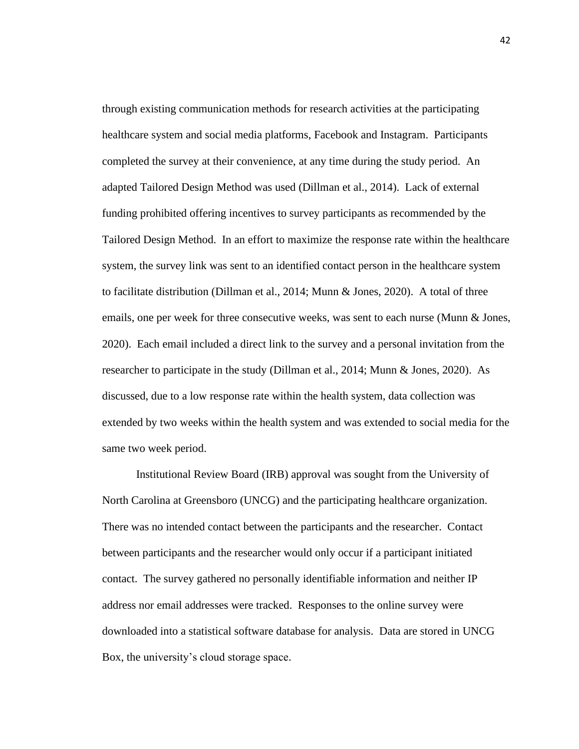through existing communication methods for research activities at the participating healthcare system and social media platforms, Facebook and Instagram. Participants completed the survey at their convenience, at any time during the study period. An adapted Tailored Design Method was used (Dillman et al., 2014). Lack of external funding prohibited offering incentives to survey participants as recommended by the Tailored Design Method. In an effort to maximize the response rate within the healthcare system, the survey link was sent to an identified contact person in the healthcare system to facilitate distribution (Dillman et al., 2014; Munn & Jones, 2020). A total of three emails, one per week for three consecutive weeks, was sent to each nurse (Munn & Jones, 2020). Each email included a direct link to the survey and a personal invitation from the researcher to participate in the study (Dillman et al., 2014; Munn & Jones, 2020). As discussed, due to a low response rate within the health system, data collection was extended by two weeks within the health system and was extended to social media for the same two week period.

Institutional Review Board (IRB) approval was sought from the University of North Carolina at Greensboro (UNCG) and the participating healthcare organization. There was no intended contact between the participants and the researcher. Contact between participants and the researcher would only occur if a participant initiated contact. The survey gathered no personally identifiable information and neither IP address nor email addresses were tracked. Responses to the online survey were downloaded into a statistical software database for analysis. Data are stored in UNCG Box, the university's cloud storage space.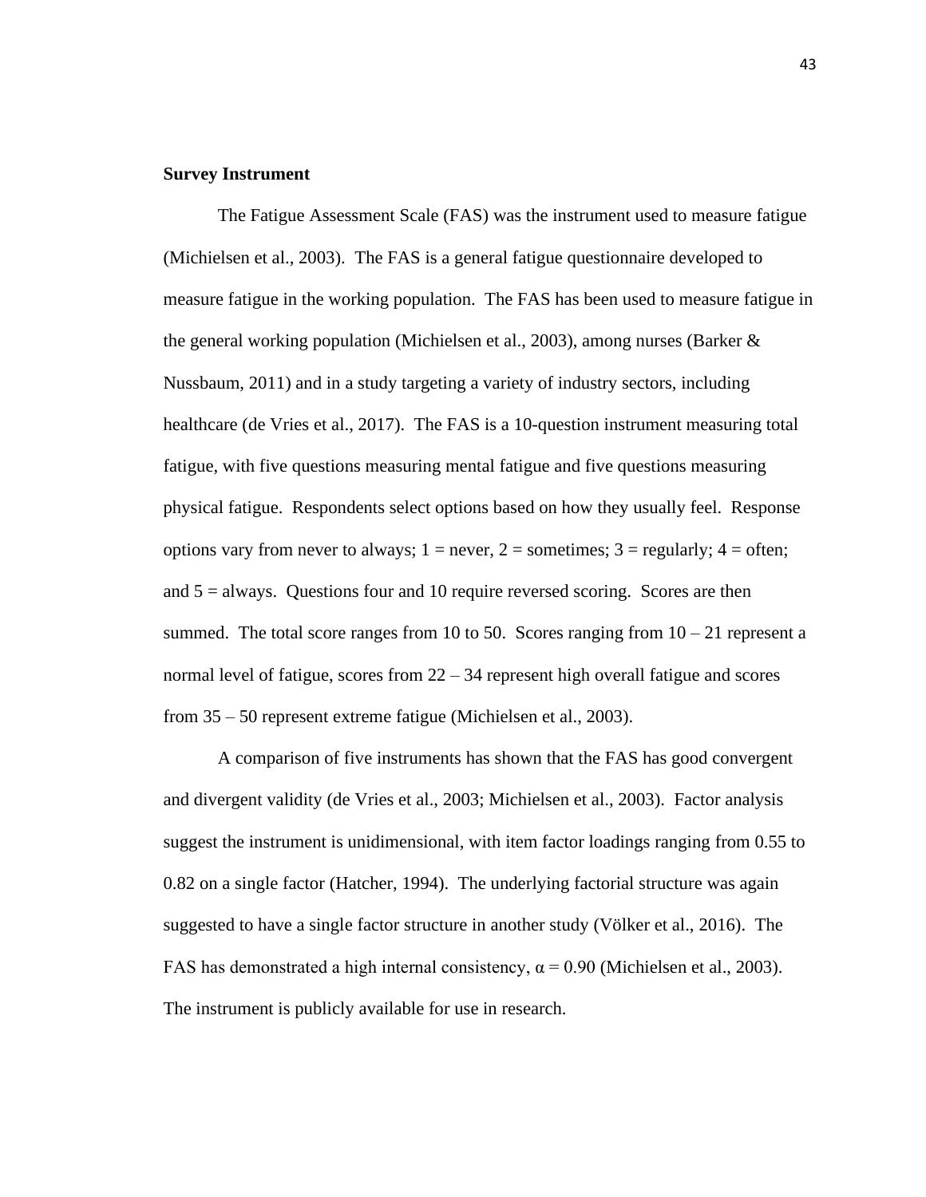**Survey Instrument**

The Fatigue Assessment Scale (FAS) was the instrument used to measure fatigue (Michielsen et al., 2003). The FAS is a general fatigue questionnaire developed to measure fatigue in the working population. The FAS has been used to measure fatigue in the general working population (Michielsen et al., 2003), among nurses (Barker & Nussbaum, 2011) and in a study targeting a variety of industry sectors, including healthcare (de Vries et al., 2017). The FAS is a 10-question instrument measuring total fatigue, with five questions measuring mental fatigue and five questions measuring physical fatigue. Respondents select options based on how they usually feel. Response options vary from never to always; 1 = never, 2 = sometimes; 3 = regularly; 4 = often; and 5 = always. Questions four and 10 require reversed scoring. Scores are then summed. The total score ranges from 10 to 50. Scores ranging from 10 – 21 represent a normal level of fatigue, scores from 22 – 34 represent high overall fatigue and scores from 35 – 50 represent extreme fatigue (Michielsen et al., 2003).

A comparison of five instruments has shown that the FAS has good convergent and divergent validity (de Vries et al., 2003; Michielsen et al., 2003). Factor analysis suggest the instrument is unidimensional, with item factor loadings ranging from 0.55 to 0.82 on a single factor (Hatcher, 1994). The underlying factorial structure was again suggested to have a single factor structure in another study (Völker et al., 2016). The FAS has demonstrated a high internal consistency, $\alpha = 0.90$ (Michielsen et al., 2003). The instrument is publicly available for use in research.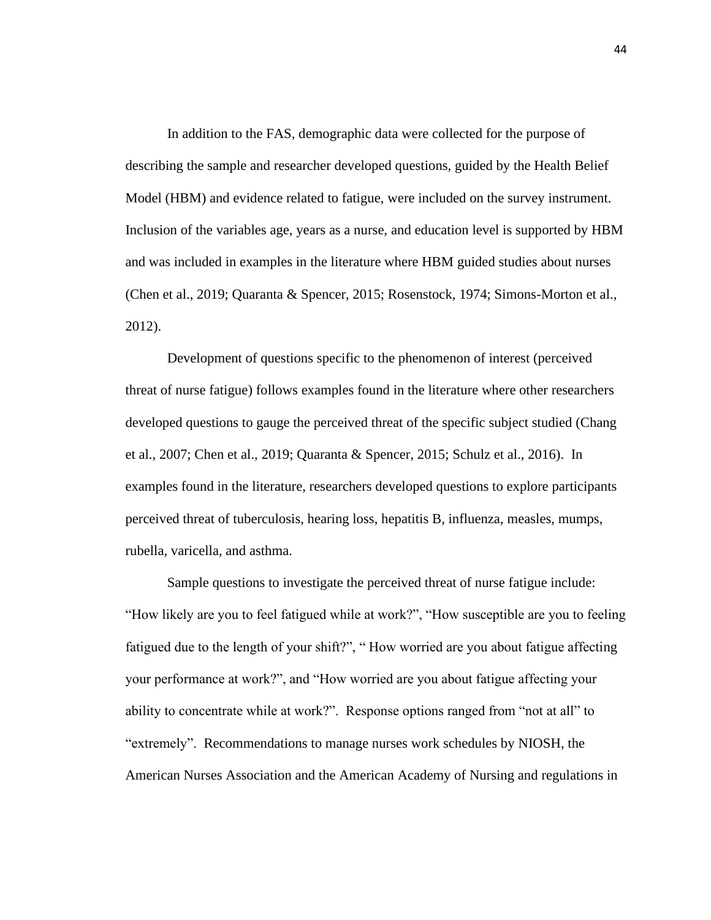In addition to the FAS, demographic data were collected for the purpose of describing the sample and researcher developed questions, guided by the Health Belief Model (HBM) and evidence related to fatigue, were included on the survey instrument. Inclusion of the variables age, years as a nurse, and education level is supported by HBM and was included in examples in the literature where HBM guided studies about nurses (Chen et al., 2019; Quaranta & Spencer, 2015; Rosenstock, 1974; Simons-Morton et al., 2012).

Development of questions specific to the phenomenon of interest (perceived threat of nurse fatigue) follows examples found in the literature where other researchers developed questions to gauge the perceived threat of the specific subject studied (Chang et al., 2007; Chen et al., 2019; Quaranta & Spencer, 2015; Schulz et al., 2016). In examples found in the literature, researchers developed questions to explore participants perceived threat of tuberculosis, hearing loss, hepatitis B, influenza, measles, mumps, rubella, varicella, and asthma.

Sample questions to investigate the perceived threat of nurse fatigue include: "How likely are you to feel fatigued while at work?", "How susceptible are you to feeling fatigued due to the length of your shift?", " How worried are you about fatigue affecting your performance at work?", and "How worried are you about fatigue affecting your ability to concentrate while at work?". Response options ranged from "not at all" to "extremely". Recommendations to manage nurses work schedules by NIOSH, the American Nurses Association and the American Academy of Nursing and regulations in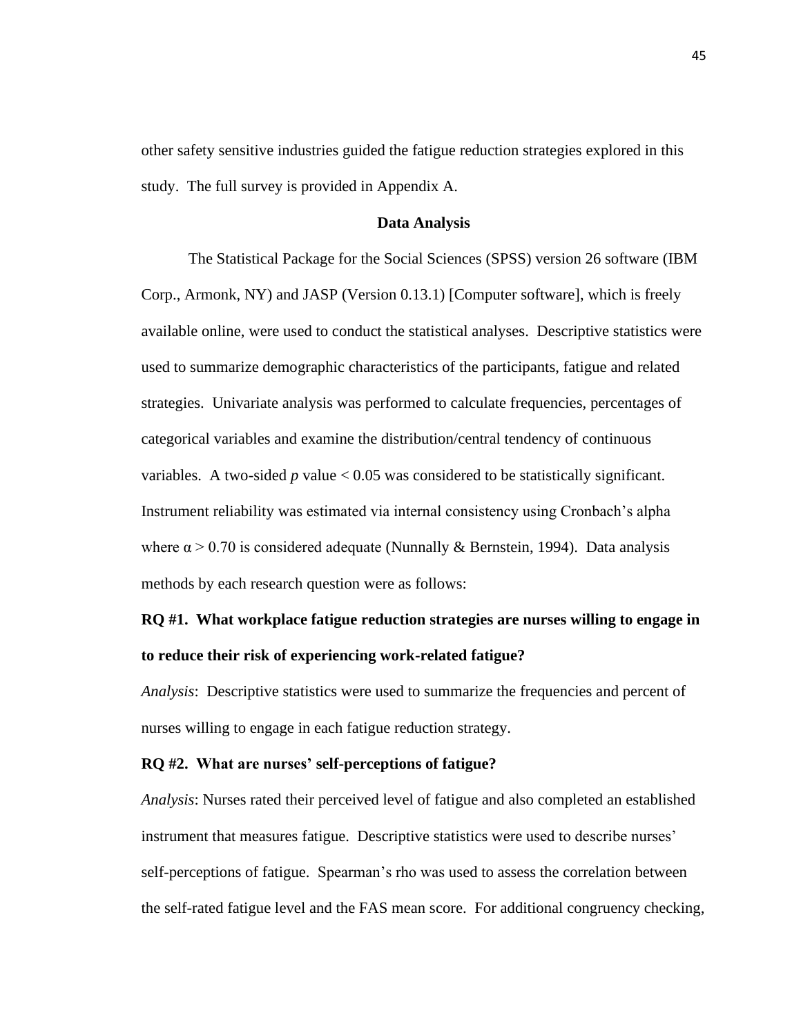other safety sensitive industries guided the fatigue reduction strategies explored in this study. The full survey is provided in Appendix A.

## Data Analysis

The Statistical Package for the Social Sciences (SPSS) version 26 software (IBM Corp., Armonk, NY) and JASP (Version 0.13.1) [Computer software], which is freely available online, were used to conduct the statistical analyses. Descriptive statistics were used to summarize demographic characteristics of the participants, fatigue and related strategies. Univariate analysis was performed to calculate frequencies, percentages of categorical variables and examine the distribution/central tendency of continuous variables. A two-sided $p$ value $< 0.05$ was considered to be statistically significant. Instrument reliability was estimated via internal consistency using Cronbach's alpha where $\alpha > 0.70$ is considered adequate (Nunnally & Bernstein, 1994). Data analysis methods by each research question were as follows:

### RQ #1. What workplace fatigue reduction strategies are nurses willing to engage in to reduce their risk of experiencing work-related fatigue?

*Analysis*: Descriptive statistics were used to summarize the frequencies and percent of nurses willing to engage in each fatigue reduction strategy.

### RQ #2. What are nurses' self-perceptions of fatigue?

*Analysis*: Nurses rated their perceived level of fatigue and also completed an established instrument that measures fatigue. Descriptive statistics were used to describe nurses' self-perceptions of fatigue. Spearman's rho was used to assess the correlation between the self-rated fatigue level and the FAS mean score. For additional congruency checking,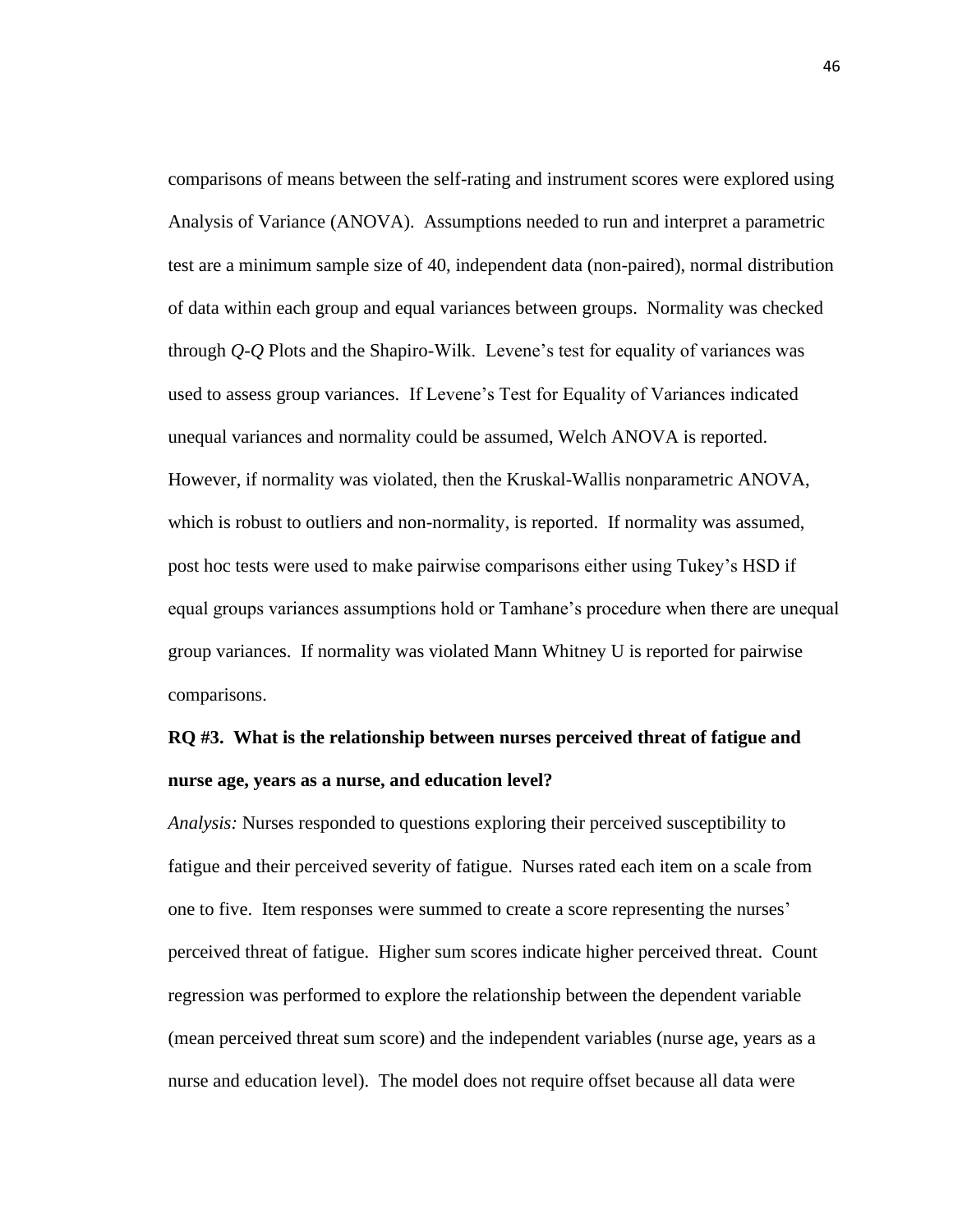comparisons of means between the self-rating and instrument scores were explored using Analysis of Variance (ANOVA). Assumptions needed to run and interpret a parametric test are a minimum sample size of 40, independent data (non-paired), normal distribution of data within each group and equal variances between groups. Normality was checked through *Q-Q* Plots and the Shapiro-Wilk. Levene's test for equality of variances was used to assess group variances. If Levene's Test for Equality of Variances indicated unequal variances and normality could be assumed, Welch ANOVA is reported. However, if normality was violated, then the Kruskal-Wallis nonparametric ANOVA, which is robust to outliers and non-normality, is reported. If normality was assumed, post hoc tests were used to make pairwise comparisons either using Tukey's HSD if equal groups variances assumptions hold or Tamhane's procedure when there are unequal group variances. If normality was violated Mann Whitney U is reported for pairwise comparisons.

**RQ #3. What is the relationship between nurses perceived threat of fatigue and nurse age, years as a nurse, and education level?**

*Analysis:* Nurses responded to questions exploring their perceived susceptibility to fatigue and their perceived severity of fatigue. Nurses rated each item on a scale from one to five. Item responses were summed to create a score representing the nurses' perceived threat of fatigue. Higher sum scores indicate higher perceived threat. Count regression was performed to explore the relationship between the dependent variable (mean perceived threat sum score) and the independent variables (nurse age, years as a nurse and education level). The model does not require offset because all data were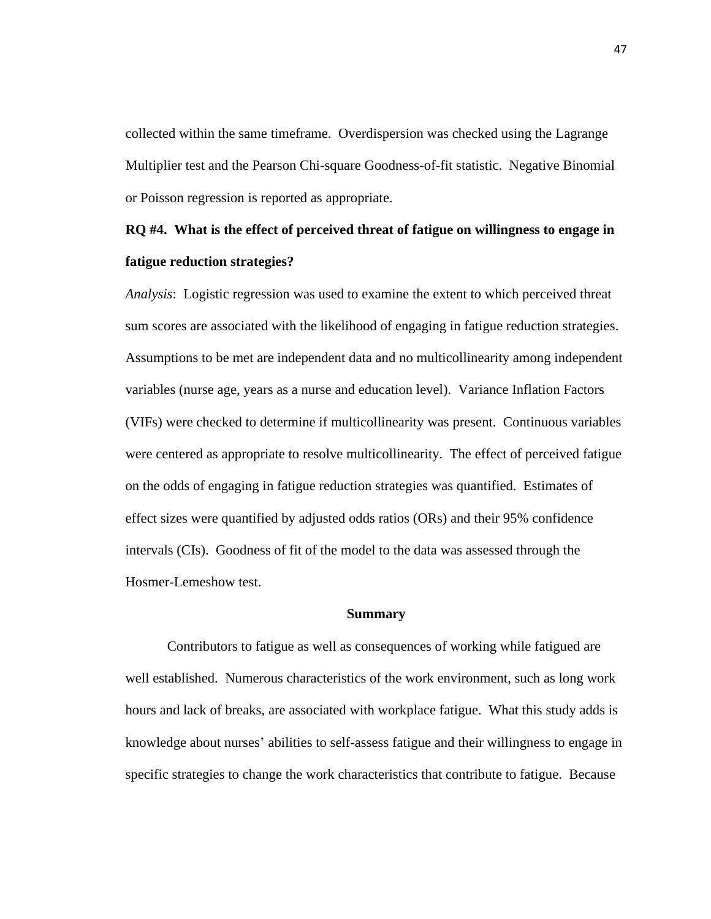collected within the same timeframe. Overdispersion was checked using the Lagrange Multiplier test and the Pearson Chi-square Goodness-of-fit statistic. Negative Binomial or Poisson regression is reported as appropriate.

**RQ #4. What is the effect of perceived threat of fatigue on willingness to engage in fatigue reduction strategies?**

*Analysis*: Logistic regression was used to examine the extent to which perceived threat sum scores are associated with the likelihood of engaging in fatigue reduction strategies. Assumptions to be met are independent data and no multicollinearity among independent variables (nurse age, years as a nurse and education level). Variance Inflation Factors (VIFs) were checked to determine if multicollinearity was present. Continuous variables were centered as appropriate to resolve multicollinearity. The effect of perceived fatigue on the odds of engaging in fatigue reduction strategies was quantified. Estimates of effect sizes were quantified by adjusted odds ratios (ORs) and their 95% confidence intervals (CIs). Goodness of fit of the model to the data was assessed through the Hosmer-Lemeshow test.

## Summary

Contributors to fatigue as well as consequences of working while fatigued are well established. Numerous characteristics of the work environment, such as long work hours and lack of breaks, are associated with workplace fatigue. What this study adds is knowledge about nurses' abilities to self-assess fatigue and their willingness to engage in specific strategies to change the work characteristics that contribute to fatigue. Because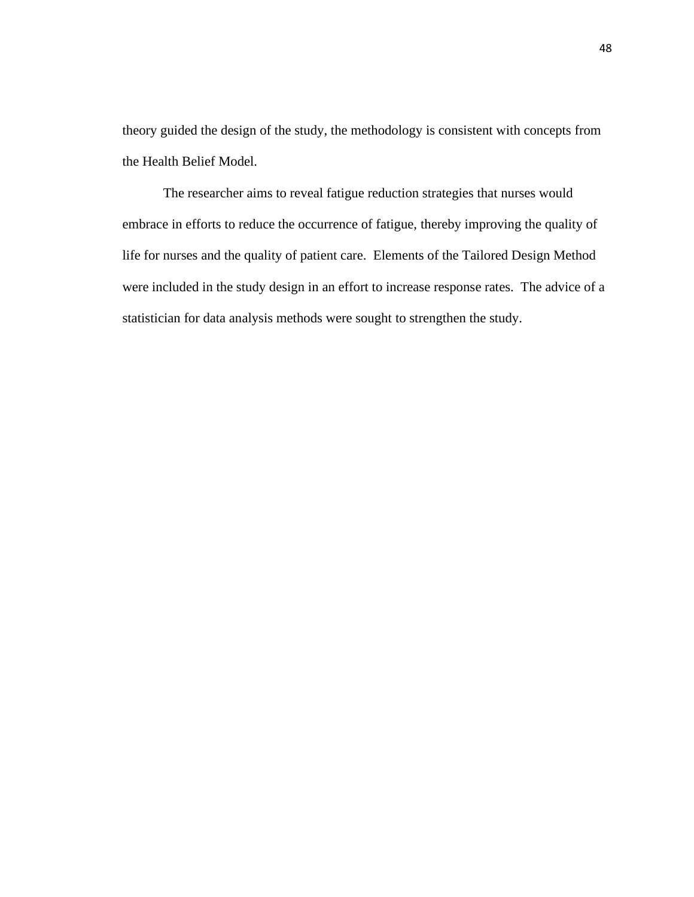theory guided the design of the study, the methodology is consistent with concepts from the Health Belief Model.

The researcher aims to reveal fatigue reduction strategies that nurses would embrace in efforts to reduce the occurrence of fatigue, thereby improving the quality of life for nurses and the quality of patient care. Elements of the Tailored Design Method were included in the study design in an effort to increase response rates. The advice of a statistician for data analysis methods were sought to strengthen the study.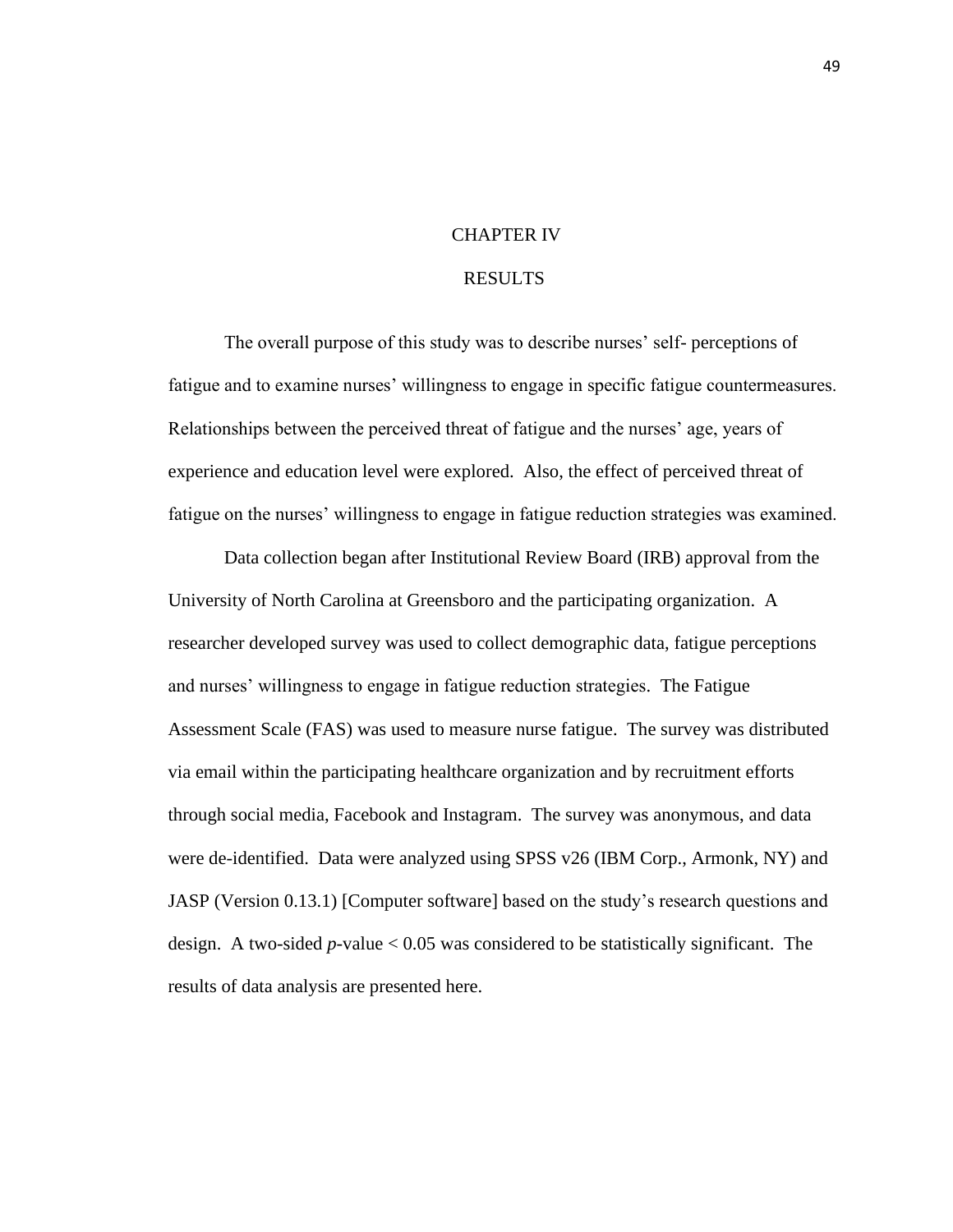# CHAPTER IV

# RESULTS

The overall purpose of this study was to describe nurses' self- perceptions of fatigue and to examine nurses' willingness to engage in specific fatigue countermeasures. Relationships between the perceived threat of fatigue and the nurses' age, years of experience and education level were explored. Also, the effect of perceived threat of fatigue on the nurses' willingness to engage in fatigue reduction strategies was examined.

Data collection began after Institutional Review Board (IRB) approval from the University of North Carolina at Greensboro and the participating organization. A researcher developed survey was used to collect demographic data, fatigue perceptions and nurses' willingness to engage in fatigue reduction strategies. The Fatigue Assessment Scale (FAS) was used to measure nurse fatigue. The survey was distributed via email within the participating healthcare organization and by recruitment efforts through social media, Facebook and Instagram. The survey was anonymous, and data were de-identified. Data were analyzed using SPSS v26 (IBM Corp., Armonk, NY) and JASP (Version 0.13.1) [Computer software] based on the study's research questions and design. A two-sided *p*-value $< 0.05$ was considered to be statistically significant. The results of data analysis are presented here.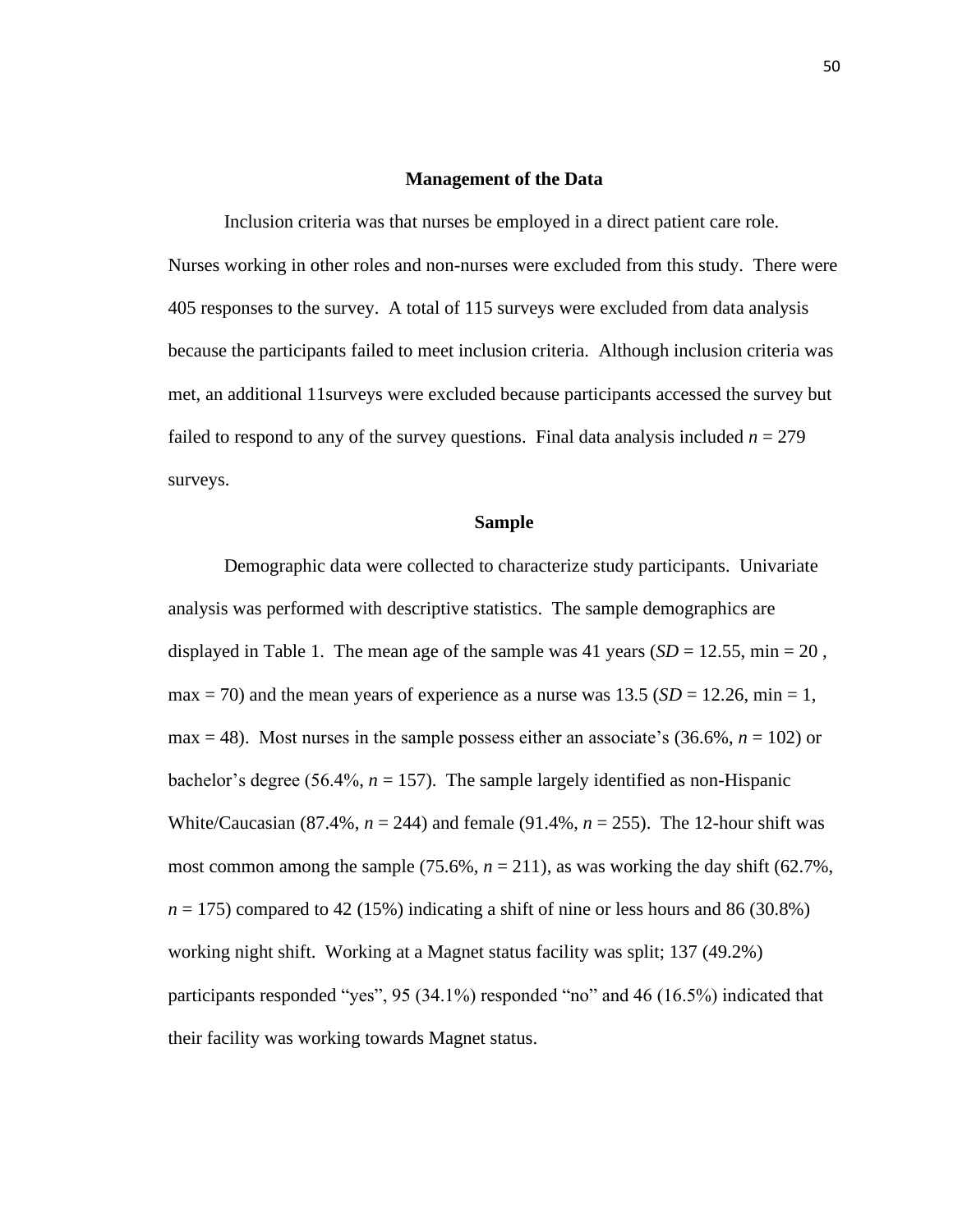## Management of the Data

Inclusion criteria was that nurses be employed in a direct patient care role. Nurses working in other roles and non-nurses were excluded from this study. There were 405 responses to the survey. A total of 115 surveys were excluded from data analysis because the participants failed to meet inclusion criteria. Although inclusion criteria was met, an additional 11surveys were excluded because participants accessed the survey but failed to respond to any of the survey questions. Final data analysis included $n$ = 279 surveys.

## Sample

Demographic data were collected to characterize study participants. Univariate analysis was performed with descriptive statistics. The sample demographics are displayed in Table 1. The mean age of the sample was 41 years (*SD* = 12.55, min = 20 , max = 70) and the mean years of experience as a nurse was 13.5 (*SD* = 12.26, min = 1, max = 48). Most nurses in the sample possess either an associate's (36.6%, $n$ = 102) or bachelor's degree (56.4%, $n$ = 157). The sample largely identified as non-Hispanic White/Caucasian (87.4%, $n$ = 244) and female (91.4%, $n$ = 255). The 12-hour shift was most common among the sample (75.6%, $n$ = 211), as was working the day shift (62.7%, $n$ = 175) compared to 42 (15%) indicating a shift of nine or less hours and 86 (30.8%) working night shift. Working at a Magnet status facility was split; 137 (49.2%) participants responded "yes", 95 (34.1%) responded "no" and 46 (16.5%) indicated that their facility was working towards Magnet status.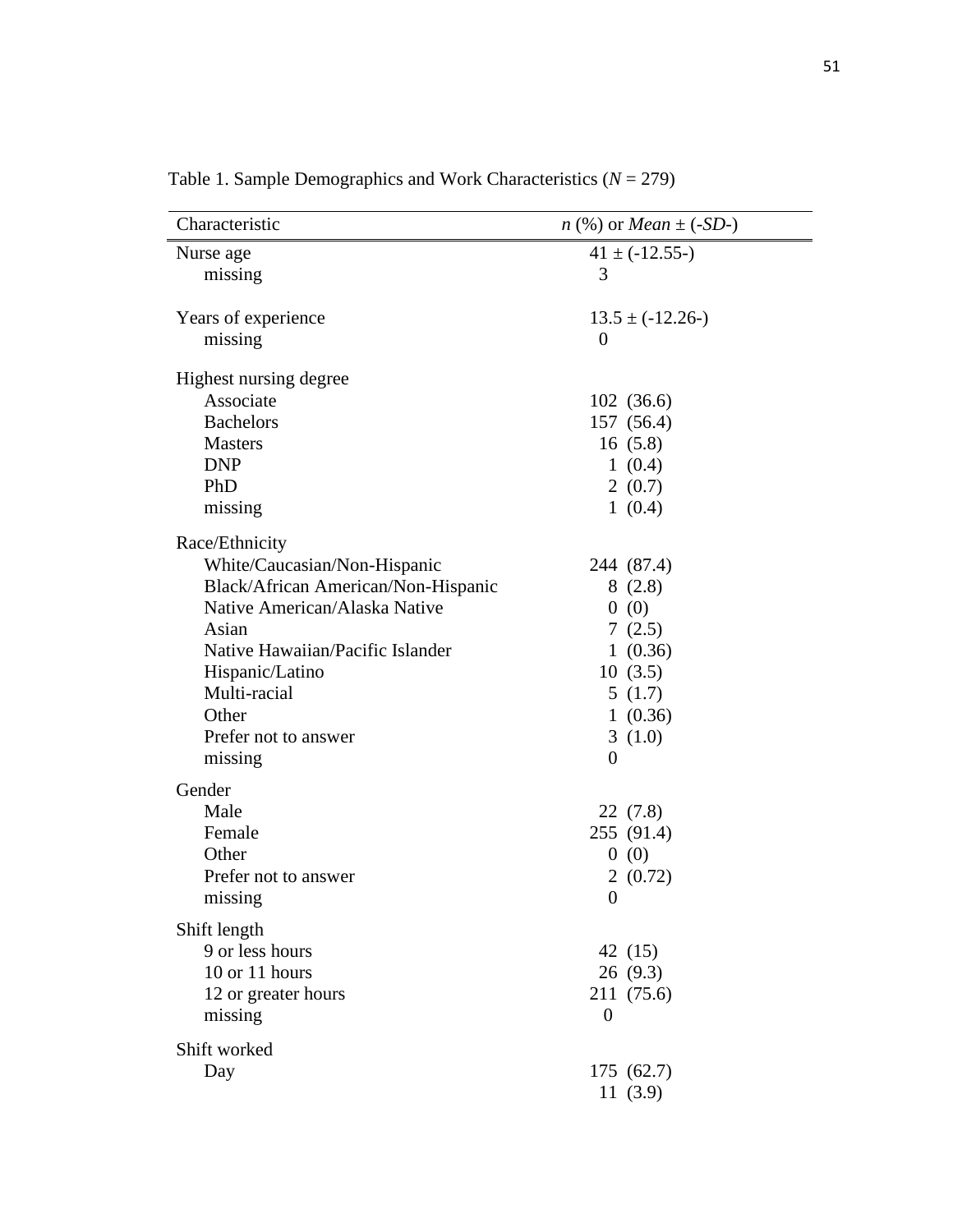Table 1. Sample Demographics and Work Characteristics (*N* = 279)

| Characteristic | *n* (%) or *Mean* ± (-*SD*-) |
|---|---|
| Nurse age | 41 ± (-12.55-) |
| missing | 3 |
| Years of experience | 13.5 ± (-12.26-) |
| missing | 0 |
| Highest nursing degree | |
| Associate | 102 (36.6) |
| Bachelors | 157 (56.4) |
| Masters | 16 (5.8) |
| DNP | 1 (0.4) |
| PhD | 2 (0.7) |
| missing | 1 (0.4) |
| Race/Ethnicity | |
| White/Caucasian/Non-Hispanic | 244 (87.4) |
| Black/African American/Non-Hispanic | 8 (2.8) |
| Native American/Alaska Native | 0 (0) |
| Asian | 7 (2.5) |
| Native Hawaiian/Pacific Islander | 1 (0.36) |
| Hispanic/Latino | 10 (3.5) |
| Multi-racial | 5 (1.7) |
| Other | 1 (0.36) |
| Prefer not to answer | 3 (1.0) |
| missing | 0 |
| Gender | |
| Male | 22 (7.8) |
| Female | 255 (91.4) |
| Other | 0 (0) |
| Prefer not to answer | 2 (0.72) |
| missing | 0 |
| Shift length | |
| 9 or less hours | 42 (15) |
| 10 or 11 hours | 26 (9.3) |
| 12 or greater hours | 211 (75.6) |
| missing | 0 |
| Shift worked | |
| Day | 175 (62.7) |
| | 11 (3.9) |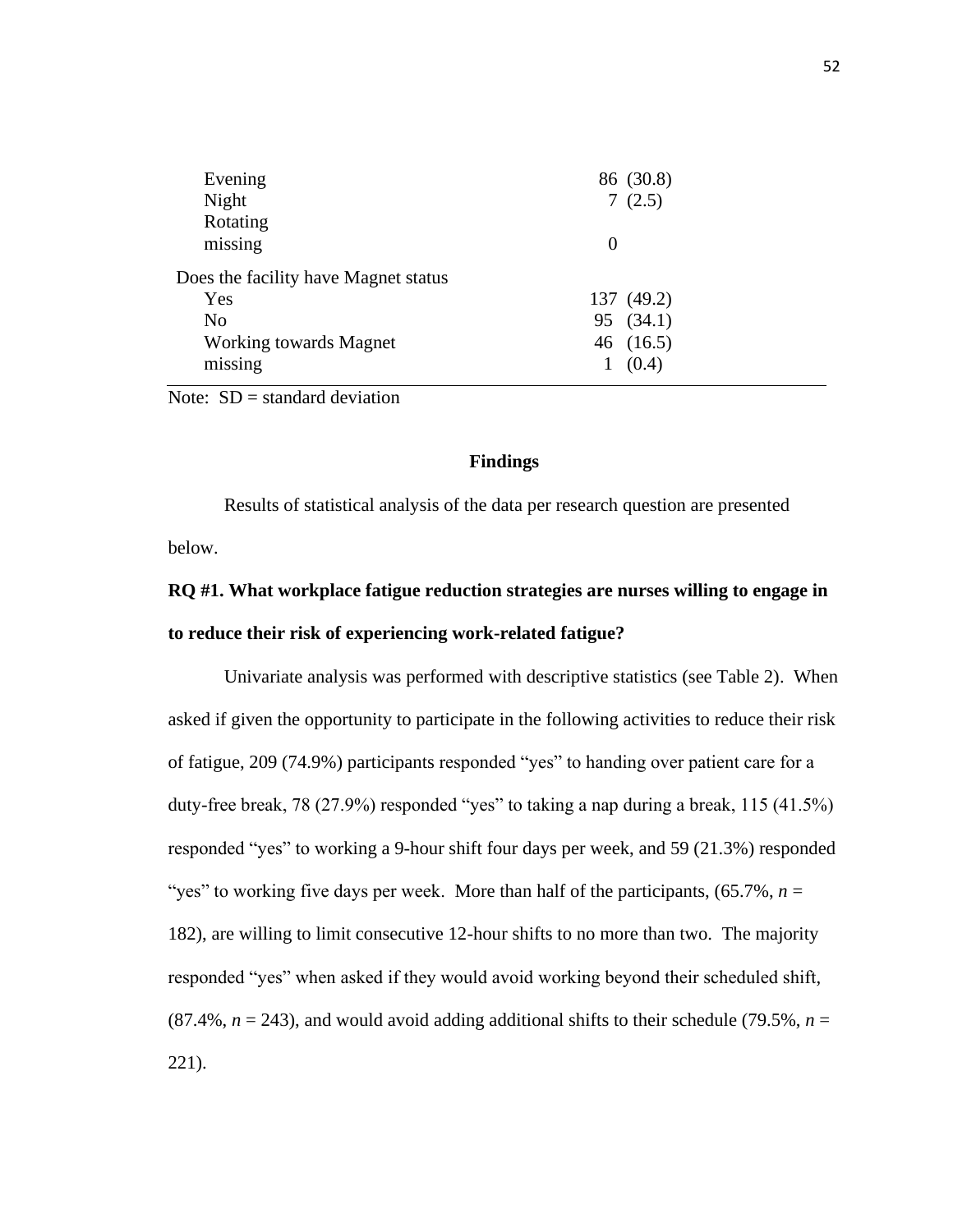| | |
|---|---|
| Evening | 86 (30.8) |
| Night | 7 (2.5) |
| Rotating | |
| missing | 0 |
| Does the facility have Magnet status | |
| Yes | 137 (49.2) |
| No | 95 (34.1) |
| Working towards Magnet | 46 (16.5) |
| missing | 1 (0.4) |

Note: SD = standard deviation

## Findings

Results of statistical analysis of the data per research question are presented below.

**RQ #1. What workplace fatigue reduction strategies are nurses willing to engage in to reduce their risk of experiencing work-related fatigue?**

Univariate analysis was performed with descriptive statistics (see Table 2). When asked if given the opportunity to participate in the following activities to reduce their risk of fatigue, 209 (74.9%) participants responded "yes" to handing over patient care for a duty-free break, 78 (27.9%) responded "yes" to taking a nap during a break, 115 (41.5%) responded "yes" to working a 9-hour shift four days per week, and 59 (21.3%) responded "yes" to working five days per week. More than half of the participants, (65.7%, $n$ = 182), are willing to limit consecutive 12-hour shifts to no more than two. The majority responded "yes" when asked if they would avoid working beyond their scheduled shift, (87.4%, $n$ = 243), and would avoid adding additional shifts to their schedule (79.5%, $n$ = 221).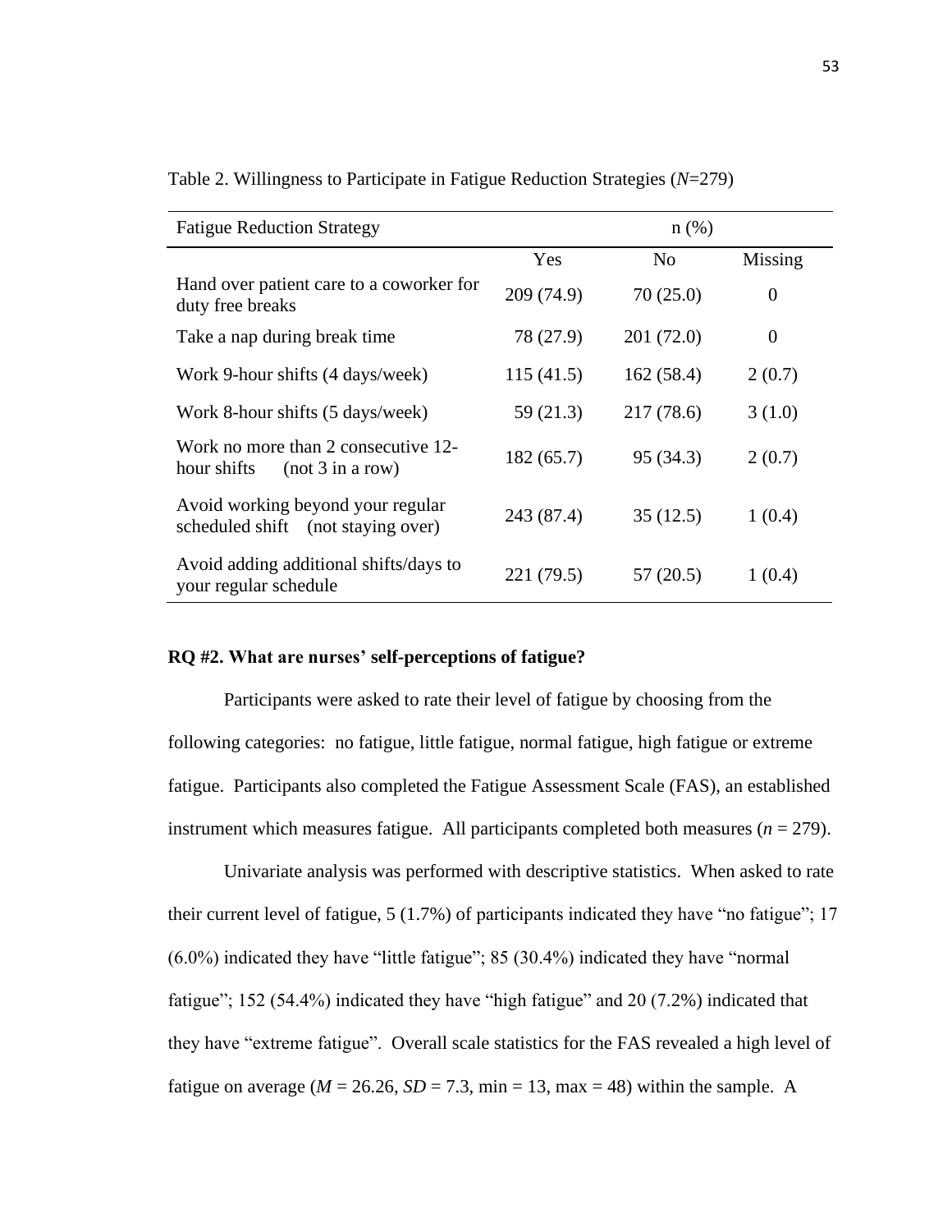Table 2. Willingness to Participate in Fatigue Reduction Strategies (*N*=279)

| Fatigue Reduction Strategy | n (%) | | |
|---|---|---|---|
| | Yes | No | Missing |
| Hand over patient care to a coworker for duty free breaks | 209 (74.9) | 70 (25.0) | 0 |
| Take a nap during break time | 78 (27.9) | 201 (72.0) | 0 |
| Work 9-hour shifts (4 days/week) | 115 (41.5) | 162 (58.4) | 2 (0.7) |
| Work 8-hour shifts (5 days/week) | 59 (21.3) | 217 (78.6) | 3 (1.0) |
| Work no more than 2 consecutive 12-hour shifts (not 3 in a row) | 182 (65.7) | 95 (34.3) | 2 (0.7) |
| Avoid working beyond your regular scheduled shift (not staying over) | 243 (87.4) | 35 (12.5) | 1 (0.4) |
| Avoid adding additional shifts/days to your regular schedule | 221 (79.5) | 57 (20.5) | 1 (0.4) |

**RQ #2. What are nurses' self-perceptions of fatigue?**

Participants were asked to rate their level of fatigue by choosing from the following categories: no fatigue, little fatigue, normal fatigue, high fatigue or extreme fatigue. Participants also completed the Fatigue Assessment Scale (FAS), an established instrument which measures fatigue. All participants completed both measures ($n$ = 279).

Univariate analysis was performed with descriptive statistics. When asked to rate their current level of fatigue, 5 (1.7%) of participants indicated they have "no fatigue"; 17 (6.0%) indicated they have "little fatigue"; 85 (30.4%) indicated they have "normal fatigue"; 152 (54.4%) indicated they have "high fatigue" and 20 (7.2%) indicated that they have "extreme fatigue". Overall scale statistics for the FAS revealed a high level of fatigue on average ($M$ = 26.26, $SD$ = 7.3, min = 13, max = 48) within the sample. A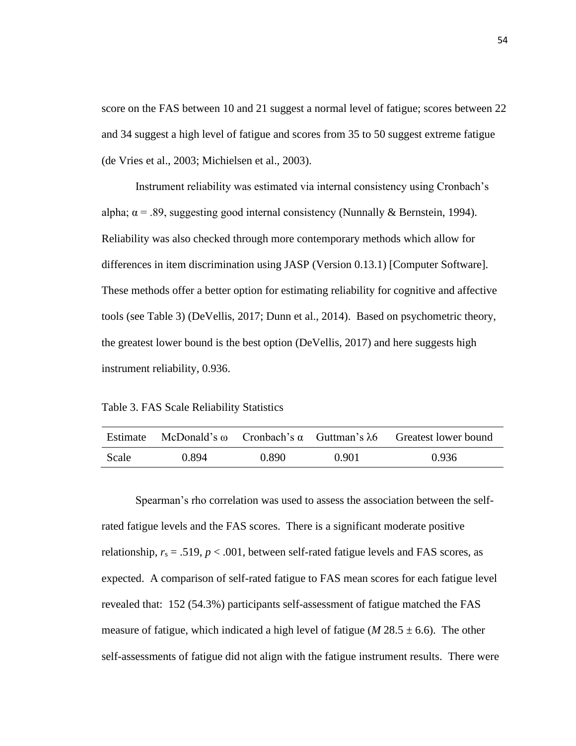score on the FAS between 10 and 21 suggest a normal level of fatigue; scores between 22 and 34 suggest a high level of fatigue and scores from 35 to 50 suggest extreme fatigue (de Vries et al., 2003; Michielsen et al., 2003).

Instrument reliability was estimated via internal consistency using Cronbach's alpha; $\alpha = .89$, suggesting good internal consistency (Nunnally & Bernstein, 1994). Reliability was also checked through more contemporary methods which allow for differences in item discrimination using JASP (Version 0.13.1) [Computer Software]. These methods offer a better option for estimating reliability for cognitive and affective tools (see Table 3) (DeVellis, 2017; Dunn et al., 2014). Based on psychometric theory, the greatest lower bound is the best option (DeVellis, 2017) and here suggests high instrument reliability, 0.936.

Table 3. FAS Scale Reliability Statistics

| Estimate | McDonald's ω | Cronbach's α | Guttman's λ6 | Greatest lower bound |
|---|---|---|---|---|
| Scale | 0.894 | 0.890 | 0.901 | 0.936 |

Spearman's rho correlation was used to assess the association between the self-rated fatigue levels and the FAS scores. There is a significant moderate positive relationship, $r_s = .519$, $p < .001$, between self-rated fatigue levels and FAS scores, as expected. A comparison of self-rated fatigue to FAS mean scores for each fatigue level revealed that: 152 (54.3%) participants self-assessment of fatigue matched the FAS measure of fatigue, which indicated a high level of fatigue ($M$ 28.5 ± 6.6). The other self-assessments of fatigue did not align with the fatigue instrument results. There were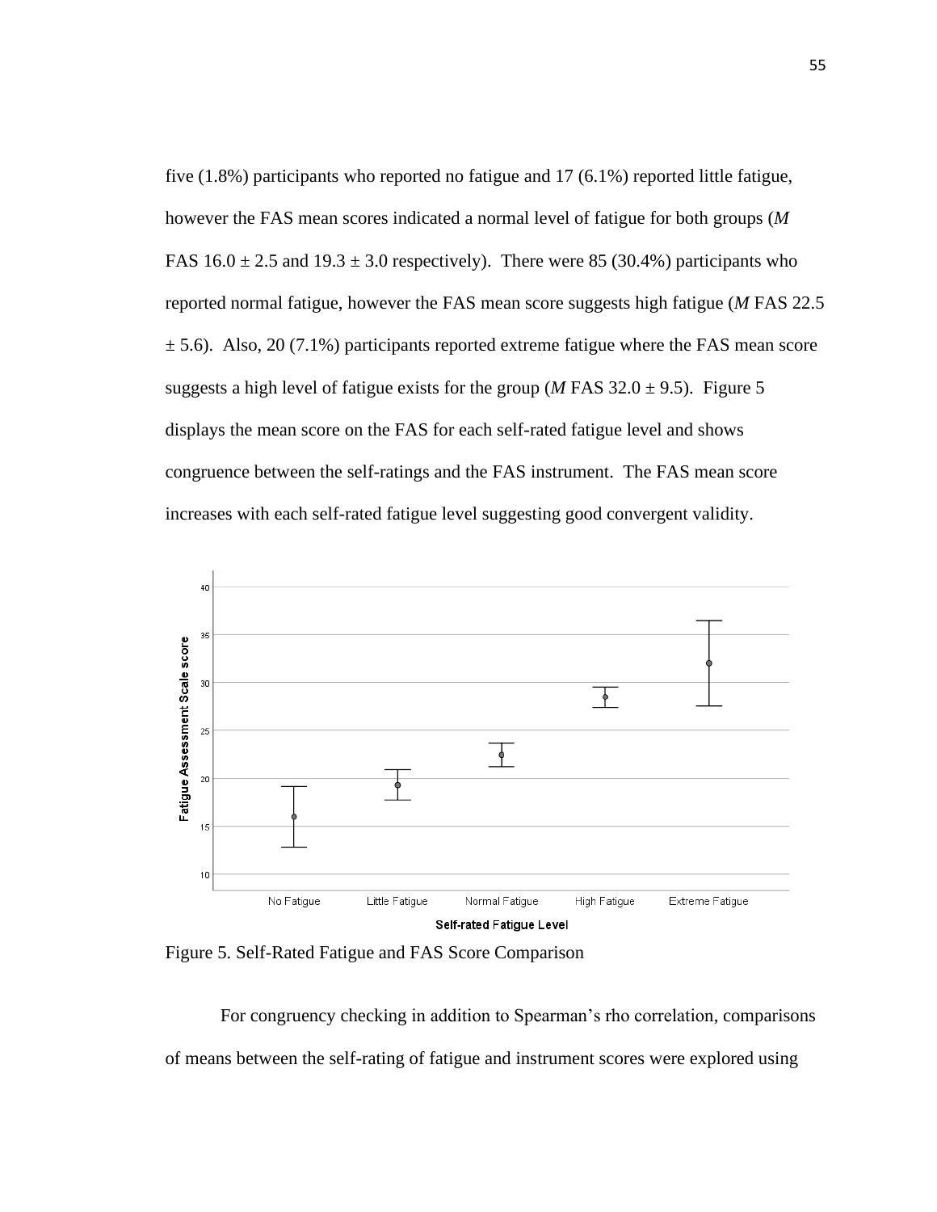five (1.8%) participants who reported no fatigue and 17 (6.1%) reported little fatigue, however the FAS mean scores indicated a normal level of fatigue for both groups (*M* FAS 16.0 ± 2.5 and 19.3 ± 3.0 respectively). There were 85 (30.4%) participants who reported normal fatigue, however the FAS mean score suggests high fatigue (*M* FAS 22.5 ± 5.6). Also, 20 (7.1%) participants reported extreme fatigue where the FAS mean score suggests a high level of fatigue exists for the group (*M* FAS 32.0 ± 9.5). Figure 5 displays the mean score on the FAS for each self-rated fatigue level and shows congruence between the self-ratings and the FAS instrument. The FAS mean score increases with each self-rated fatigue level suggesting good convergent validity.

Figure 5. Self-Rated Fatigue and FAS Score Comparison

For congruency checking in addition to Spearman's rho correlation, comparisons of means between the self-rating of fatigue and instrument scores were explored using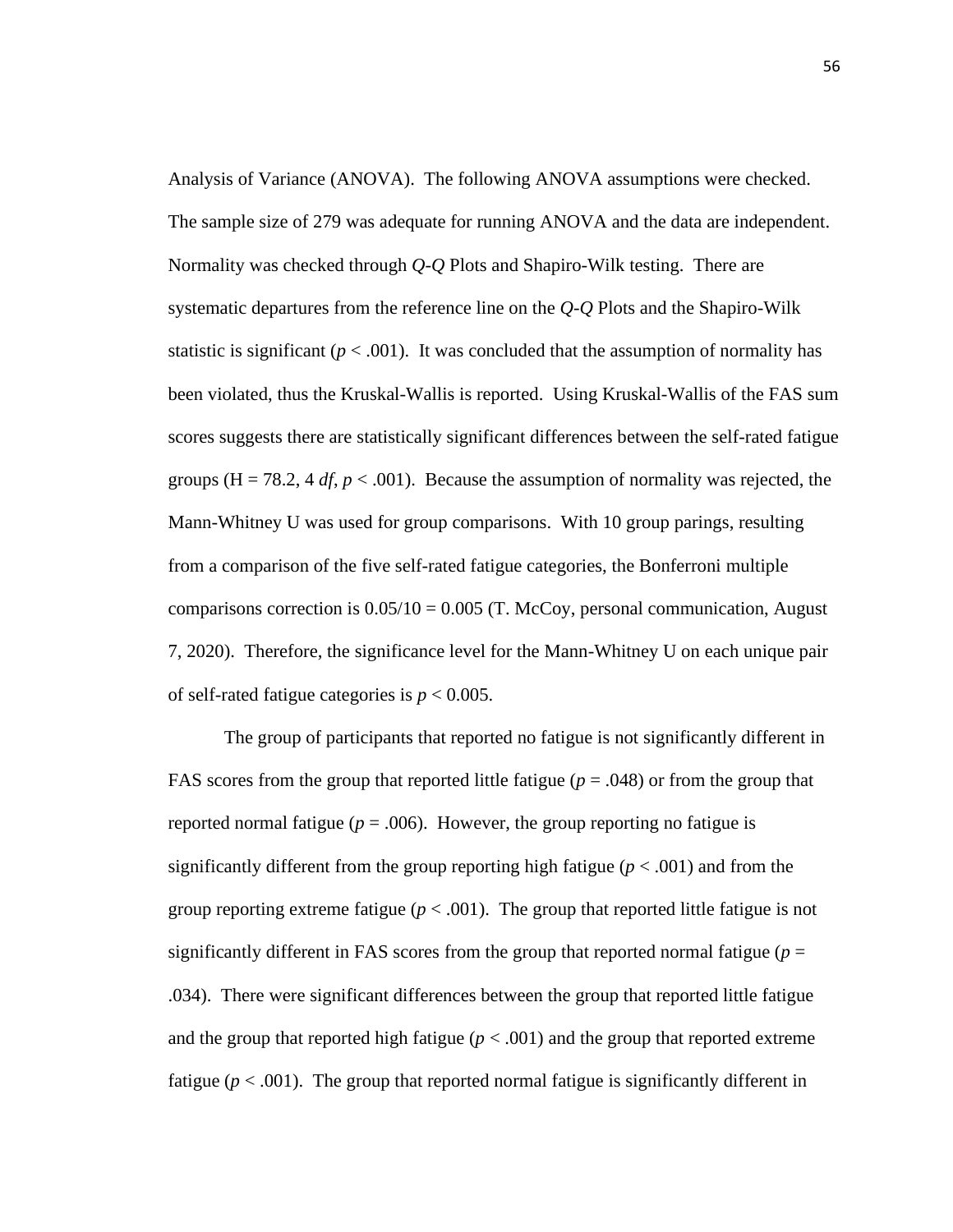Analysis of Variance (ANOVA). The following ANOVA assumptions were checked. The sample size of 279 was adequate for running ANOVA and the data are independent. Normality was checked through *Q-Q* Plots and Shapiro-Wilk testing. There are systematic departures from the reference line on the *Q-Q* Plots and the Shapiro-Wilk statistic is significant ($p < .001$). It was concluded that the assumption of normality has been violated, thus the Kruskal-Wallis is reported. Using Kruskal-Wallis of the FAS sum scores suggests there are statistically significant differences between the self-rated fatigue groups (H = 78.2, 4 *df*, $p < .001$). Because the assumption of normality was rejected, the Mann-Whitney U was used for group comparisons. With 10 group parings, resulting from a comparison of the five self-rated fatigue categories, the Bonferroni multiple comparisons correction is $0.05/10 = 0.005$ (T. McCoy, personal communication, August 7, 2020). Therefore, the significance level for the Mann-Whitney U on each unique pair of self-rated fatigue categories is $p < 0.005$.

The group of participants that reported no fatigue is not significantly different in FAS scores from the group that reported little fatigue ($p = .048$) or from the group that reported normal fatigue ($p = .006$). However, the group reporting no fatigue is significantly different from the group reporting high fatigue ($p < .001$) and from the group reporting extreme fatigue ($p < .001$). The group that reported little fatigue is not significantly different in FAS scores from the group that reported normal fatigue ($p = .034$). There were significant differences between the group that reported little fatigue and the group that reported high fatigue ($p < .001$) and the group that reported extreme fatigue ($p < .001$). The group that reported normal fatigue is significantly different in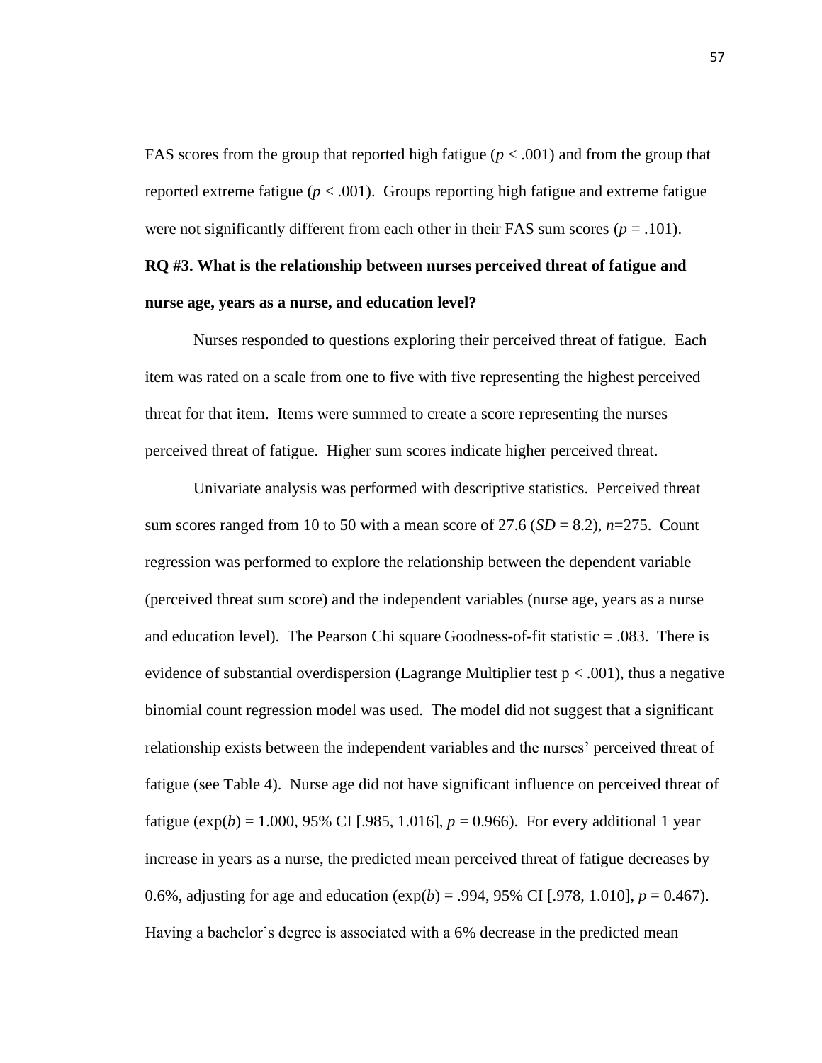FAS scores from the group that reported high fatigue ($p < .001$) and from the group that reported extreme fatigue ($p < .001$). Groups reporting high fatigue and extreme fatigue were not significantly different from each other in their FAS sum scores ($p = .101$).

**RQ #3. What is the relationship between nurses perceived threat of fatigue and nurse age, years as a nurse, and education level?**

Nurses responded to questions exploring their perceived threat of fatigue. Each item was rated on a scale from one to five with five representing the highest perceived threat for that item. Items were summed to create a score representing the nurses perceived threat of fatigue. Higher sum scores indicate higher perceived threat.

Univariate analysis was performed with descriptive statistics. Perceived threat sum scores ranged from 10 to 50 with a mean score of 27.6 ($SD = 8.2$), $n=275$. Count regression was performed to explore the relationship between the dependent variable (perceived threat sum score) and the independent variables (nurse age, years as a nurse and education level). The Pearson Chi square Goodness-of-fit statistic = .083. There is evidence of substantial overdispersion (Lagrange Multiplier test $p < .001$), thus a negative binomial count regression model was used. The model did not suggest that a significant relationship exists between the independent variables and the nurses' perceived threat of fatigue (see Table 4). Nurse age did not have significant influence on perceived threat of fatigue ($\exp(b) = 1.000$, 95% CI [.985, 1.016], $p = 0.966$). For every additional 1 year increase in years as a nurse, the predicted mean perceived threat of fatigue decreases by 0.6%, adjusting for age and education ($\exp(b) = .994$, 95% CI [.978, 1.010], $p = 0.467$). Having a bachelor's degree is associated with a 6% decrease in the predicted mean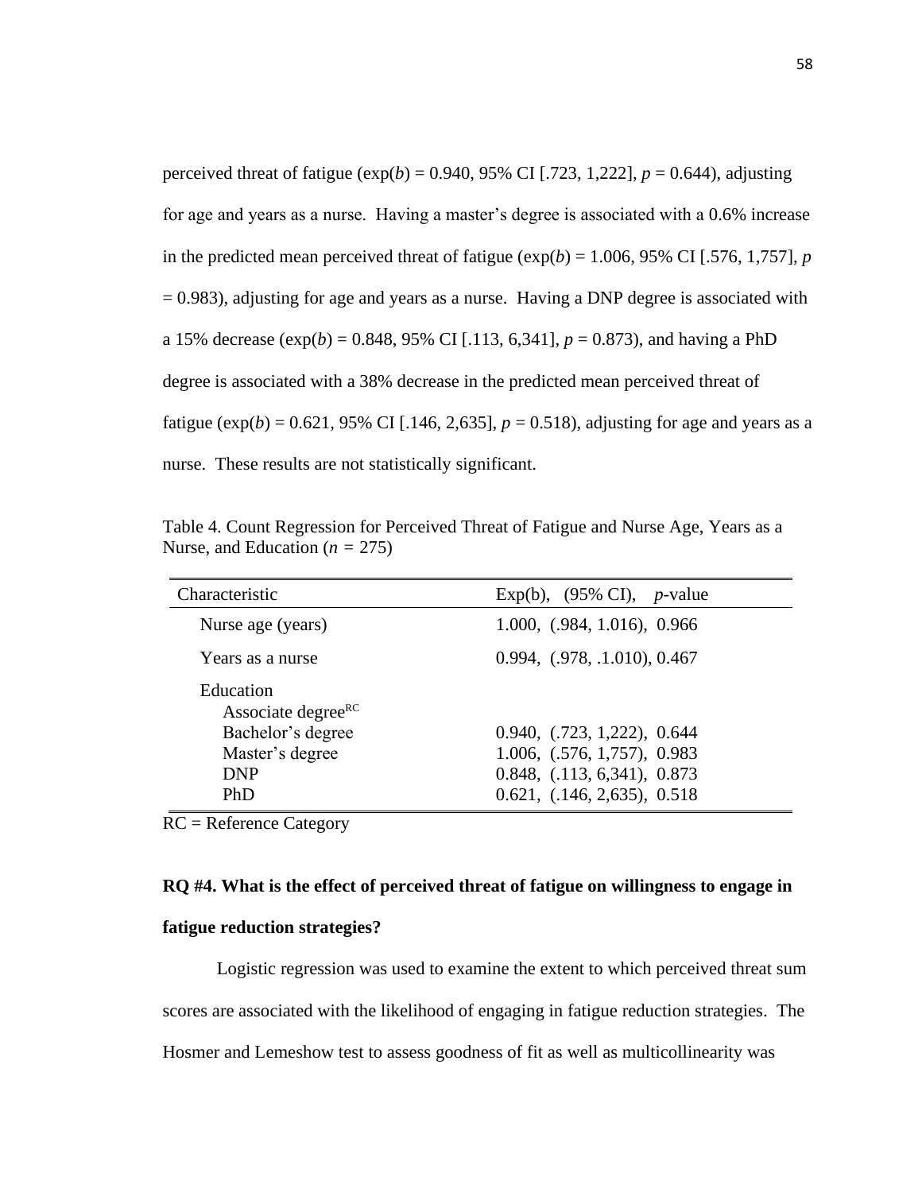perceived threat of fatigue (exp(*b*) = 0.940, 95% CI [.723, 1,222], $p = 0.644$), adjusting for age and years as a nurse. Having a master's degree is associated with a 0.6% increase in the predicted mean perceived threat of fatigue (exp(*b*) = 1.006, 95% CI [.576, 1,757], $p = 0.983$), adjusting for age and years as a nurse. Having a DNP degree is associated with a 15% decrease (exp(*b*) = 0.848, 95% CI [.113, 6,341], $p = 0.873$), and having a PhD degree is associated with a 38% decrease in the predicted mean perceived threat of fatigue (exp(*b*) = 0.621, 95% CI [.146, 2,635], $p = 0.518$), adjusting for age and years as a nurse. These results are not statistically significant.

Table 4. Count Regression for Perceived Threat of Fatigue and Nurse Age, Years as a Nurse, and Education ($n = 275$)

| Characteristic | Exp(b), (95% CI), *p*-value |
|---|---|
| Nurse age (years) | 1.000, (.984, 1.016), 0.966 |
| Years as a nurse | 0.994, (.978, .1.010), 0.467 |
| Education | |
| Associate degree[RC] | |
| Bachelor's degree | 0.940, (.723, 1,222), 0.644 |
| Master's degree | 1.006, (.576, 1,757), 0.983 |
| DNP | 0.848, (.113, 6,341), 0.873 |
| PhD | 0.621, (.146, 2,635), 0.518 |

RC = Reference Category

**RQ #4. What is the effect of perceived threat of fatigue on willingness to engage in fatigue reduction strategies?**

Logistic regression was used to examine the extent to which perceived threat sum scores are associated with the likelihood of engaging in fatigue reduction strategies. The Hosmer and Lemeshow test to assess goodness of fit as well as multicollinearity was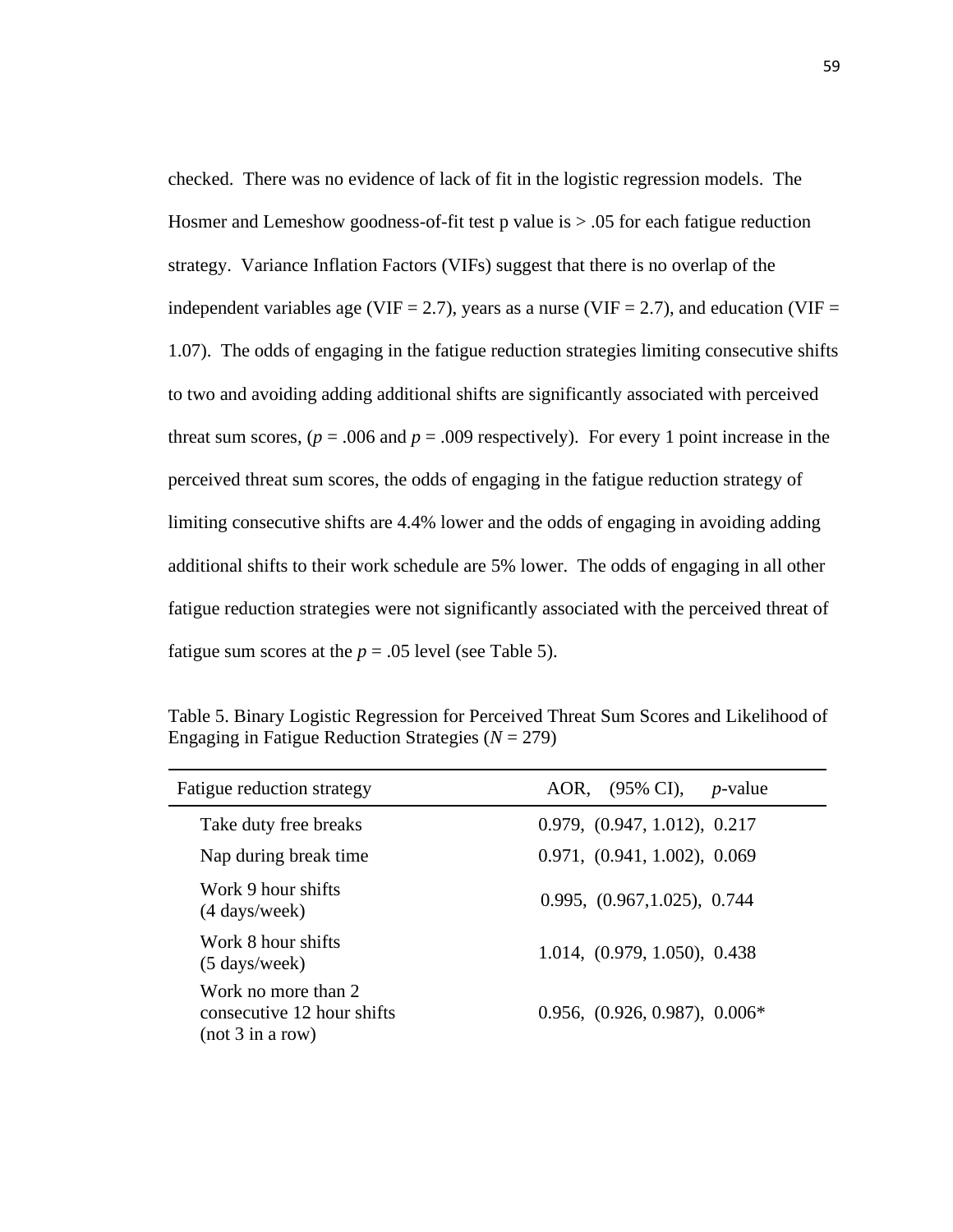checked. There was no evidence of lack of fit in the logistic regression models. The Hosmer and Lemeshow goodness-of-fit test p value is > .05 for each fatigue reduction strategy. Variance Inflation Factors (VIFs) suggest that there is no overlap of the independent variables age (VIF = 2.7), years as a nurse (VIF = 2.7), and education (VIF = 1.07). The odds of engaging in the fatigue reduction strategies limiting consecutive shifts to two and avoiding adding additional shifts are significantly associated with perceived threat sum scores, ($p = .006$ and $p = .009$ respectively). For every 1 point increase in the perceived threat sum scores, the odds of engaging in the fatigue reduction strategy of limiting consecutive shifts are 4.4% lower and the odds of engaging in avoiding adding additional shifts to their work schedule are 5% lower. The odds of engaging in all other fatigue reduction strategies were not significantly associated with the perceived threat of fatigue sum scores at the $p = .05$ level (see Table 5).

Table 5. Binary Logistic Regression for Perceived Threat Sum Scores and Likelihood of Engaging in Fatigue Reduction Strategies ($N = 279$)

| Fatigue reduction strategy | AOR, (95% CI), *p*-value |
|---|---|
| Take duty free breaks | 0.979, (0.947, 1.012), 0.217 |
| Nap during break time | 0.971, (0.941, 1.002), 0.069 |
| Work 9 hour shifts (4 days/week) | 0.995, (0.967,1.025), 0.744 |
| Work 8 hour shifts (5 days/week) | 1.014, (0.979, 1.050), 0.438 |
| Work no more than 2 consecutive 12 hour shifts (not 3 in a row) | 0.956, (0.926, 0.987), 0.006* |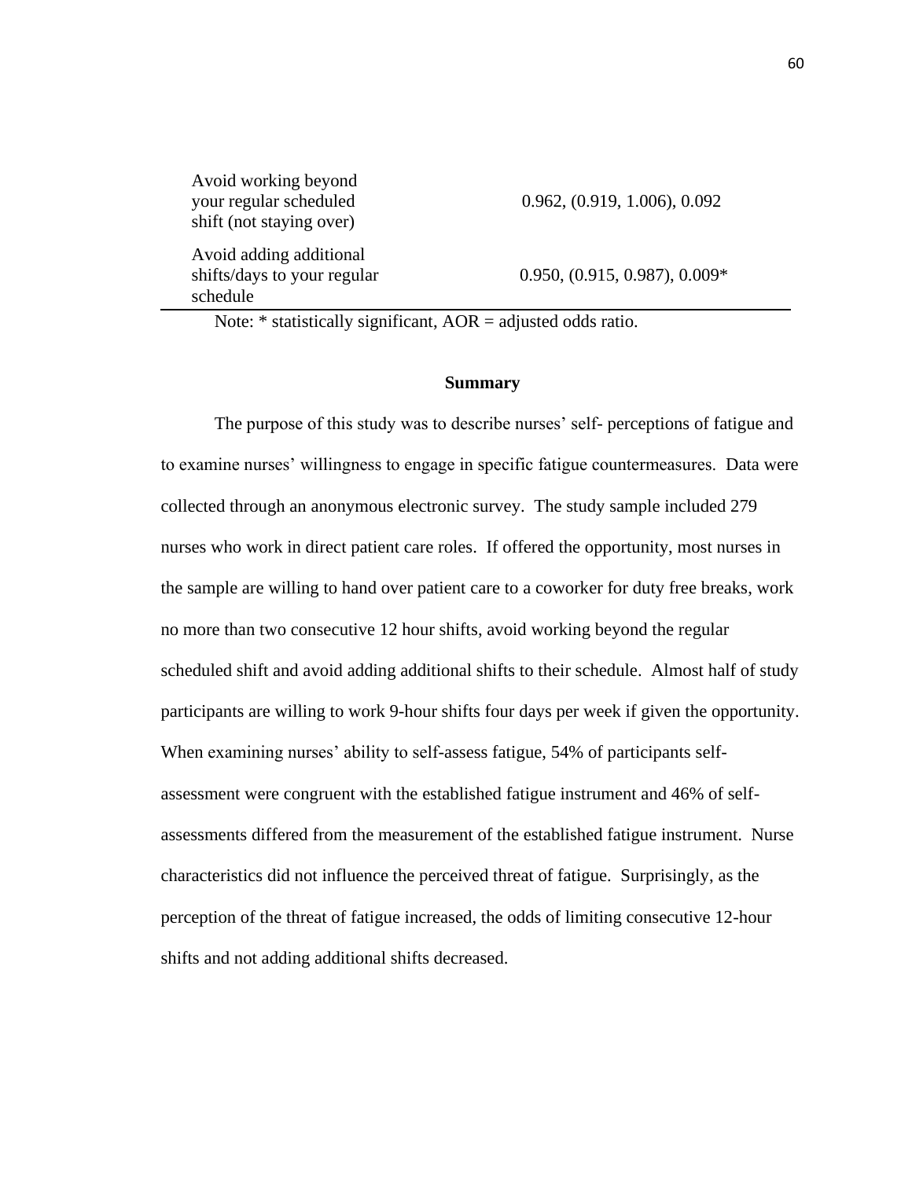| | |
|---|---|
| Avoid working beyond your regular scheduled shift (not staying over) | 0.962, (0.919, 1.006), 0.092 |
| Avoid adding additional shifts/days to your regular schedule | 0.950, (0.915, 0.987), 0.009* |

Note: * statistically significant, AOR = adjusted odds ratio.

**Summary**

The purpose of this study was to describe nurses' self- perceptions of fatigue and to examine nurses' willingness to engage in specific fatigue countermeasures. Data were collected through an anonymous electronic survey. The study sample included 279 nurses who work in direct patient care roles. If offered the opportunity, most nurses in the sample are willing to hand over patient care to a coworker for duty free breaks, work no more than two consecutive 12 hour shifts, avoid working beyond the regular scheduled shift and avoid adding additional shifts to their schedule. Almost half of study participants are willing to work 9-hour shifts four days per week if given the opportunity. When examining nurses' ability to self-assess fatigue, 54% of participants self-assessment were congruent with the established fatigue instrument and 46% of self-assessments differed from the measurement of the established fatigue instrument. Nurse characteristics did not influence the perceived threat of fatigue. Surprisingly, as the perception of the threat of fatigue increased, the odds of limiting consecutive 12-hour shifts and not adding additional shifts decreased.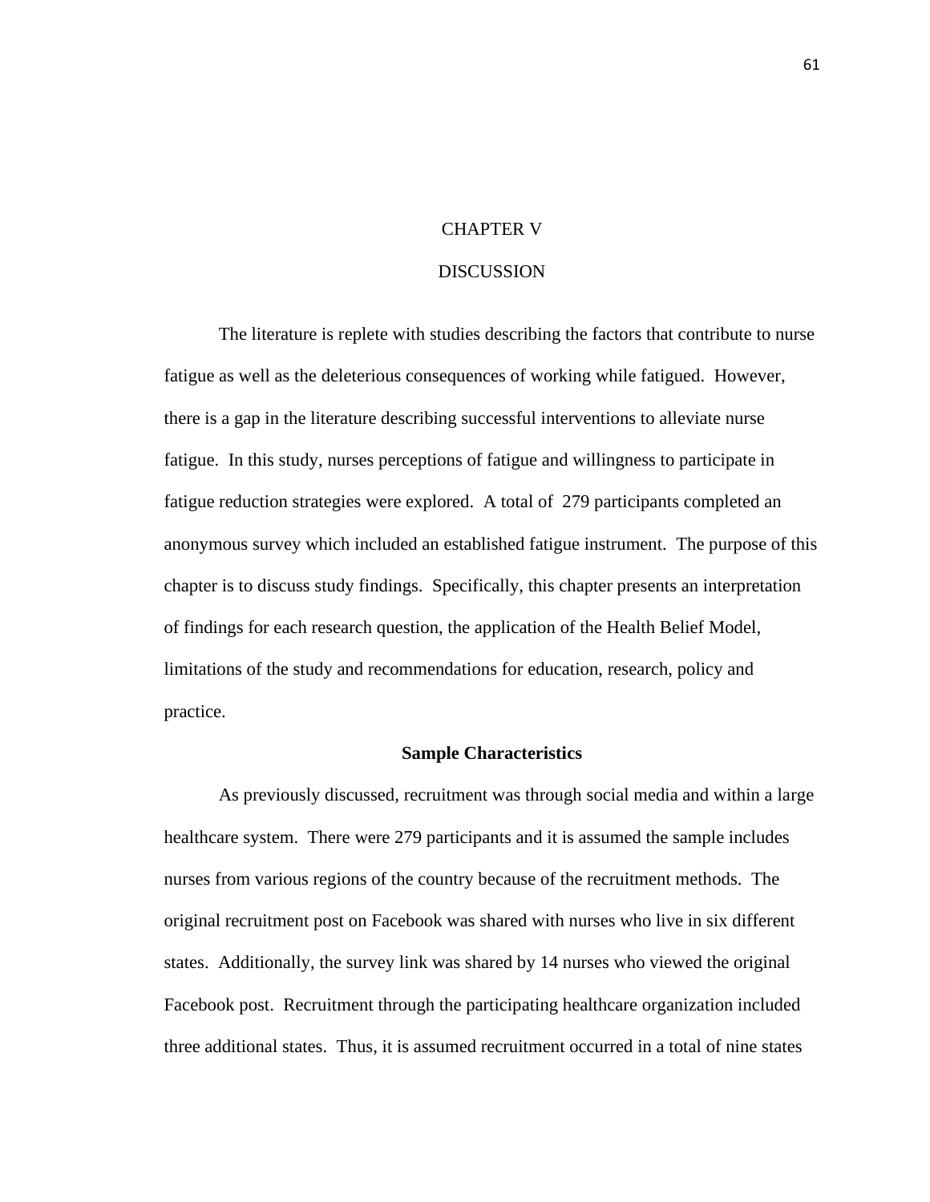# CHAPTER V

# DISCUSSION

The literature is replete with studies describing the factors that contribute to nurse fatigue as well as the deleterious consequences of working while fatigued. However, there is a gap in the literature describing successful interventions to alleviate nurse fatigue. In this study, nurses perceptions of fatigue and willingness to participate in fatigue reduction strategies were explored. A total of 279 participants completed an anonymous survey which included an established fatigue instrument. The purpose of this chapter is to discuss study findings. Specifically, this chapter presents an interpretation of findings for each research question, the application of the Health Belief Model, limitations of the study and recommendations for education, research, policy and practice.

## Sample Characteristics

As previously discussed, recruitment was through social media and within a large healthcare system. There were 279 participants and it is assumed the sample includes nurses from various regions of the country because of the recruitment methods. The original recruitment post on Facebook was shared with nurses who live in six different states. Additionally, the survey link was shared by 14 nurses who viewed the original Facebook post. Recruitment through the participating healthcare organization included three additional states. Thus, it is assumed recruitment occurred in a total of nine states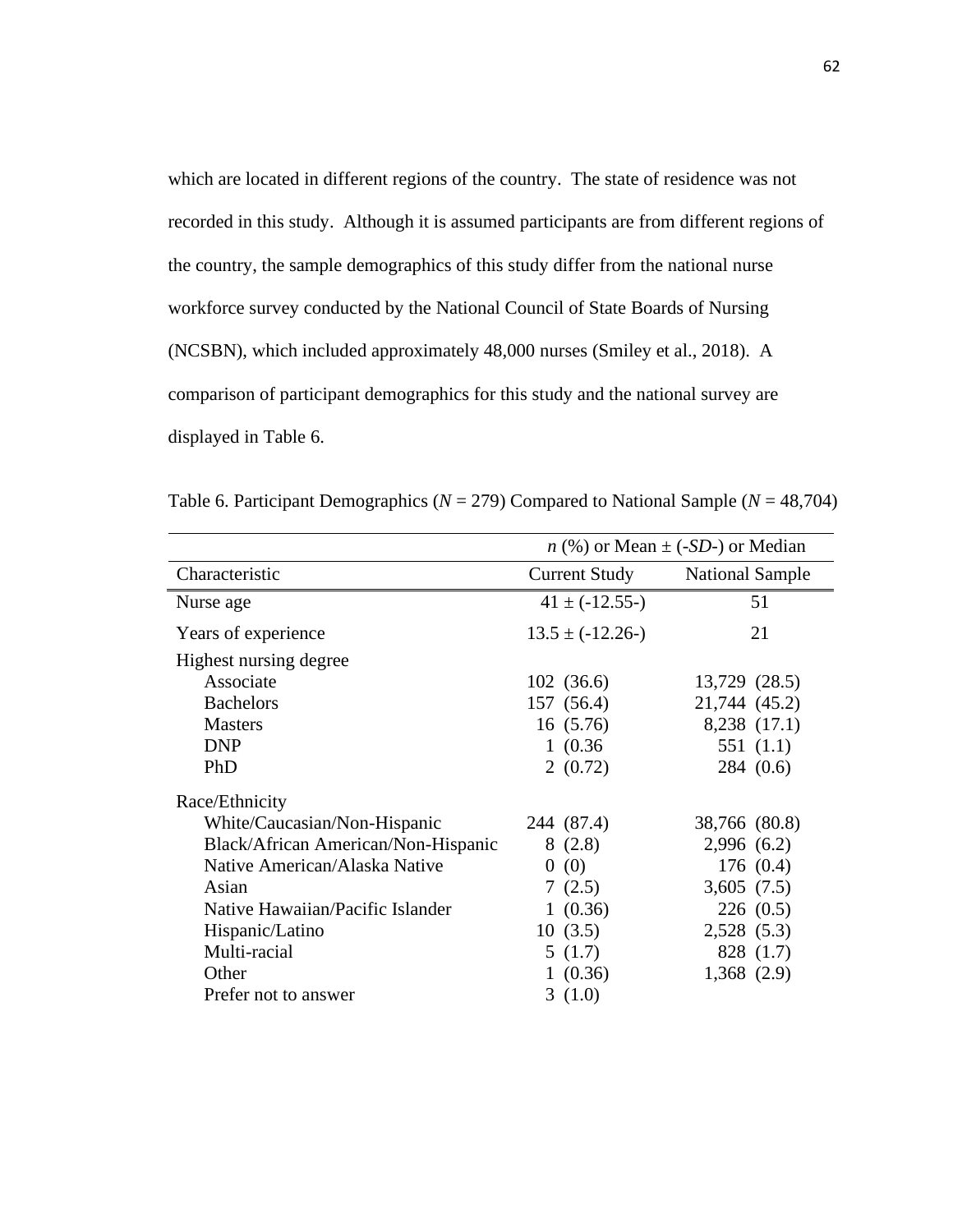which are located in different regions of the country. The state of residence was not recorded in this study. Although it is assumed participants are from different regions of the country, the sample demographics of this study differ from the national nurse workforce survey conducted by the National Council of State Boards of Nursing (NCSBN), which included approximately 48,000 nurses (Smiley et al., 2018). A comparison of participant demographics for this study and the national survey are displayed in Table 6.

Table 6. Participant Demographics (*N* = 279) Compared to National Sample (*N* = 48,704)

| | *n* (%) or Mean ± (-*SD*-) or Median | |
|---|---|---|
| Characteristic | Current Study | National Sample |
| Nurse age | 41 ± (-12.55-) | 51 |
| Years of experience | 13.5 ± (-12.26-) | 21 |
| Highest nursing degree | | |
| Associate | 102 (36.6) | 13,729 (28.5) |
| Bachelors | 157 (56.4) | 21,744 (45.2) |
| Masters | 16 (5.76) | 8,238 (17.1) |
| DNP | 1 (0.36 | 551 (1.1) |
| PhD | 2 (0.72) | 284 (0.6) |
| Race/Ethnicity | | |
| White/Caucasian/Non-Hispanic | 244 (87.4) | 38,766 (80.8) |
| Black/African American/Non-Hispanic | 8 (2.8) | 2,996 (6.2) |
| Native American/Alaska Native | 0 (0) | 176 (0.4) |
| Asian | 7 (2.5) | 3,605 (7.5) |
| Native Hawaiian/Pacific Islander | 1 (0.36) | 226 (0.5) |
| Hispanic/Latino | 10 (3.5) | 2,528 (5.3) |
| Multi-racial | 5 (1.7) | 828 (1.7) |
| Other | 1 (0.36) | 1,368 (2.9) |
| Prefer not to answer | 3 (1.0) | |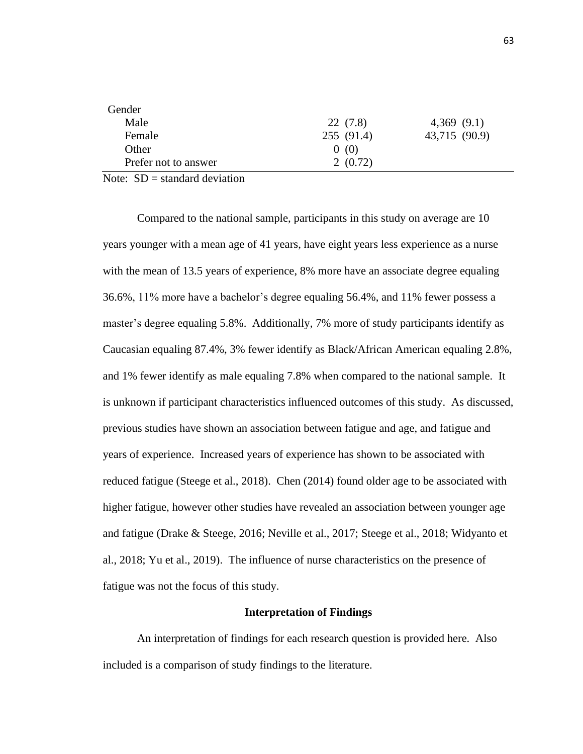| | | |
|---|---|---|
| Gender | | |
| Male | 22 (7.8) | 4,369 (9.1) |
| Female | 255 (91.4) | 43,715 (90.9) |
| Other | 0 (0) | |
| Prefer not to answer | 2 (0.72) | |

Note: SD = standard deviation

Compared to the national sample, participants in this study on average are 10 years younger with a mean age of 41 years, have eight years less experience as a nurse with the mean of 13.5 years of experience, 8% more have an associate degree equaling 36.6%, 11% more have a bachelor's degree equaling 56.4%, and 11% fewer possess a master's degree equaling 5.8%. Additionally, 7% more of study participants identify as Caucasian equaling 87.4%, 3% fewer identify as Black/African American equaling 2.8%, and 1% fewer identify as male equaling 7.8% when compared to the national sample. It is unknown if participant characteristics influenced outcomes of this study. As discussed, previous studies have shown an association between fatigue and age, and fatigue and years of experience. Increased years of experience has shown to be associated with reduced fatigue (Steege et al., 2018). Chen (2014) found older age to be associated with higher fatigue, however other studies have revealed an association between younger age and fatigue (Drake & Steege, 2016; Neville et al., 2017; Steege et al., 2018; Widyanto et al., 2018; Yu et al., 2019). The influence of nurse characteristics on the presence of fatigue was not the focus of this study.

## Interpretation of Findings

An interpretation of findings for each research question is provided here. Also included is a comparison of study findings to the literature.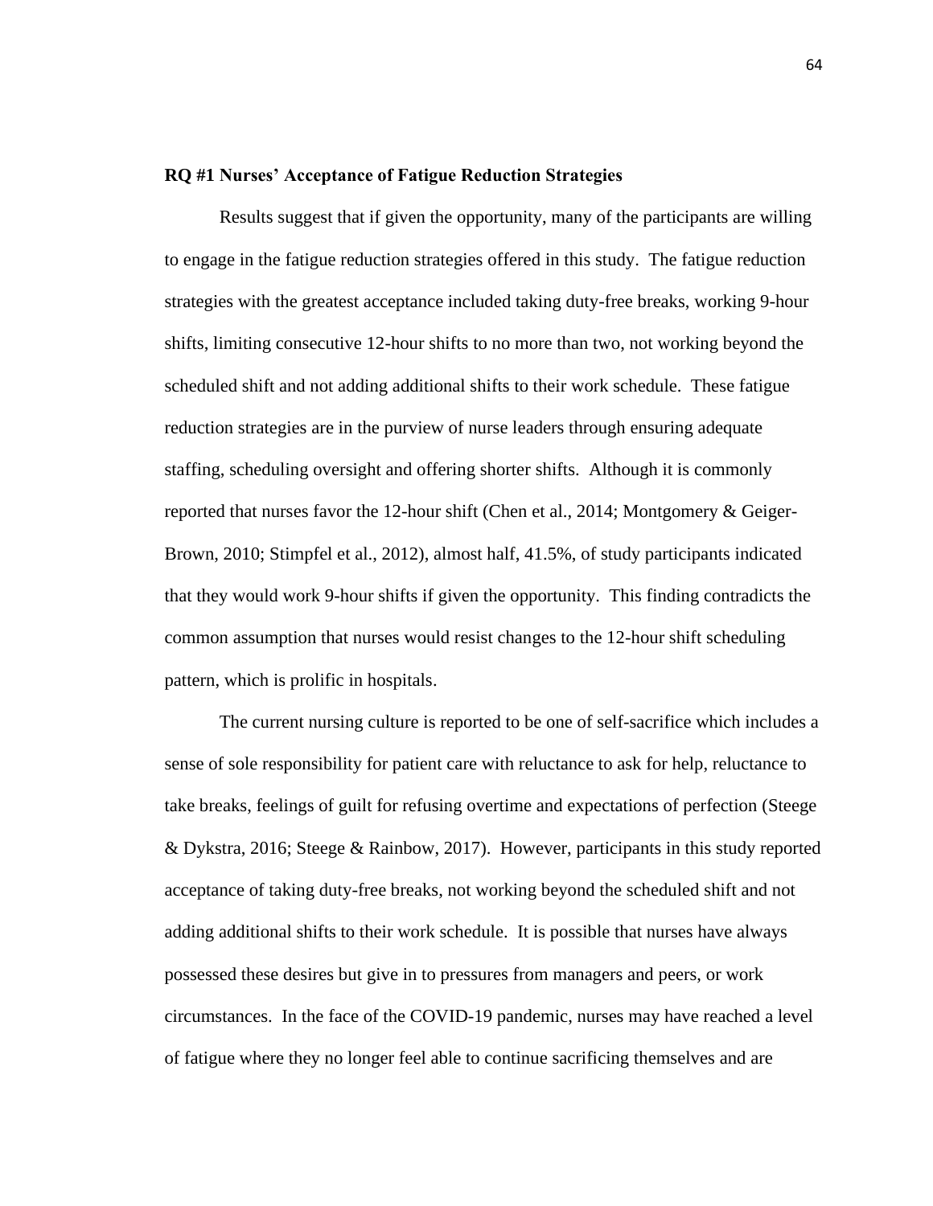**RQ #1 Nurses' Acceptance of Fatigue Reduction Strategies**

Results suggest that if given the opportunity, many of the participants are willing to engage in the fatigue reduction strategies offered in this study. The fatigue reduction strategies with the greatest acceptance included taking duty-free breaks, working 9-hour shifts, limiting consecutive 12-hour shifts to no more than two, not working beyond the scheduled shift and not adding additional shifts to their work schedule. These fatigue reduction strategies are in the purview of nurse leaders through ensuring adequate staffing, scheduling oversight and offering shorter shifts. Although it is commonly reported that nurses favor the 12-hour shift (Chen et al., 2014; Montgomery & Geiger-Brown, 2010; Stimpfel et al., 2012), almost half, 41.5%, of study participants indicated that they would work 9-hour shifts if given the opportunity. This finding contradicts the common assumption that nurses would resist changes to the 12-hour shift scheduling pattern, which is prolific in hospitals.

The current nursing culture is reported to be one of self-sacrifice which includes a sense of sole responsibility for patient care with reluctance to ask for help, reluctance to take breaks, feelings of guilt for refusing overtime and expectations of perfection (Steege & Dykstra, 2016; Steege & Rainbow, 2017). However, participants in this study reported acceptance of taking duty-free breaks, not working beyond the scheduled shift and not adding additional shifts to their work schedule. It is possible that nurses have always possessed these desires but give in to pressures from managers and peers, or work circumstances. In the face of the COVID-19 pandemic, nurses may have reached a level of fatigue where they no longer feel able to continue sacrificing themselves and are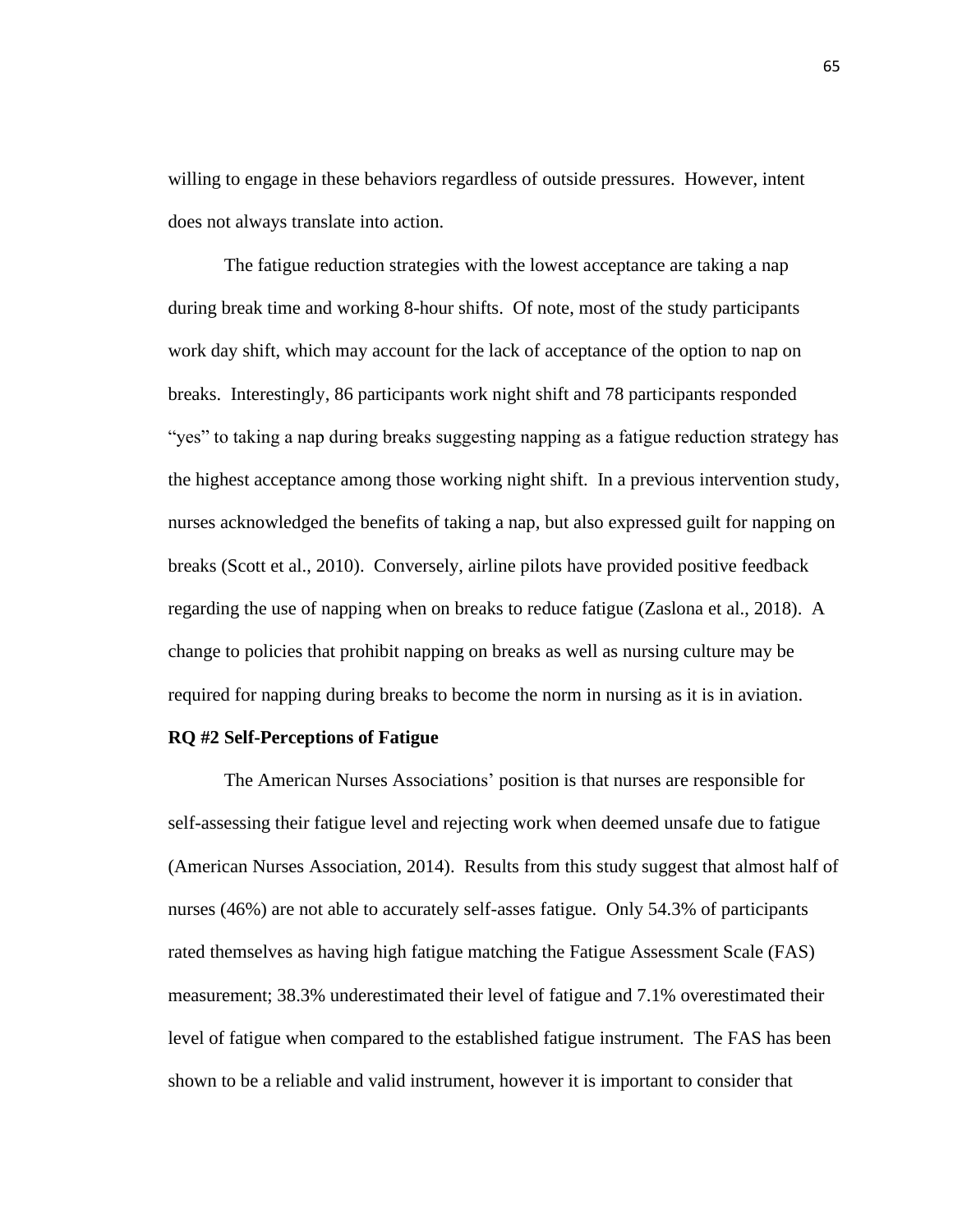willing to engage in these behaviors regardless of outside pressures. However, intent does not always translate into action.

The fatigue reduction strategies with the lowest acceptance are taking a nap during break time and working 8-hour shifts. Of note, most of the study participants work day shift, which may account for the lack of acceptance of the option to nap on breaks. Interestingly, 86 participants work night shift and 78 participants responded "yes" to taking a nap during breaks suggesting napping as a fatigue reduction strategy has the highest acceptance among those working night shift. In a previous intervention study, nurses acknowledged the benefits of taking a nap, but also expressed guilt for napping on breaks (Scott et al., 2010). Conversely, airline pilots have provided positive feedback regarding the use of napping when on breaks to reduce fatigue (Zaslona et al., 2018). A change to policies that prohibit napping on breaks as well as nursing culture may be required for napping during breaks to become the norm in nursing as it is in aviation.

**RQ #2 Self-Perceptions of Fatigue**

The American Nurses Associations' position is that nurses are responsible for self-assessing their fatigue level and rejecting work when deemed unsafe due to fatigue (American Nurses Association, 2014). Results from this study suggest that almost half of nurses (46%) are not able to accurately self-asses fatigue. Only 54.3% of participants rated themselves as having high fatigue matching the Fatigue Assessment Scale (FAS) measurement; 38.3% underestimated their level of fatigue and 7.1% overestimated their level of fatigue when compared to the established fatigue instrument. The FAS has been shown to be a reliable and valid instrument, however it is important to consider that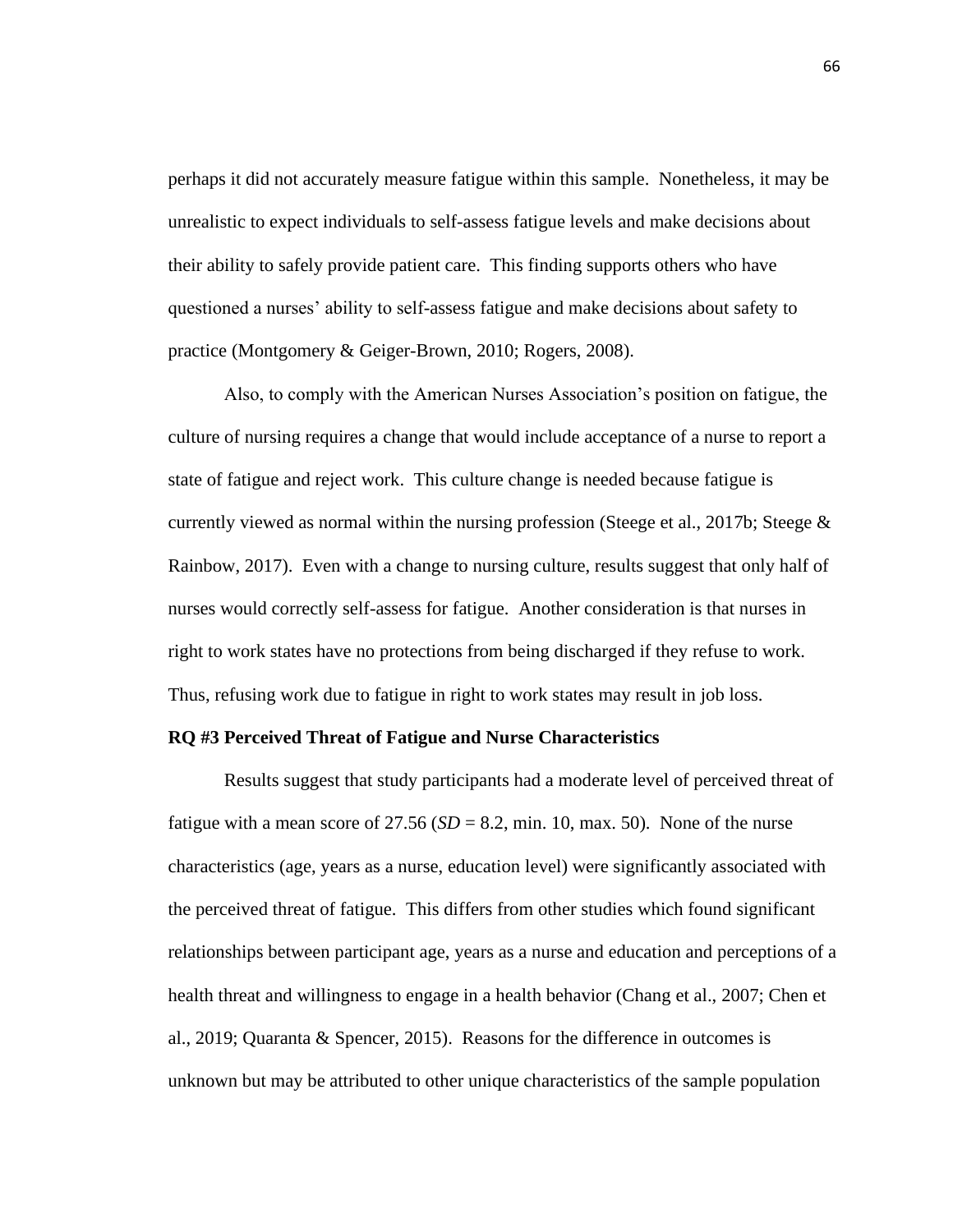perhaps it did not accurately measure fatigue within this sample. Nonetheless, it may be unrealistic to expect individuals to self-assess fatigue levels and make decisions about their ability to safely provide patient care. This finding supports others who have questioned a nurses' ability to self-assess fatigue and make decisions about safety to practice (Montgomery & Geiger-Brown, 2010; Rogers, 2008).

Also, to comply with the American Nurses Association's position on fatigue, the culture of nursing requires a change that would include acceptance of a nurse to report a state of fatigue and reject work. This culture change is needed because fatigue is currently viewed as normal within the nursing profession (Steege et al., 2017b; Steege & Rainbow, 2017). Even with a change to nursing culture, results suggest that only half of nurses would correctly self-assess for fatigue. Another consideration is that nurses in right to work states have no protections from being discharged if they refuse to work. Thus, refusing work due to fatigue in right to work states may result in job loss.

**RQ #3 Perceived Threat of Fatigue and Nurse Characteristics**

Results suggest that study participants had a moderate level of perceived threat of fatigue with a mean score of 27.56 (*SD* = 8.2, min. 10, max. 50). None of the nurse characteristics (age, years as a nurse, education level) were significantly associated with the perceived threat of fatigue. This differs from other studies which found significant relationships between participant age, years as a nurse and education and perceptions of a health threat and willingness to engage in a health behavior (Chang et al., 2007; Chen et al., 2019; Quaranta & Spencer, 2015). Reasons for the difference in outcomes is unknown but may be attributed to other unique characteristics of the sample population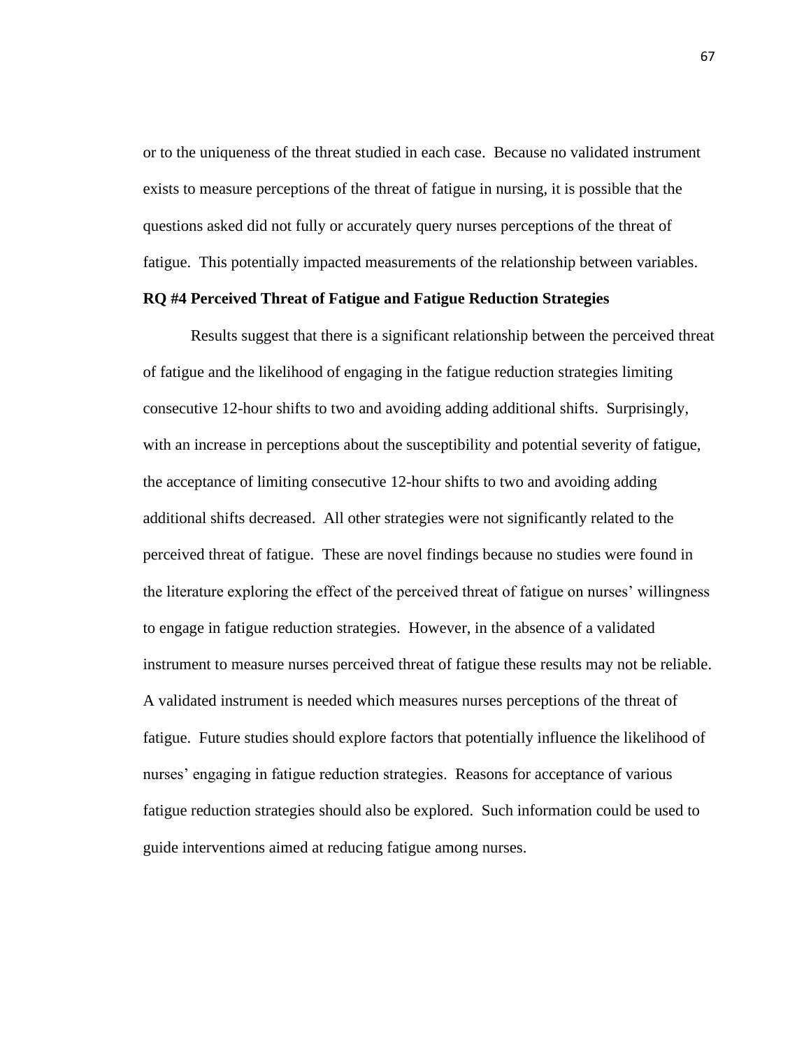or to the uniqueness of the threat studied in each case. Because no validated instrument exists to measure perceptions of the threat of fatigue in nursing, it is possible that the questions asked did not fully or accurately query nurses perceptions of the threat of fatigue. This potentially impacted measurements of the relationship between variables.

**RQ #4 Perceived Threat of Fatigue and Fatigue Reduction Strategies**

Results suggest that there is a significant relationship between the perceived threat of fatigue and the likelihood of engaging in the fatigue reduction strategies limiting consecutive 12-hour shifts to two and avoiding adding additional shifts. Surprisingly, with an increase in perceptions about the susceptibility and potential severity of fatigue, the acceptance of limiting consecutive 12-hour shifts to two and avoiding adding additional shifts decreased. All other strategies were not significantly related to the perceived threat of fatigue. These are novel findings because no studies were found in the literature exploring the effect of the perceived threat of fatigue on nurses' willingness to engage in fatigue reduction strategies. However, in the absence of a validated instrument to measure nurses perceived threat of fatigue these results may not be reliable. A validated instrument is needed which measures nurses perceptions of the threat of fatigue. Future studies should explore factors that potentially influence the likelihood of nurses' engaging in fatigue reduction strategies. Reasons for acceptance of various fatigue reduction strategies should also be explored. Such information could be used to guide interventions aimed at reducing fatigue among nurses.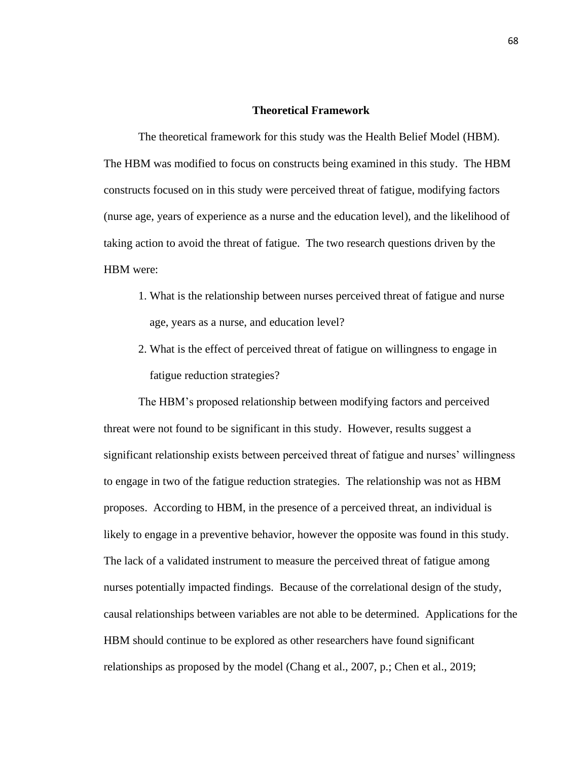## Theoretical Framework

The theoretical framework for this study was the Health Belief Model (HBM). The HBM was modified to focus on constructs being examined in this study. The HBM constructs focused on in this study were perceived threat of fatigue, modifying factors (nurse age, years of experience as a nurse and the education level), and the likelihood of taking action to avoid the threat of fatigue. The two research questions driven by the HBM were:

1. What is the relationship between nurses perceived threat of fatigue and nurse age, years as a nurse, and education level?
2. What is the effect of perceived threat of fatigue on willingness to engage in fatigue reduction strategies?

The HBM's proposed relationship between modifying factors and perceived threat were not found to be significant in this study. However, results suggest a significant relationship exists between perceived threat of fatigue and nurses' willingness to engage in two of the fatigue reduction strategies. The relationship was not as HBM proposes. According to HBM, in the presence of a perceived threat, an individual is likely to engage in a preventive behavior, however the opposite was found in this study. The lack of a validated instrument to measure the perceived threat of fatigue among nurses potentially impacted findings. Because of the correlational design of the study, causal relationships between variables are not able to be determined. Applications for the HBM should continue to be explored as other researchers have found significant relationships as proposed by the model (Chang et al., 2007, p.; Chen et al., 2019;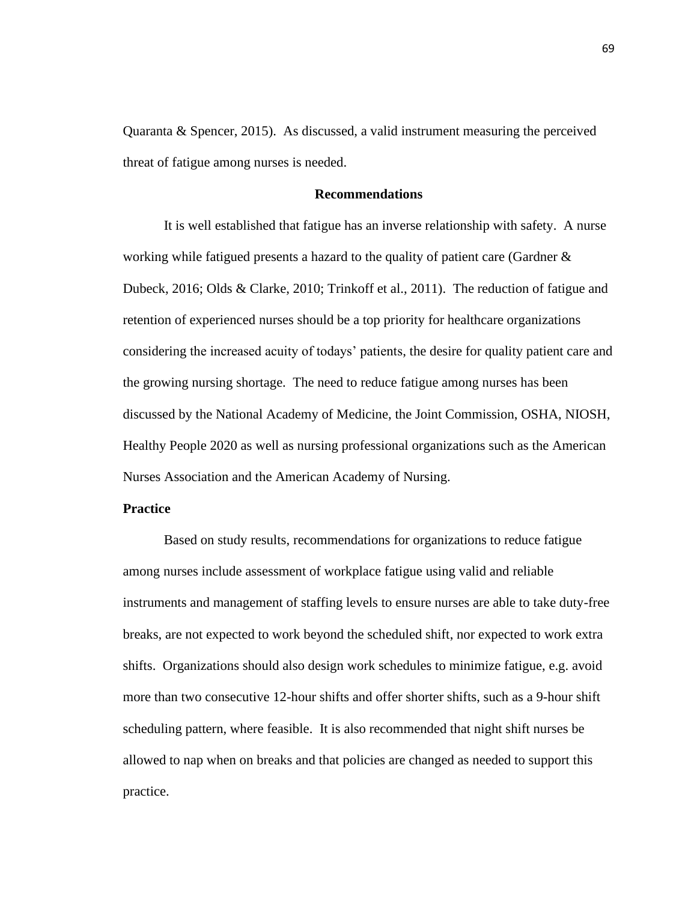Quaranta & Spencer, 2015). As discussed, a valid instrument measuring the perceived threat of fatigue among nurses is needed.

## Recommendations

It is well established that fatigue has an inverse relationship with safety. A nurse working while fatigued presents a hazard to the quality of patient care (Gardner & Dubeck, 2016; Olds & Clarke, 2010; Trinkoff et al., 2011). The reduction of fatigue and retention of experienced nurses should be a top priority for healthcare organizations considering the increased acuity of todays' patients, the desire for quality patient care and the growing nursing shortage. The need to reduce fatigue among nurses has been discussed by the National Academy of Medicine, the Joint Commission, OSHA, NIOSH, Healthy People 2020 as well as nursing professional organizations such as the American Nurses Association and the American Academy of Nursing.

### Practice

Based on study results, recommendations for organizations to reduce fatigue among nurses include assessment of workplace fatigue using valid and reliable instruments and management of staffing levels to ensure nurses are able to take duty-free breaks, are not expected to work beyond the scheduled shift, nor expected to work extra shifts. Organizations should also design work schedules to minimize fatigue, e.g. avoid more than two consecutive 12-hour shifts and offer shorter shifts, such as a 9-hour shift scheduling pattern, where feasible. It is also recommended that night shift nurses be allowed to nap when on breaks and that policies are changed as needed to support this practice.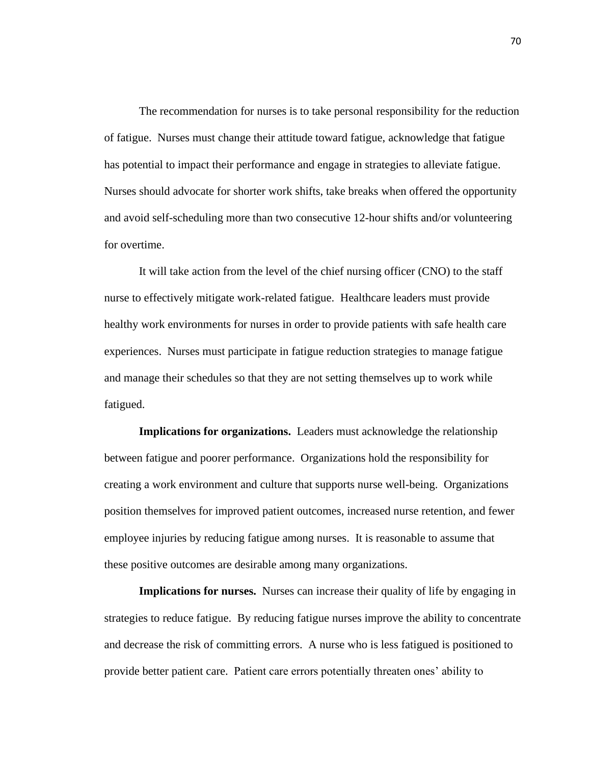The recommendation for nurses is to take personal responsibility for the reduction of fatigue. Nurses must change their attitude toward fatigue, acknowledge that fatigue has potential to impact their performance and engage in strategies to alleviate fatigue. Nurses should advocate for shorter work shifts, take breaks when offered the opportunity and avoid self-scheduling more than two consecutive 12-hour shifts and/or volunteering for overtime.

It will take action from the level of the chief nursing officer (CNO) to the staff nurse to effectively mitigate work-related fatigue. Healthcare leaders must provide healthy work environments for nurses in order to provide patients with safe health care experiences. Nurses must participate in fatigue reduction strategies to manage fatigue and manage their schedules so that they are not setting themselves up to work while fatigued.

**Implications for organizations.** Leaders must acknowledge the relationship between fatigue and poorer performance. Organizations hold the responsibility for creating a work environment and culture that supports nurse well-being. Organizations position themselves for improved patient outcomes, increased nurse retention, and fewer employee injuries by reducing fatigue among nurses. It is reasonable to assume that these positive outcomes are desirable among many organizations.

**Implications for nurses.** Nurses can increase their quality of life by engaging in strategies to reduce fatigue. By reducing fatigue nurses improve the ability to concentrate and decrease the risk of committing errors. A nurse who is less fatigued is positioned to provide better patient care. Patient care errors potentially threaten ones' ability to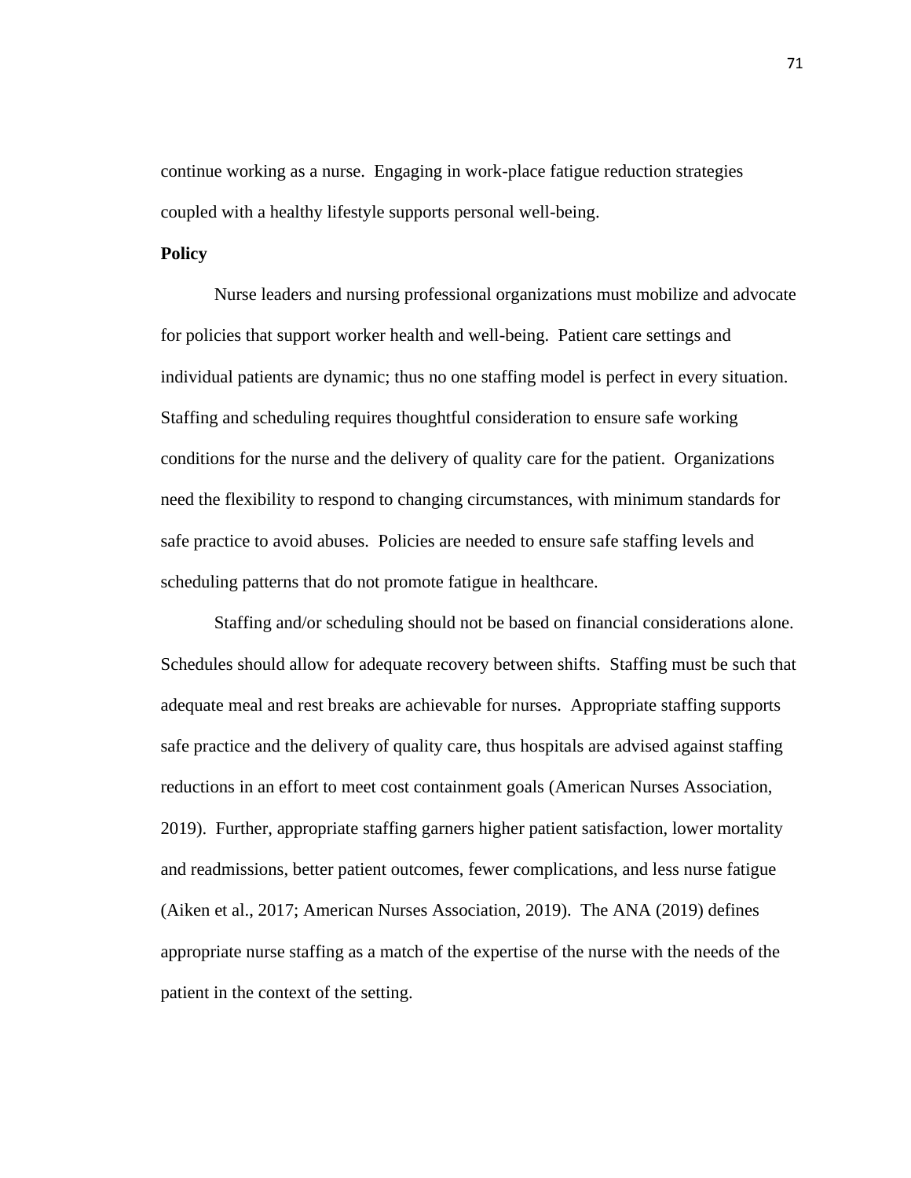continue working as a nurse.  Engaging in work-place fatigue reduction strategies coupled with a healthy lifestyle supports personal well-being.

**Policy**

Nurse leaders and nursing professional organizations must mobilize and advocate for policies that support worker health and well-being.  Patient care settings and individual patients are dynamic; thus no one staffing model is perfect in every situation. Staffing and scheduling requires thoughtful consideration to ensure safe working conditions for the nurse and the delivery of quality care for the patient.  Organizations need the flexibility to respond to changing circumstances, with minimum standards for safe practice to avoid abuses.  Policies are needed to ensure safe staffing levels and scheduling patterns that do not promote fatigue in healthcare.

Staffing and/or scheduling should not be based on financial considerations alone. Schedules should allow for adequate recovery between shifts.  Staffing must be such that adequate meal and rest breaks are achievable for nurses.  Appropriate staffing supports safe practice and the delivery of quality care, thus hospitals are advised against staffing reductions in an effort to meet cost containment goals (American Nurses Association, 2019).  Further, appropriate staffing garners higher patient satisfaction, lower mortality and readmissions, better patient outcomes, fewer complications, and less nurse fatigue (Aiken et al., 2017; American Nurses Association, 2019).  The ANA (2019) defines appropriate nurse staffing as a match of the expertise of the nurse with the needs of the patient in the context of the setting.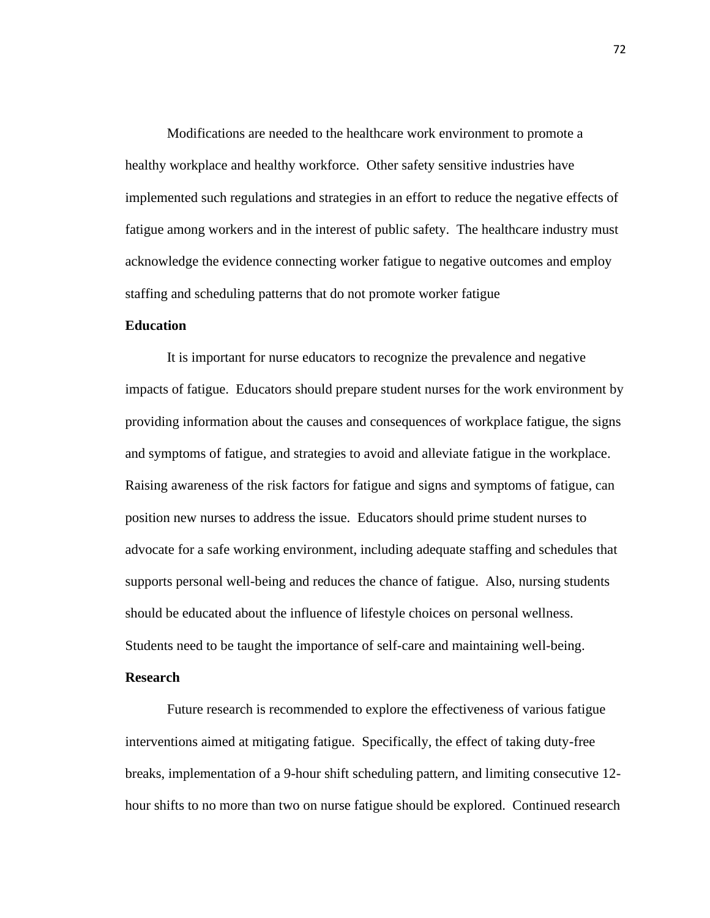Modifications are needed to the healthcare work environment to promote a healthy workplace and healthy workforce. Other safety sensitive industries have implemented such regulations and strategies in an effort to reduce the negative effects of fatigue among workers and in the interest of public safety. The healthcare industry must acknowledge the evidence connecting worker fatigue to negative outcomes and employ staffing and scheduling patterns that do not promote worker fatigue

**Education**

It is important for nurse educators to recognize the prevalence and negative impacts of fatigue. Educators should prepare student nurses for the work environment by providing information about the causes and consequences of workplace fatigue, the signs and symptoms of fatigue, and strategies to avoid and alleviate fatigue in the workplace. Raising awareness of the risk factors for fatigue and signs and symptoms of fatigue, can position new nurses to address the issue. Educators should prime student nurses to advocate for a safe working environment, including adequate staffing and schedules that supports personal well-being and reduces the chance of fatigue. Also, nursing students should be educated about the influence of lifestyle choices on personal wellness. Students need to be taught the importance of self-care and maintaining well-being.

**Research**

Future research is recommended to explore the effectiveness of various fatigue interventions aimed at mitigating fatigue. Specifically, the effect of taking duty-free breaks, implementation of a 9-hour shift scheduling pattern, and limiting consecutive 12-hour shifts to no more than two on nurse fatigue should be explored. Continued research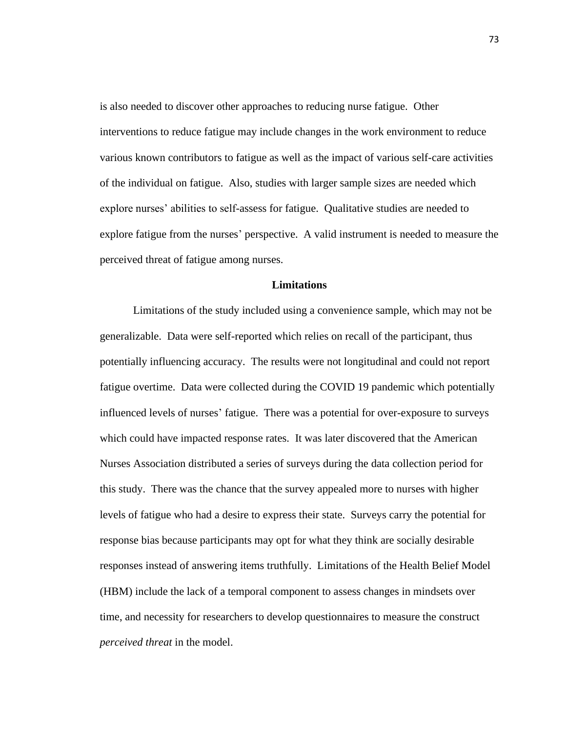is also needed to discover other approaches to reducing nurse fatigue. Other interventions to reduce fatigue may include changes in the work environment to reduce various known contributors to fatigue as well as the impact of various self-care activities of the individual on fatigue. Also, studies with larger sample sizes are needed which explore nurses' abilities to self-assess for fatigue. Qualitative studies are needed to explore fatigue from the nurses' perspective. A valid instrument is needed to measure the perceived threat of fatigue among nurses.

## Limitations

Limitations of the study included using a convenience sample, which may not be generalizable. Data were self-reported which relies on recall of the participant, thus potentially influencing accuracy. The results were not longitudinal and could not report fatigue overtime. Data were collected during the COVID 19 pandemic which potentially influenced levels of nurses' fatigue. There was a potential for over-exposure to surveys which could have impacted response rates. It was later discovered that the American Nurses Association distributed a series of surveys during the data collection period for this study. There was the chance that the survey appealed more to nurses with higher levels of fatigue who had a desire to express their state. Surveys carry the potential for response bias because participants may opt for what they think are socially desirable responses instead of answering items truthfully. Limitations of the Health Belief Model (HBM) include the lack of a temporal component to assess changes in mindsets over time, and necessity for researchers to develop questionnaires to measure the construct *perceived threat* in the model.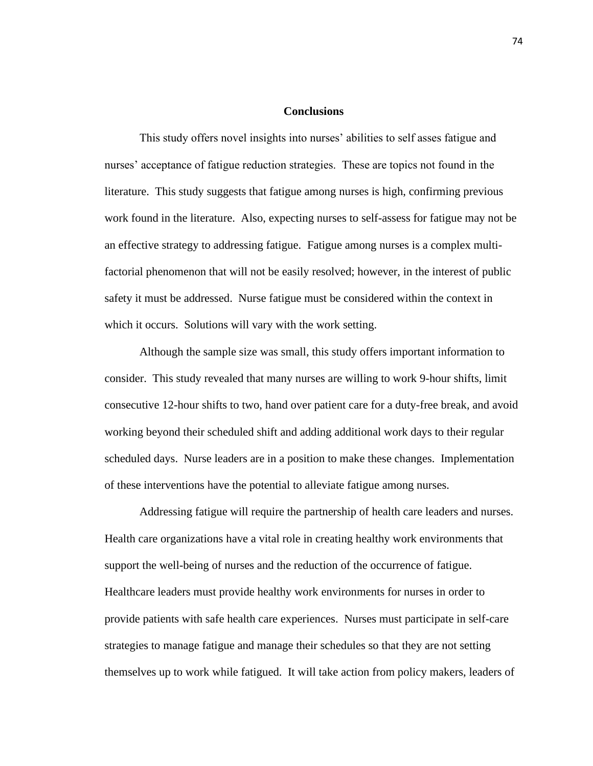## Conclusions

This study offers novel insights into nurses' abilities to self asses fatigue and nurses' acceptance of fatigue reduction strategies. These are topics not found in the literature. This study suggests that fatigue among nurses is high, confirming previous work found in the literature. Also, expecting nurses to self-assess for fatigue may not be an effective strategy to addressing fatigue. Fatigue among nurses is a complex multi-factorial phenomenon that will not be easily resolved; however, in the interest of public safety it must be addressed. Nurse fatigue must be considered within the context in which it occurs. Solutions will vary with the work setting.

Although the sample size was small, this study offers important information to consider. This study revealed that many nurses are willing to work 9-hour shifts, limit consecutive 12-hour shifts to two, hand over patient care for a duty-free break, and avoid working beyond their scheduled shift and adding additional work days to their regular scheduled days. Nurse leaders are in a position to make these changes. Implementation of these interventions have the potential to alleviate fatigue among nurses.

Addressing fatigue will require the partnership of health care leaders and nurses. Health care organizations have a vital role in creating healthy work environments that support the well-being of nurses and the reduction of the occurrence of fatigue. Healthcare leaders must provide healthy work environments for nurses in order to provide patients with safe health care experiences. Nurses must participate in self-care strategies to manage fatigue and manage their schedules so that they are not setting themselves up to work while fatigued. It will take action from policy makers, leaders of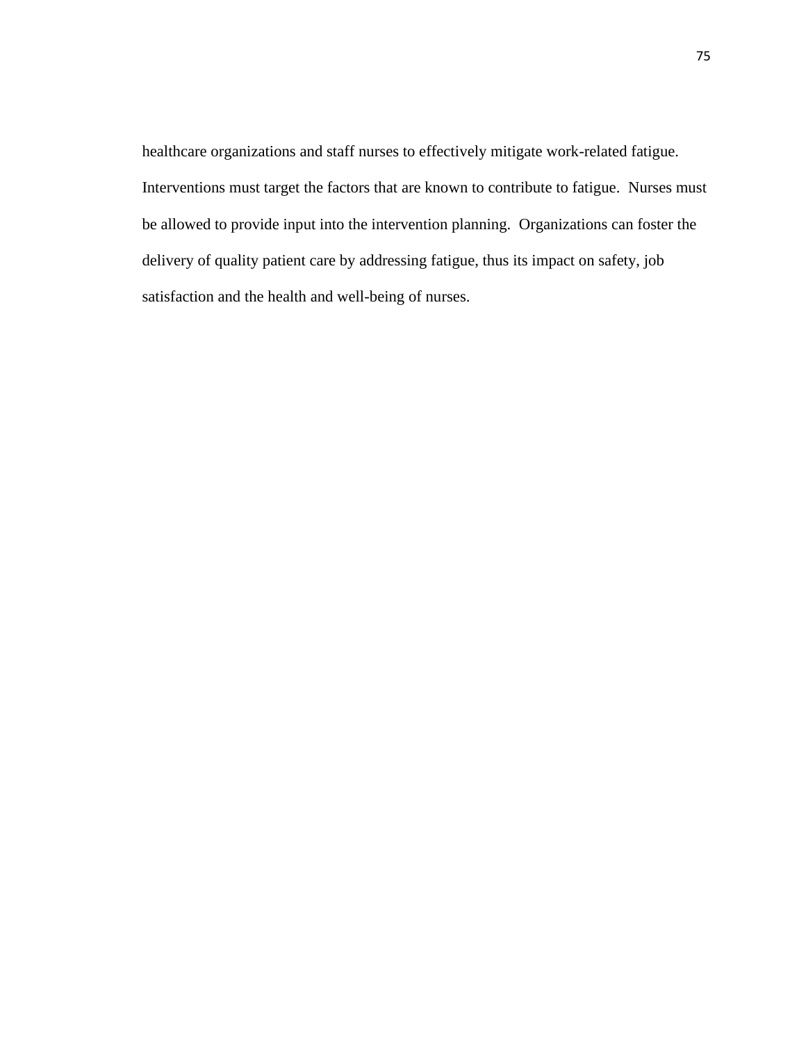healthcare organizations and staff nurses to effectively mitigate work-related fatigue. Interventions must target the factors that are known to contribute to fatigue. Nurses must be allowed to provide input into the intervention planning. Organizations can foster the delivery of quality patient care by addressing fatigue, thus its impact on safety, job satisfaction and the health and well-being of nurses.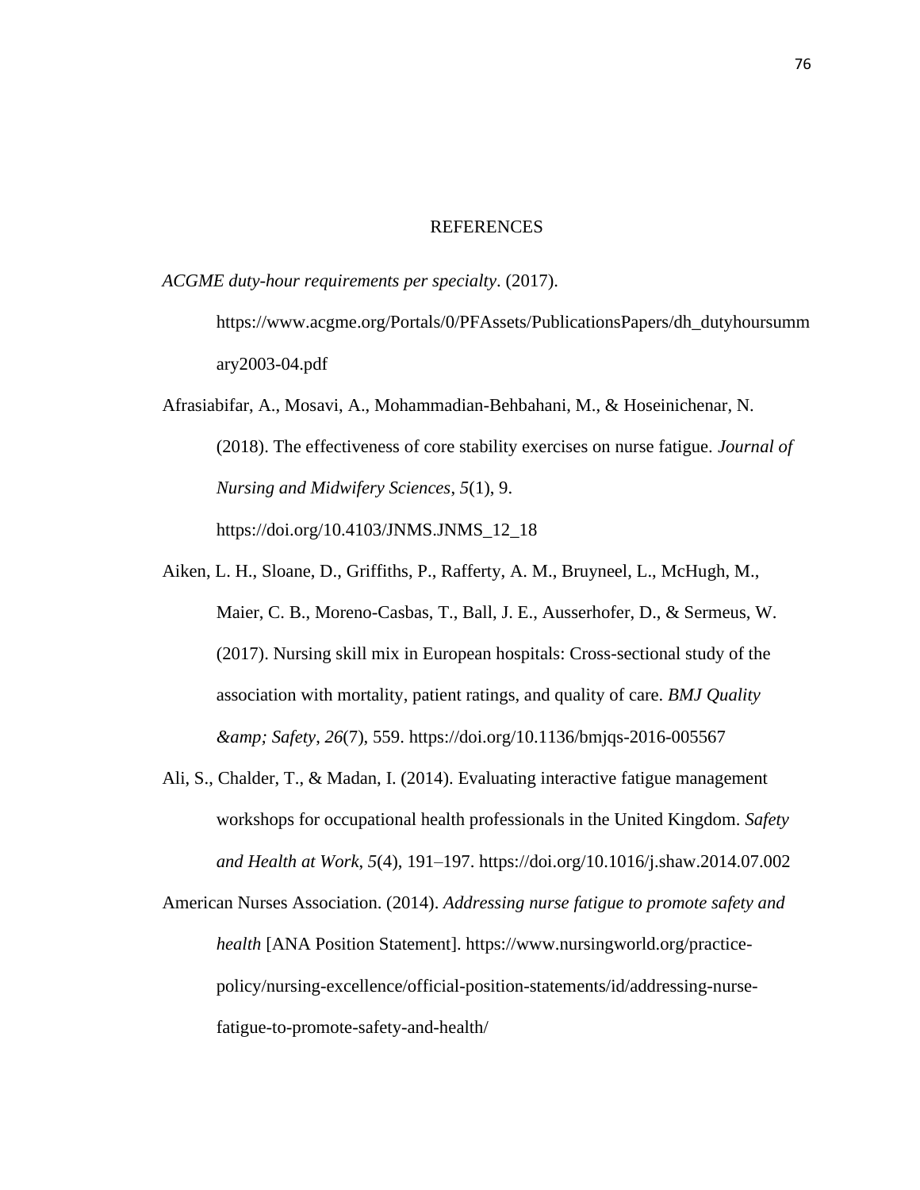# REFERENCES

*ACGME duty-hour requirements per specialty*. (2017). https://www.acgme.org/Portals/0/PFAssets/PublicationsPapers/dh_dutyhourssummary2003-04.pdf

Afrasiabifar, A., Mosavi, A., Mohammadian-Behbahani, M., & Hoseinichenar, N. (2018). The effectiveness of core stability exercises on nurse fatigue. *Journal of Nursing and Midwifery Sciences*, *5*(1), 9. https://doi.org/10.4103/JNMS.JNMS_12_18

Aiken, L. H., Sloane, D., Griffiths, P., Rafferty, A. M., Bruyneel, L., McHugh, M., Maier, C. B., Moreno-Casbas, T., Ball, J. E., Ausserhofer, D., & Sermeus, W. (2017). Nursing skill mix in European hospitals: Cross-sectional study of the association with mortality, patient ratings, and quality of care. *BMJ Quality &amp; Safety*, *26*(7), 559. https://doi.org/10.1136/bmjqs-2016-005567

Ali, S., Chalder, T., & Madan, I. (2014). Evaluating interactive fatigue management workshops for occupational health professionals in the United Kingdom. *Safety and Health at Work*, *5*(4), 191–197. https://doi.org/10.1016/j.shaw.2014.07.002

American Nurses Association. (2014). *Addressing nurse fatigue to promote safety and health* [ANA Position Statement]. https://www.nursingworld.org/practice-policy/nursing-excellence/official-position-statements/id/addressing-nurse-fatigue-to-promote-safety-and-health/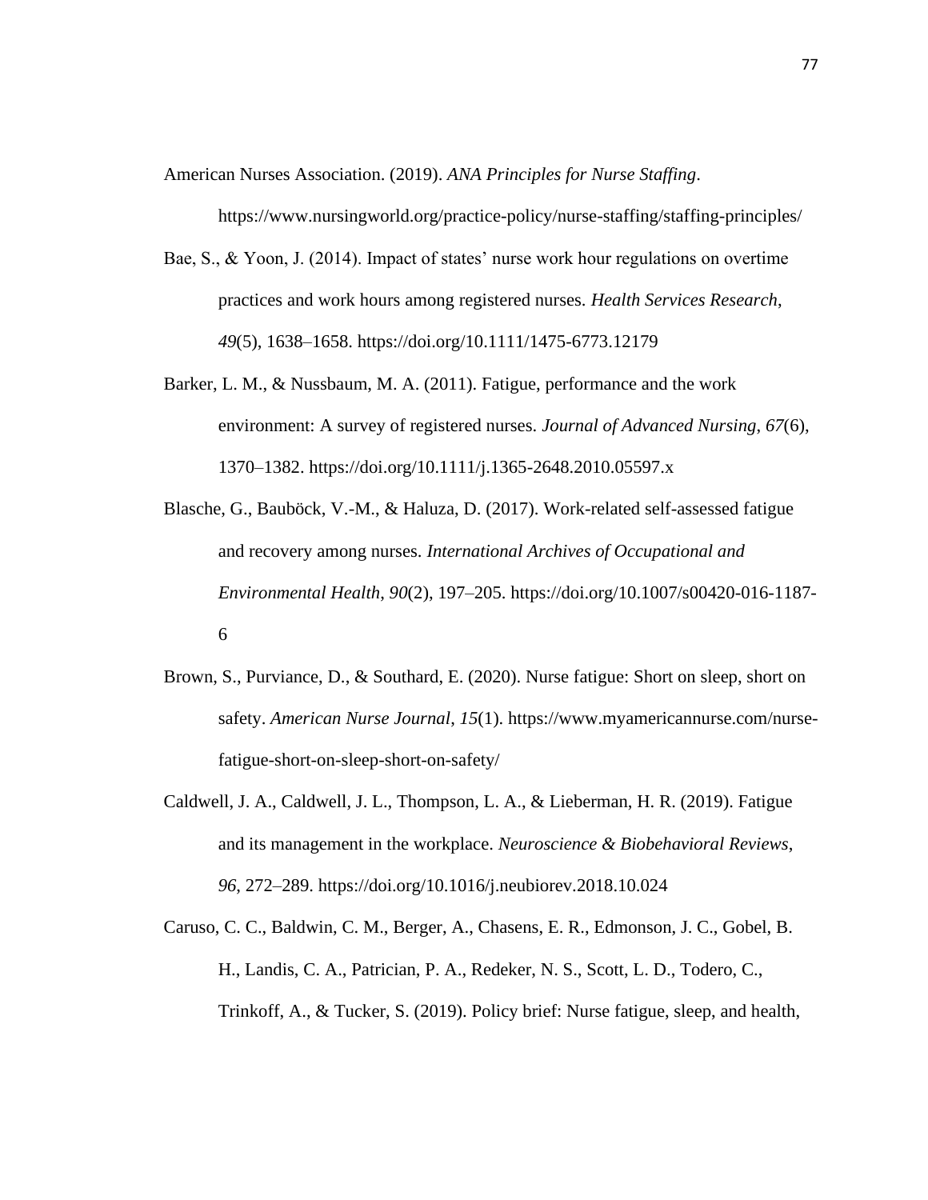American Nurses Association. (2019). *ANA Principles for Nurse Staffing*. https://www.nursingworld.org/practice-policy/nurse-staffing/staffing-principles/

Bae, S., & Yoon, J. (2014). Impact of states' nurse work hour regulations on overtime practices and work hours among registered nurses. *Health Services Research*, *49*(5), 1638–1658. https://doi.org/10.1111/1475-6773.12179

Barker, L. M., & Nussbaum, M. A. (2011). Fatigue, performance and the work environment: A survey of registered nurses. *Journal of Advanced Nursing*, *67*(6), 1370–1382. https://doi.org/10.1111/j.1365-2648.2010.05597.x

Blasche, G., Bauböck, V.-M., & Haluza, D. (2017). Work-related self-assessed fatigue and recovery among nurses. *International Archives of Occupational and Environmental Health*, *90*(2), 197–205. https://doi.org/10.1007/s00420-016-1187-6

Brown, S., Purviance, D., & Southard, E. (2020). Nurse fatigue: Short on sleep, short on safety. *American Nurse Journal*, *15*(1). https://www.myamericannurse.com/nurse-fatigue-short-on-sleep-short-on-safety/

Caldwell, J. A., Caldwell, J. L., Thompson, L. A., & Lieberman, H. R. (2019). Fatigue and its management in the workplace. *Neuroscience & Biobehavioral Reviews*, *96*, 272–289. https://doi.org/10.1016/j.neubiorev.2018.10.024

Caruso, C. C., Baldwin, C. M., Berger, A., Chasens, E. R., Edmonson, J. C., Gobel, B. H., Landis, C. A., Patrician, P. A., Redeker, N. S., Scott, L. D., Todero, C., Trinkoff, A., & Tucker, S. (2019). Policy brief: Nurse fatigue, sleep, and health,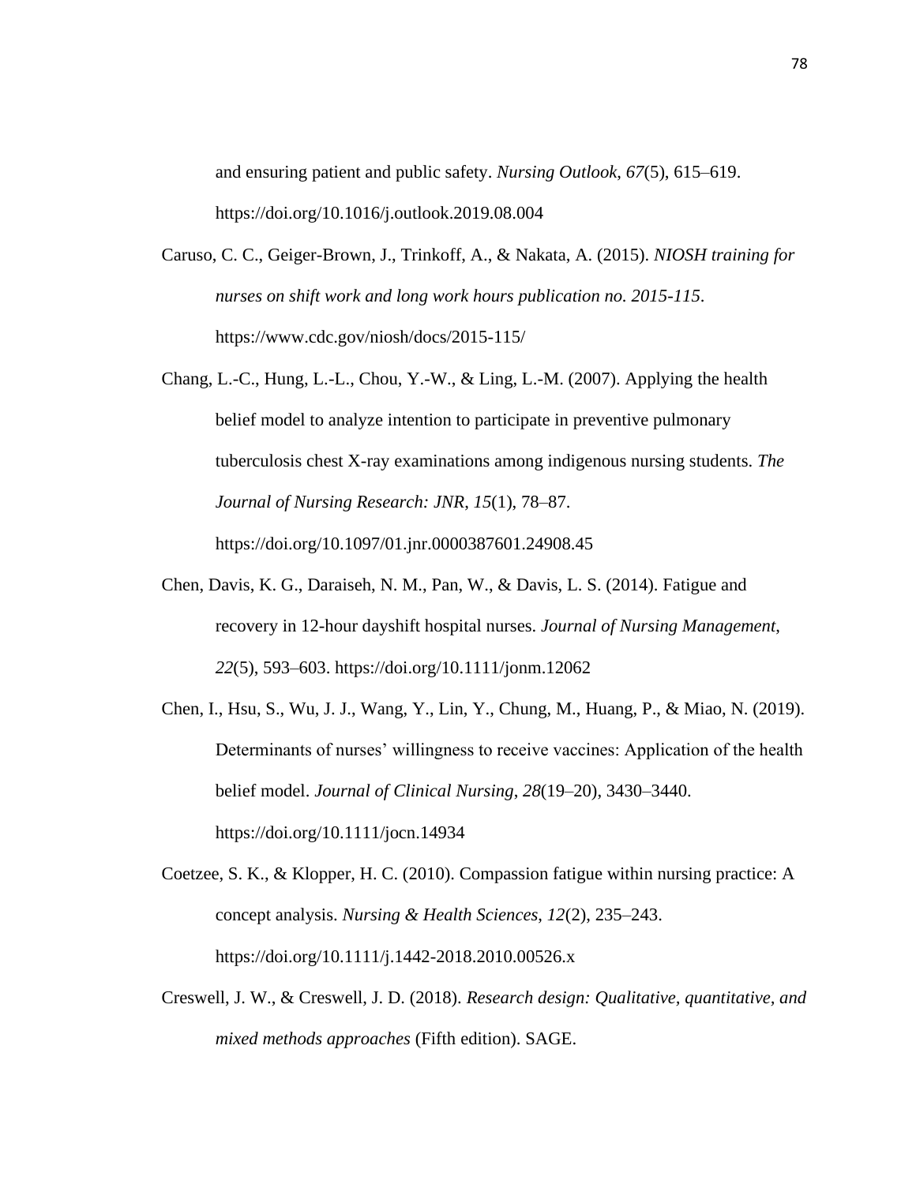and ensuring patient and public safety. *Nursing Outlook*, *67*(5), 615–619. https://doi.org/10.1016/j.outlook.2019.08.004

Caruso, C. C., Geiger-Brown, J., Trinkoff, A., & Nakata, A. (2015). *NIOSH training for nurses on shift work and long work hours publication no. 2015-115*. https://www.cdc.gov/niosh/docs/2015-115/

Chang, L.-C., Hung, L.-L., Chou, Y.-W., & Ling, L.-M. (2007). Applying the health belief model to analyze intention to participate in preventive pulmonary tuberculosis chest X-ray examinations among indigenous nursing students. *The Journal of Nursing Research: JNR*, *15*(1), 78–87. https://doi.org/10.1097/01.jnr.0000387601.24908.45

Chen, Davis, K. G., Daraiseh, N. M., Pan, W., & Davis, L. S. (2014). Fatigue and recovery in 12-hour dayshift hospital nurses. *Journal of Nursing Management*, *22*(5), 593–603. https://doi.org/10.1111/jonm.12062

Chen, I., Hsu, S., Wu, J. J., Wang, Y., Lin, Y., Chung, M., Huang, P., & Miao, N. (2019). Determinants of nurses' willingness to receive vaccines: Application of the health belief model. *Journal of Clinical Nursing*, *28*(19–20), 3430–3440. https://doi.org/10.1111/jocn.14934

Coetzee, S. K., & Klopper, H. C. (2010). Compassion fatigue within nursing practice: A concept analysis. *Nursing & Health Sciences*, *12*(2), 235–243. https://doi.org/10.1111/j.1442-2018.2010.00526.x

Creswell, J. W., & Creswell, J. D. (2018). *Research design: Qualitative, quantitative, and mixed methods approaches* (Fifth edition). SAGE.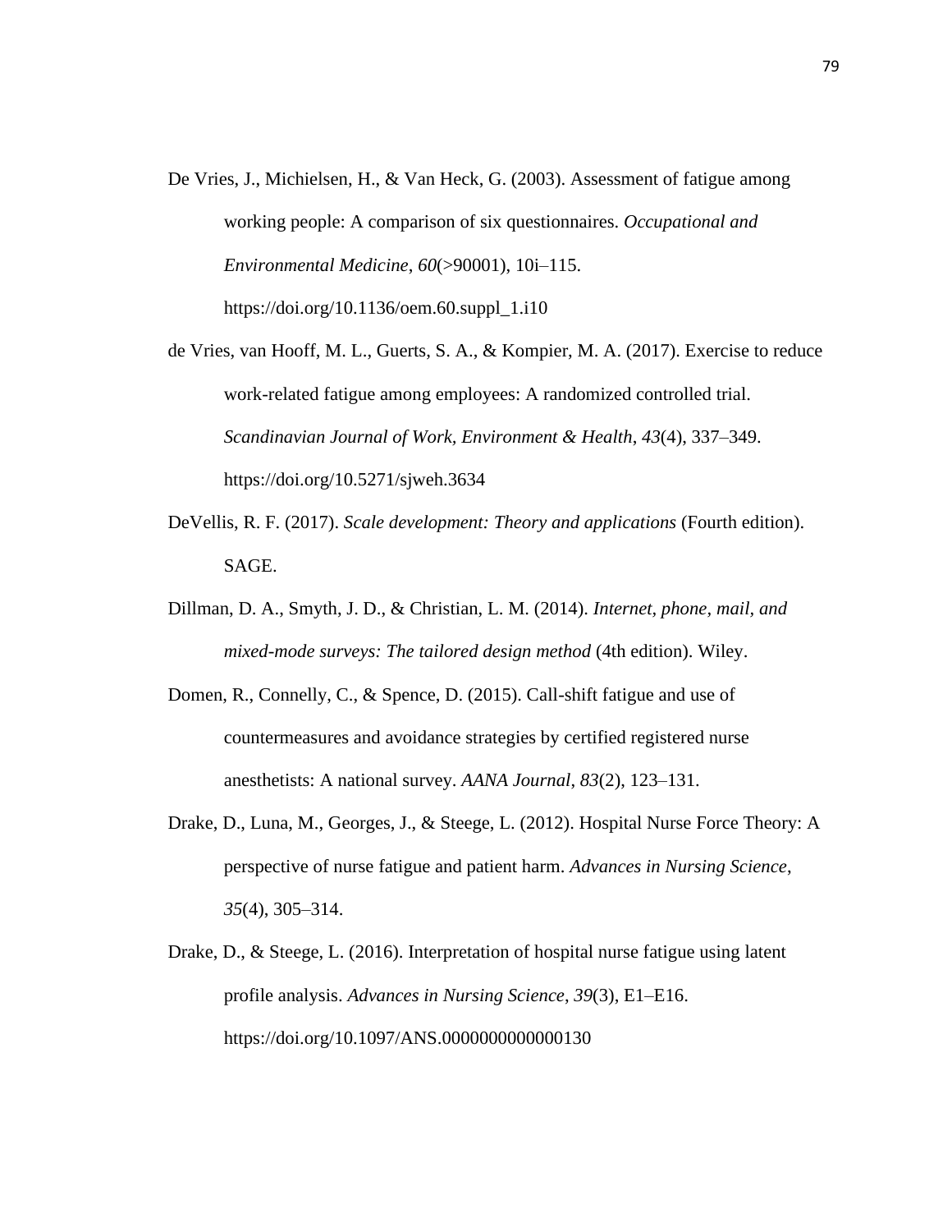De Vries, J., Michielsen, H., & Van Heck, G. (2003). Assessment of fatigue among working people: A comparison of six questionnaires. *Occupational and Environmental Medicine*, *60*(>90001), 10i–115. https://doi.org/10.1136/oem.60.suppl_1.i10

de Vries, van Hooff, M. L., Guerts, S. A., & Kompier, M. A. (2017). Exercise to reduce work-related fatigue among employees: A randomized controlled trial. *Scandinavian Journal of Work, Environment & Health*, *43*(4), 337–349. https://doi.org/10.5271/sjweh.3634

DeVellis, R. F. (2017). *Scale development: Theory and applications* (Fourth edition). SAGE.

Dillman, D. A., Smyth, J. D., & Christian, L. M. (2014). *Internet, phone, mail, and mixed-mode surveys: The tailored design method* (4th edition). Wiley.

Domen, R., Connelly, C., & Spence, D. (2015). Call-shift fatigue and use of countermeasures and avoidance strategies by certified registered nurse anesthetists: A national survey. *AANA Journal*, *83*(2), 123–131.

Drake, D., Luna, M., Georges, J., & Steege, L. (2012). Hospital Nurse Force Theory: A perspective of nurse fatigue and patient harm. *Advances in Nursing Science*, *35*(4), 305–314.

Drake, D., & Steege, L. (2016). Interpretation of hospital nurse fatigue using latent profile analysis. *Advances in Nursing Science*, *39*(3), E1–E16. https://doi.org/10.1097/ANS.0000000000000130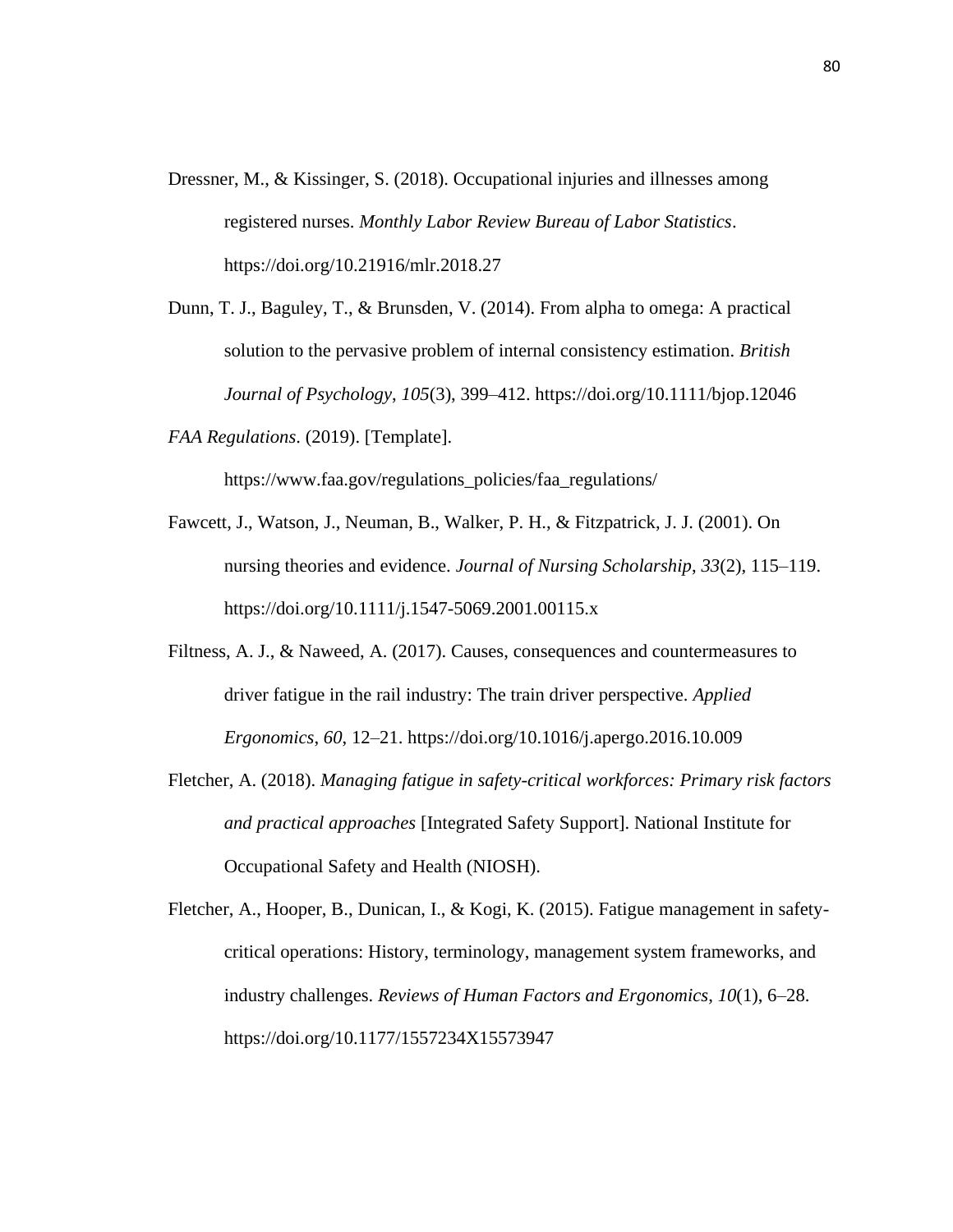Dressner, M., & Kissinger, S. (2018). Occupational injuries and illnesses among registered nurses. *Monthly Labor Review Bureau of Labor Statistics*. https://doi.org/10.21916/mlr.2018.27

Dunn, T. J., Baguley, T., & Brunsden, V. (2014). From alpha to omega: A practical solution to the pervasive problem of internal consistency estimation. *British Journal of Psychology*, *105*(3), 399–412. https://doi.org/10.1111/bjop.12046

*FAA Regulations*. (2019). [Template]. https://www.faa.gov/regulations_policies/faa_regulations/

Fawcett, J., Watson, J., Neuman, B., Walker, P. H., & Fitzpatrick, J. J. (2001). On nursing theories and evidence. *Journal of Nursing Scholarship*, *33*(2), 115–119. https://doi.org/10.1111/j.1547-5069.2001.00115.x

Filtness, A. J., & Naweed, A. (2017). Causes, consequences and countermeasures to driver fatigue in the rail industry: The train driver perspective. *Applied Ergonomics*, *60*, 12–21. https://doi.org/10.1016/j.apergo.2016.10.009

Fletcher, A. (2018). *Managing fatigue in safety-critical workforces: Primary risk factors and practical approaches* [Integrated Safety Support]. National Institute for Occupational Safety and Health (NIOSH).

Fletcher, A., Hooper, B., Dunican, I., & Kogi, K. (2015). Fatigue management in safety-critical operations: History, terminology, management system frameworks, and industry challenges. *Reviews of Human Factors and Ergonomics*, *10*(1), 6–28. https://doi.org/10.1177/1557234X15573947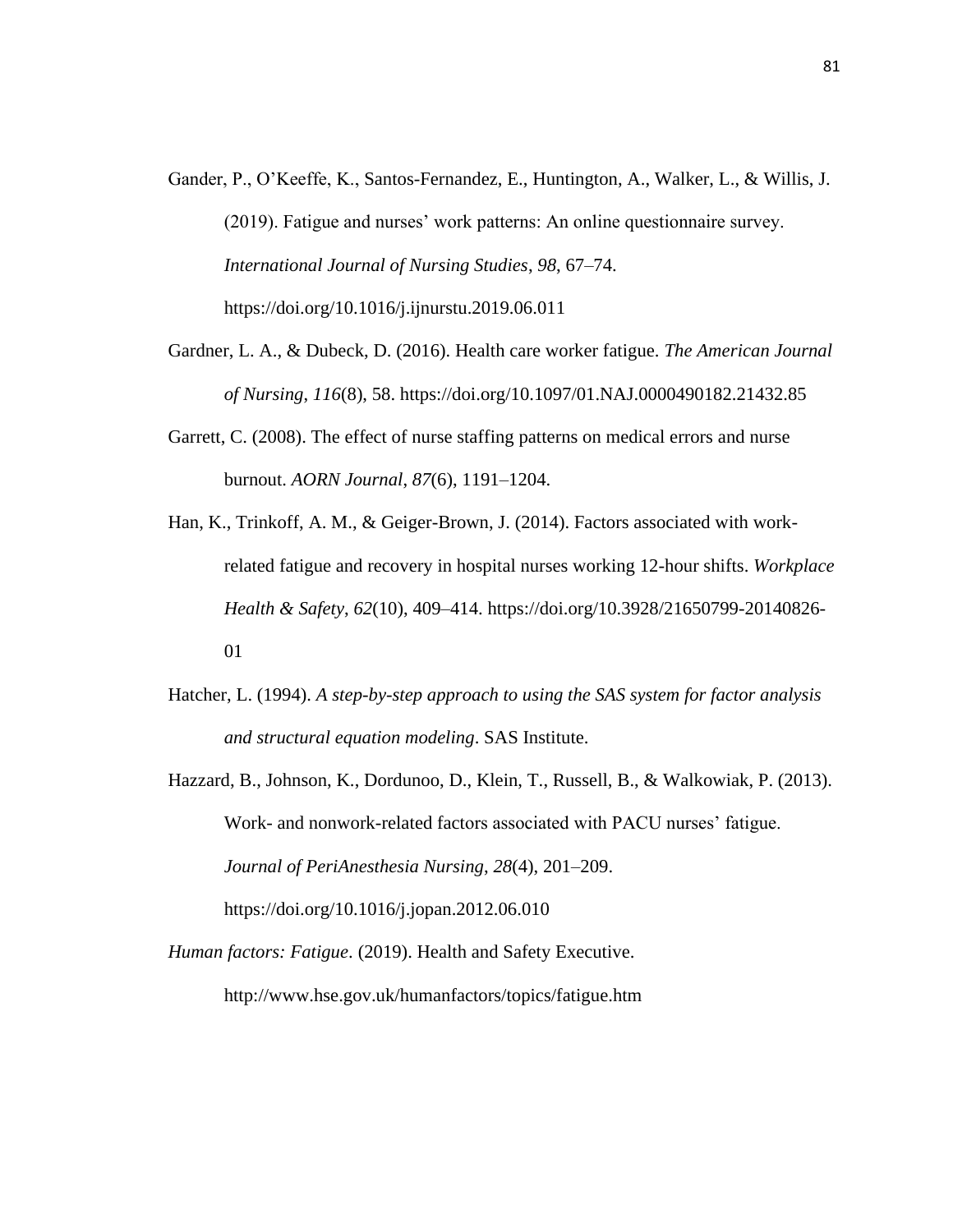Gander, P., O'Keeffe, K., Santos-Fernandez, E., Huntington, A., Walker, L., & Willis, J. (2019). Fatigue and nurses' work patterns: An online questionnaire survey. *International Journal of Nursing Studies*, *98*, 67–74. https://doi.org/10.1016/j.ijnurstu.2019.06.011

Gardner, L. A., & Dubeck, D. (2016). Health care worker fatigue. *The American Journal of Nursing*, *116*(8), 58. https://doi.org/10.1097/01.NAJ.0000490182.21432.85

Garrett, C. (2008). The effect of nurse staffing patterns on medical errors and nurse burnout. *AORN Journal*, *87*(6), 1191–1204.

Han, K., Trinkoff, A. M., & Geiger-Brown, J. (2014). Factors associated with work-related fatigue and recovery in hospital nurses working 12-hour shifts. *Workplace Health & Safety*, *62*(10), 409–414. https://doi.org/10.3928/21650799-20140826-01

Hatcher, L. (1994). *A step-by-step approach to using the SAS system for factor analysis and structural equation modeling*. SAS Institute.

Hazzard, B., Johnson, K., Dordunoo, D., Klein, T., Russell, B., & Walkowiak, P. (2013). Work- and nonwork-related factors associated with PACU nurses' fatigue. *Journal of PeriAnesthesia Nursing*, *28*(4), 201–209. https://doi.org/10.1016/j.jopan.2012.06.010

*Human factors: Fatigue*. (2019). Health and Safety Executive. http://www.hse.gov.uk/humanfactors/topics/fatigue.htm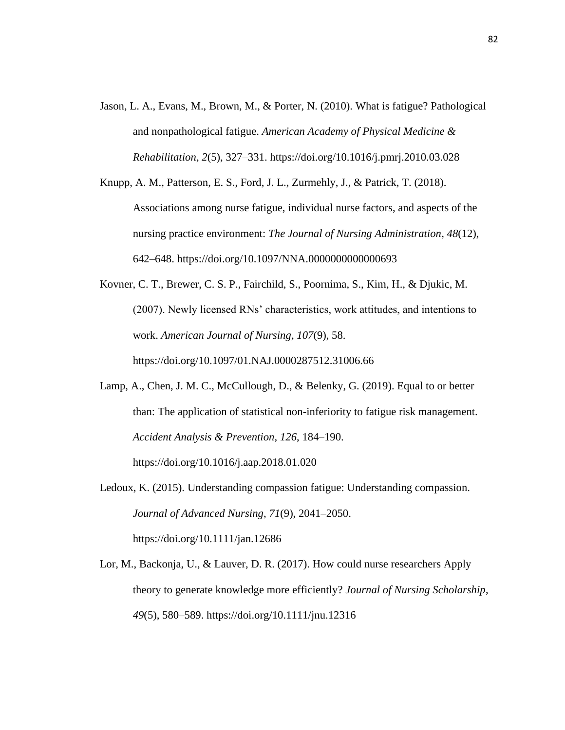Jason, L. A., Evans, M., Brown, M., & Porter, N. (2010). What is fatigue? Pathological and nonpathological fatigue. *American Academy of Physical Medicine & Rehabilitation*, *2*(5), 327–331. https://doi.org/10.1016/j.pmrj.2010.03.028

Knupp, A. M., Patterson, E. S., Ford, J. L., Zurmehly, J., & Patrick, T. (2018). Associations among nurse fatigue, individual nurse factors, and aspects of the nursing practice environment: *The Journal of Nursing Administration*, *48*(12), 642–648. https://doi.org/10.1097/NNA.0000000000000693

Kovner, C. T., Brewer, C. S. P., Fairchild, S., Poornima, S., Kim, H., & Djukic, M. (2007). Newly licensed RNs' characteristics, work attitudes, and intentions to work. *American Journal of Nursing*, *107*(9), 58. https://doi.org/10.1097/01.NAJ.0000287512.31006.66

Lamp, A., Chen, J. M. C., McCullough, D., & Belenky, G. (2019). Equal to or better than: The application of statistical non-inferiority to fatigue risk management. *Accident Analysis & Prevention*, *126*, 184–190. https://doi.org/10.1016/j.aap.2018.01.020

Ledoux, K. (2015). Understanding compassion fatigue: Understanding compassion. *Journal of Advanced Nursing*, *71*(9), 2041–2050. https://doi.org/10.1111/jan.12686

Lor, M., Backonja, U., & Lauver, D. R. (2017). How could nurse researchers Apply theory to generate knowledge more efficiently? *Journal of Nursing Scholarship*, *49*(5), 580–589. https://doi.org/10.1111/jnu.12316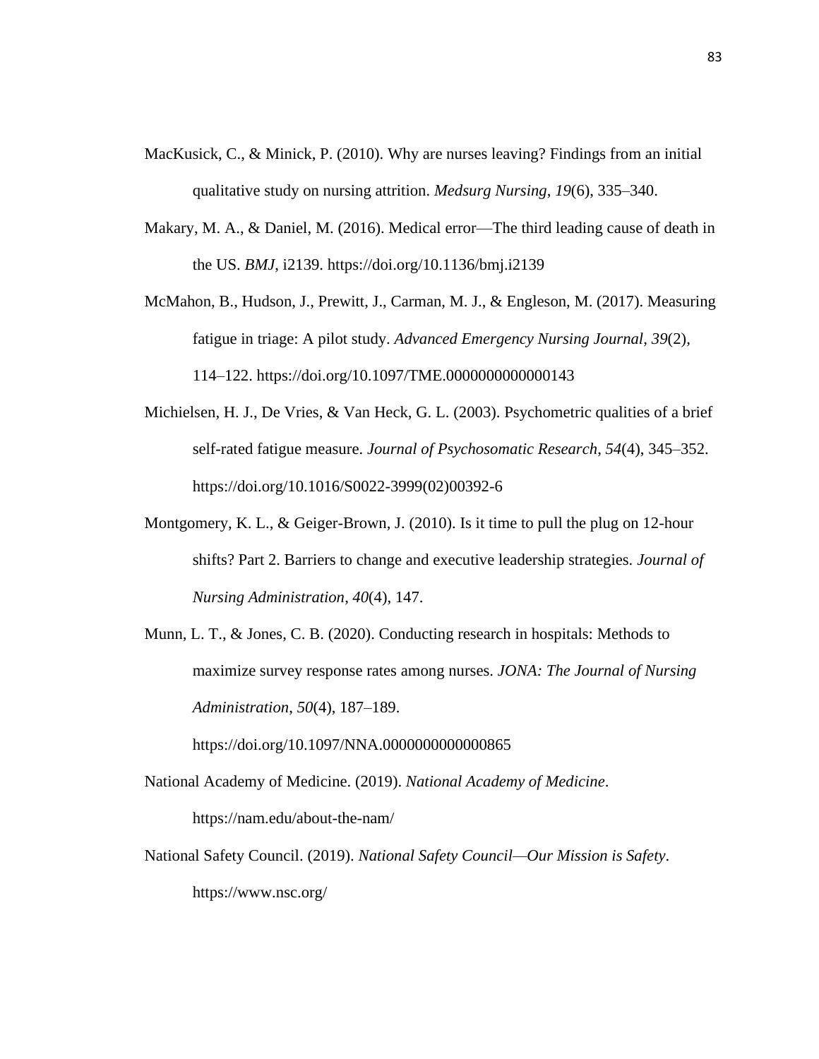MacKusick, C., & Minick, P. (2010). Why are nurses leaving? Findings from an initial qualitative study on nursing attrition. *Medsurg Nursing*, *19*(6), 335–340.

Makary, M. A., & Daniel, M. (2016). Medical error—The third leading cause of death in the US. *BMJ*, i2139. https://doi.org/10.1136/bmj.i2139

McMahon, B., Hudson, J., Prewitt, J., Carman, M. J., & Engleson, M. (2017). Measuring fatigue in triage: A pilot study. *Advanced Emergency Nursing Journal*, *39*(2), 114–122. https://doi.org/10.1097/TME.0000000000000143

Michielsen, H. J., De Vries, & Van Heck, G. L. (2003). Psychometric qualities of a brief self-rated fatigue measure. *Journal of Psychosomatic Research*, *54*(4), 345–352. https://doi.org/10.1016/S0022-3999(02)00392-6

Montgomery, K. L., & Geiger-Brown, J. (2010). Is it time to pull the plug on 12-hour shifts? Part 2. Barriers to change and executive leadership strategies. *Journal of Nursing Administration*, *40*(4), 147.

Munn, L. T., & Jones, C. B. (2020). Conducting research in hospitals: Methods to maximize survey response rates among nurses. *JONA: The Journal of Nursing Administration*, *50*(4), 187–189. https://doi.org/10.1097/NNA.0000000000000865

National Academy of Medicine. (2019). *National Academy of Medicine*. https://nam.edu/about-the-nam/

National Safety Council. (2019). *National Safety Council—Our Mission is Safety*. https://www.nsc.org/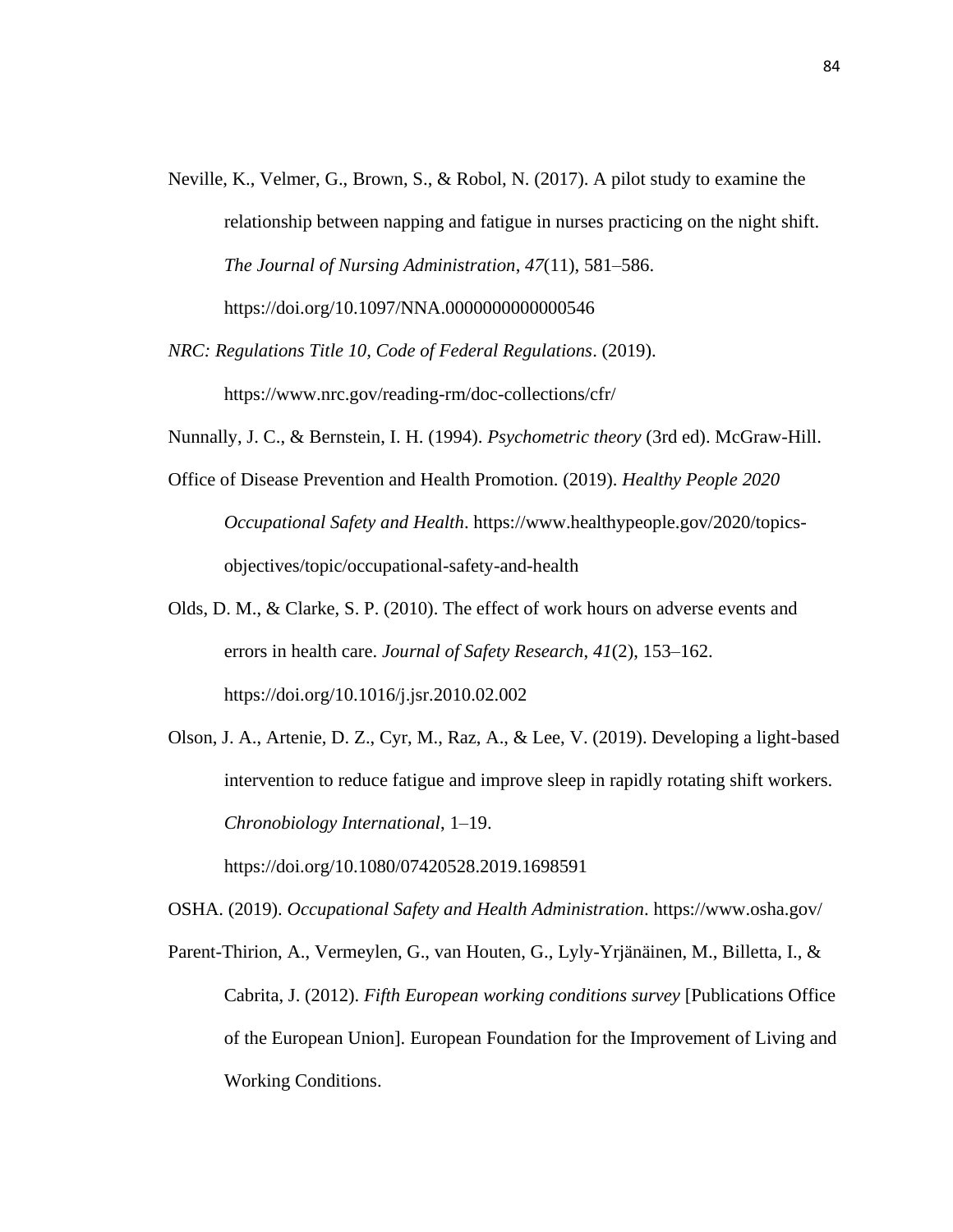Neville, K., Velmer, G., Brown, S., & Robol, N. (2017). A pilot study to examine the relationship between napping and fatigue in nurses practicing on the night shift. *The Journal of Nursing Administration*, *47*(11), 581–586. https://doi.org/10.1097/NNA.0000000000000546

*NRC: Regulations Title 10, Code of Federal Regulations*. (2019). https://www.nrc.gov/reading-rm/doc-collections/cfr/

Nunnally, J. C., & Bernstein, I. H. (1994). *Psychometric theory* (3rd ed). McGraw-Hill.

Office of Disease Prevention and Health Promotion. (2019). *Healthy People 2020 Occupational Safety and Health*. https://www.healthypeople.gov/2020/topics-objectives/topic/occupational-safety-and-health

Olds, D. M., & Clarke, S. P. (2010). The effect of work hours on adverse events and errors in health care. *Journal of Safety Research*, *41*(2), 153–162. https://doi.org/10.1016/j.jsr.2010.02.002

Olson, J. A., Artenie, D. Z., Cyr, M., Raz, A., & Lee, V. (2019). Developing a light-based intervention to reduce fatigue and improve sleep in rapidly rotating shift workers. *Chronobiology International*, 1–19. https://doi.org/10.1080/07420528.2019.1698591

OSHA. (2019). *Occupational Safety and Health Administration*. https://www.osha.gov/

Parent-Thirion, A., Vermeylen, G., van Houten, G., Lyly-Yrjänäinen, M., Billetta, I., & Cabrita, J. (2012). *Fifth European working conditions survey* [Publications Office of the European Union]. European Foundation for the Improvement of Living and Working Conditions.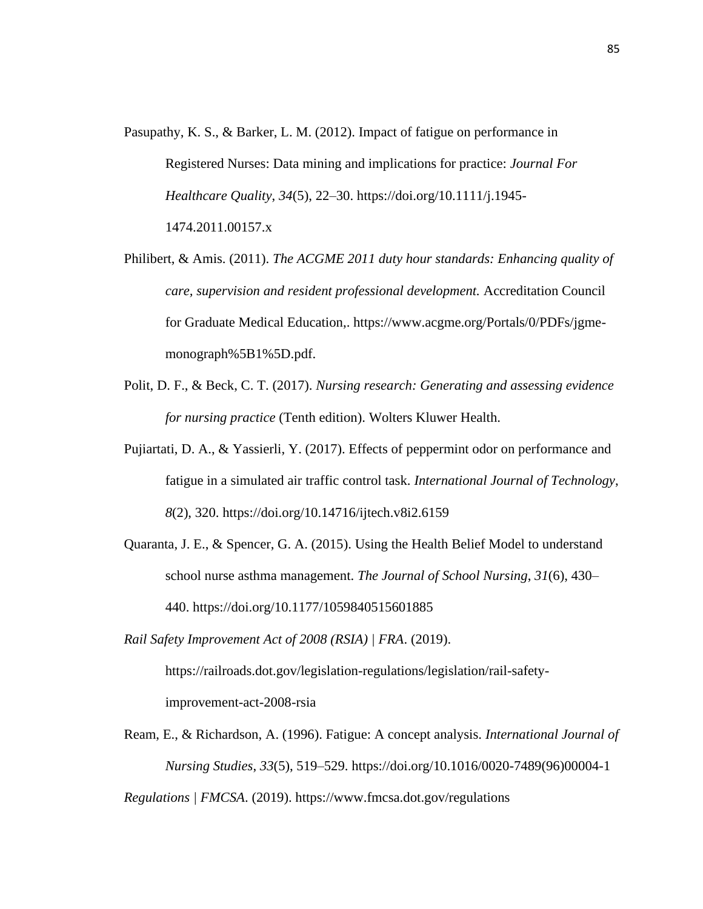Pasupathy, K. S., & Barker, L. M. (2012). Impact of fatigue on performance in Registered Nurses: Data mining and implications for practice: *Journal For Healthcare Quality*, *34*(5), 22–30. https://doi.org/10.1111/j.1945-1474.2011.00157.x

Philibert, & Amis. (2011). *The ACGME 2011 duty hour standards: Enhancing quality of care, supervision and resident professional development.* Accreditation Council for Graduate Medical Education,. https://www.acgme.org/Portals/0/PDFs/jgme-monograph%5B1%5D.pdf.

Polit, D. F., & Beck, C. T. (2017). *Nursing research: Generating and assessing evidence for nursing practice* (Tenth edition). Wolters Kluwer Health.

Pujiartati, D. A., & Yassierli, Y. (2017). Effects of peppermint odor on performance and fatigue in a simulated air traffic control task. *International Journal of Technology*, *8*(2), 320. https://doi.org/10.14716/ijtech.v8i2.6159

Quaranta, J. E., & Spencer, G. A. (2015). Using the Health Belief Model to understand school nurse asthma management. *The Journal of School Nursing*, *31*(6), 430–440. https://doi.org/10.1177/1059840515601885

*Rail Safety Improvement Act of 2008 (RSIA) | FRA*. (2019). https://railroads.dot.gov/legislation-regulations/legislation/rail-safety-improvement-act-2008-rsia

Ream, E., & Richardson, A. (1996). Fatigue: A concept analysis. *International Journal of Nursing Studies*, *33*(5), 519–529. https://doi.org/10.1016/0020-7489(96)00004-1

*Regulations | FMCSA*. (2019). https://www.fmcsa.dot.gov/regulations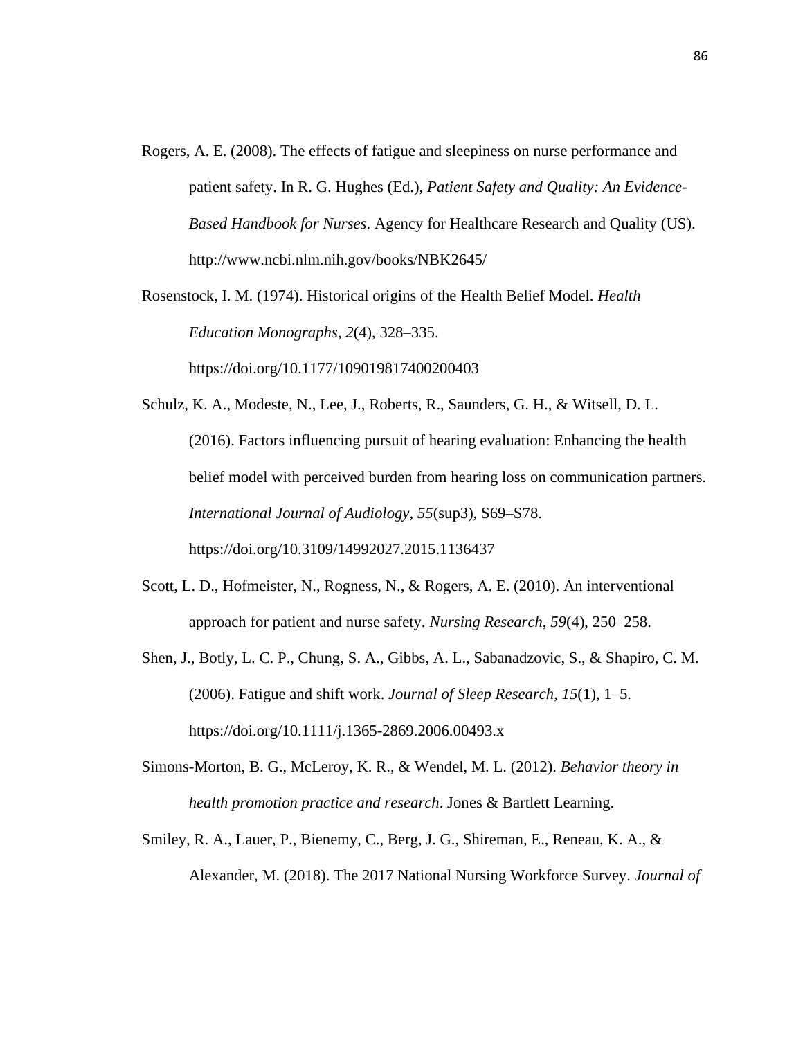Rogers, A. E. (2008). The effects of fatigue and sleepiness on nurse performance and patient safety. In R. G. Hughes (Ed.), *Patient Safety and Quality: An Evidence-Based Handbook for Nurses*. Agency for Healthcare Research and Quality (US). http://www.ncbi.nlm.nih.gov/books/NBK2645/

Rosenstock, I. M. (1974). Historical origins of the Health Belief Model. *Health Education Monographs*, *2*(4), 328–335. https://doi.org/10.1177/109019817400200403

Schulz, K. A., Modeste, N., Lee, J., Roberts, R., Saunders, G. H., & Witsell, D. L. (2016). Factors influencing pursuit of hearing evaluation: Enhancing the health belief model with perceived burden from hearing loss on communication partners. *International Journal of Audiology*, *55*(sup3), S69–S78. https://doi.org/10.3109/14992027.2015.1136437

Scott, L. D., Hofmeister, N., Rogness, N., & Rogers, A. E. (2010). An interventional approach for patient and nurse safety. *Nursing Research*, *59*(4), 250–258.

Shen, J., Botly, L. C. P., Chung, S. A., Gibbs, A. L., Sabanadzovic, S., & Shapiro, C. M. (2006). Fatigue and shift work. *Journal of Sleep Research*, *15*(1), 1–5. https://doi.org/10.1111/j.1365-2869.2006.00493.x

Simons-Morton, B. G., McLeroy, K. R., & Wendel, M. L. (2012). *Behavior theory in health promotion practice and research*. Jones & Bartlett Learning.

Smiley, R. A., Lauer, P., Bienemy, C., Berg, J. G., Shireman, E., Reneau, K. A., & Alexander, M. (2018). The 2017 National Nursing Workforce Survey. *Journal of*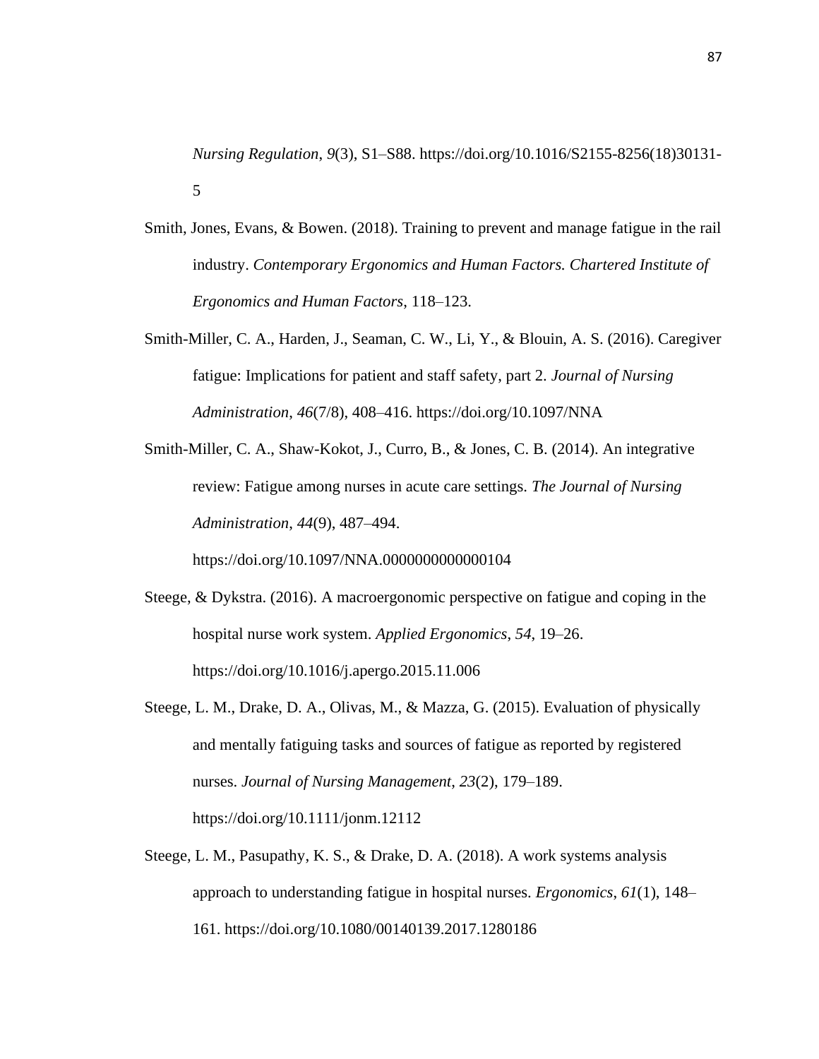*Nursing Regulation*, *9*(3), S1–S88. https://doi.org/10.1016/S2155-8256(18)30131-5

Smith, Jones, Evans, & Bowen. (2018). Training to prevent and manage fatigue in the rail industry. *Contemporary Ergonomics and Human Factors. Chartered Institute of Ergonomics and Human Factors*, 118–123.

Smith-Miller, C. A., Harden, J., Seaman, C. W., Li, Y., & Blouin, A. S. (2016). Caregiver fatigue: Implications for patient and staff safety, part 2. *Journal of Nursing Administration*, *46*(7/8), 408–416. https://doi.org/10.1097/NNA

Smith-Miller, C. A., Shaw-Kokot, J., Curro, B., & Jones, C. B. (2014). An integrative review: Fatigue among nurses in acute care settings. *The Journal of Nursing Administration*, *44*(9), 487–494. https://doi.org/10.1097/NNA.0000000000000104

Steege, & Dykstra. (2016). A macroergonomic perspective on fatigue and coping in the hospital nurse work system. *Applied Ergonomics*, *54*, 19–26. https://doi.org/10.1016/j.apergo.2015.11.006

Steege, L. M., Drake, D. A., Olivas, M., & Mazza, G. (2015). Evaluation of physically and mentally fatiguing tasks and sources of fatigue as reported by registered nurses. *Journal of Nursing Management*, *23*(2), 179–189. https://doi.org/10.1111/jonm.12112

Steege, L. M., Pasupathy, K. S., & Drake, D. A. (2018). A work systems analysis approach to understanding fatigue in hospital nurses. *Ergonomics*, *61*(1), 148–161. https://doi.org/10.1080/00140139.2017.1280186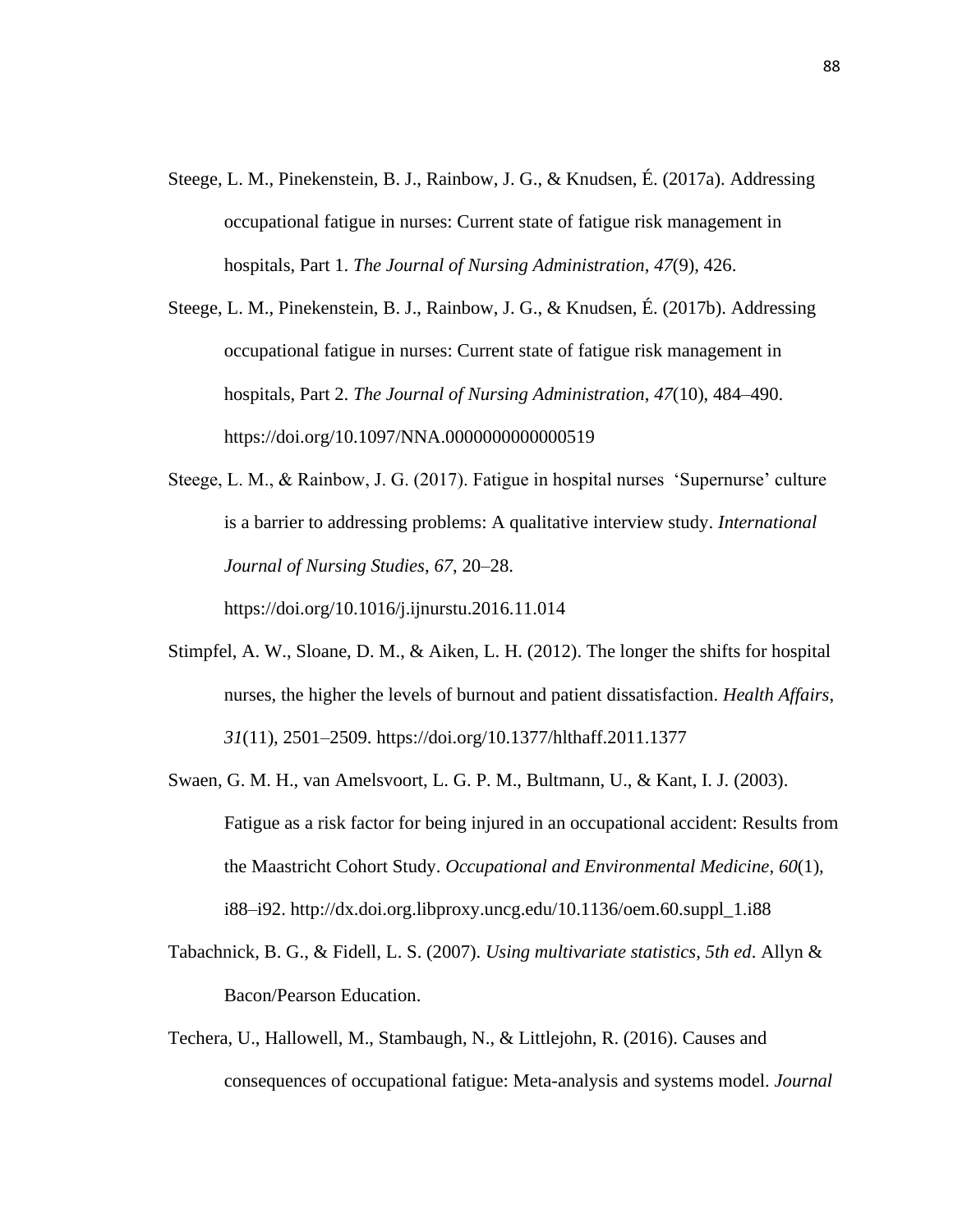Steege, L. M., Pinekenstein, B. J., Rainbow, J. G., & Knudsen, É. (2017a). Addressing occupational fatigue in nurses: Current state of fatigue risk management in hospitals, Part 1. *The Journal of Nursing Administration*, *47*(9), 426.

Steege, L. M., Pinekenstein, B. J., Rainbow, J. G., & Knudsen, É. (2017b). Addressing occupational fatigue in nurses: Current state of fatigue risk management in hospitals, Part 2. *The Journal of Nursing Administration*, *47*(10), 484–490. https://doi.org/10.1097/NNA.0000000000000519

Steege, L. M., & Rainbow, J. G. (2017). Fatigue in hospital nurses 'Supernurse' culture is a barrier to addressing problems: A qualitative interview study. *International Journal of Nursing Studies*, *67*, 20–28. https://doi.org/10.1016/j.ijnurstu.2016.11.014

Stimpfel, A. W., Sloane, D. M., & Aiken, L. H. (2012). The longer the shifts for hospital nurses, the higher the levels of burnout and patient dissatisfaction. *Health Affairs*, *31*(11), 2501–2509. https://doi.org/10.1377/hlthaff.2011.1377

Swaen, G. M. H., van Amelsvoort, L. G. P. M., Bultmann, U., & Kant, I. J. (2003). Fatigue as a risk factor for being injured in an occupational accident: Results from the Maastricht Cohort Study. *Occupational and Environmental Medicine*, *60*(1), i88–i92. http://dx.doi.org.libproxy.uncg.edu/10.1136/oem.60.suppl_1.i88

Tabachnick, B. G., & Fidell, L. S. (2007). *Using multivariate statistics, 5th ed*. Allyn & Bacon/Pearson Education.

Techera, U., Hallowell, M., Stambaugh, N., & Littlejohn, R. (2016). Causes and consequences of occupational fatigue: Meta-analysis and systems model. *Journal*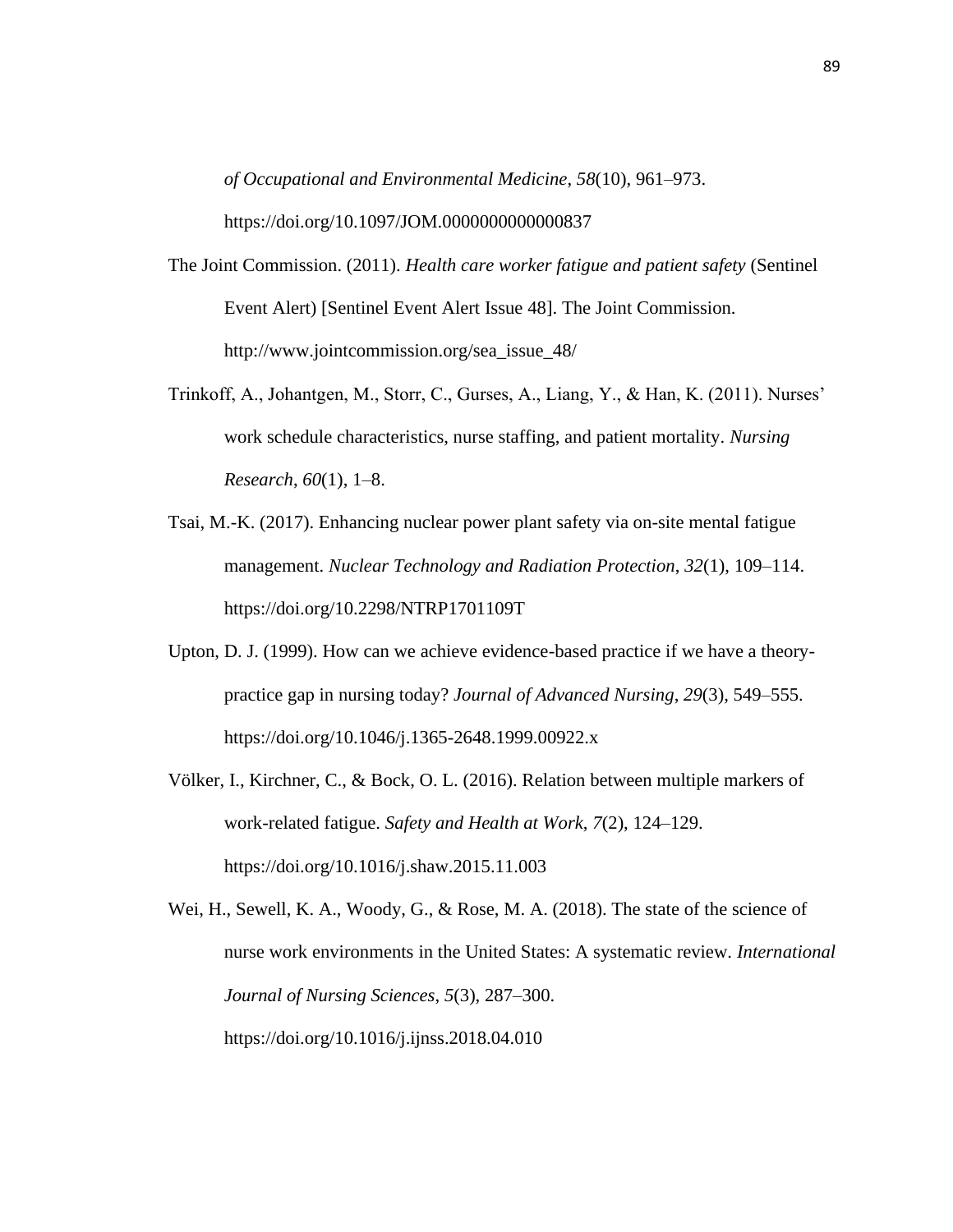*of Occupational and Environmental Medicine*, *58*(10), 961–973. https://doi.org/10.1097/JOM.0000000000000837

The Joint Commission. (2011). *Health care worker fatigue and patient safety* (Sentinel Event Alert) [Sentinel Event Alert Issue 48]. The Joint Commission. http://www.jointcommission.org/sea_issue_48/

Trinkoff, A., Johantgen, M., Storr, C., Gurses, A., Liang, Y., & Han, K. (2011). Nurses' work schedule characteristics, nurse staffing, and patient mortality. *Nursing Research*, *60*(1), 1–8.

Tsai, M.-K. (2017). Enhancing nuclear power plant safety via on-site mental fatigue management. *Nuclear Technology and Radiation Protection*, *32*(1), 109–114. https://doi.org/10.2298/NTRP1701109T

Upton, D. J. (1999). How can we achieve evidence-based practice if we have a theory-practice gap in nursing today? *Journal of Advanced Nursing*, *29*(3), 549–555. https://doi.org/10.1046/j.1365-2648.1999.00922.x

Völker, I., Kirchner, C., & Bock, O. L. (2016). Relation between multiple markers of work-related fatigue. *Safety and Health at Work*, *7*(2), 124–129. https://doi.org/10.1016/j.shaw.2015.11.003

Wei, H., Sewell, K. A., Woody, G., & Rose, M. A. (2018). The state of the science of nurse work environments in the United States: A systematic review. *International Journal of Nursing Sciences*, *5*(3), 287–300. https://doi.org/10.1016/j.ijnss.2018.04.010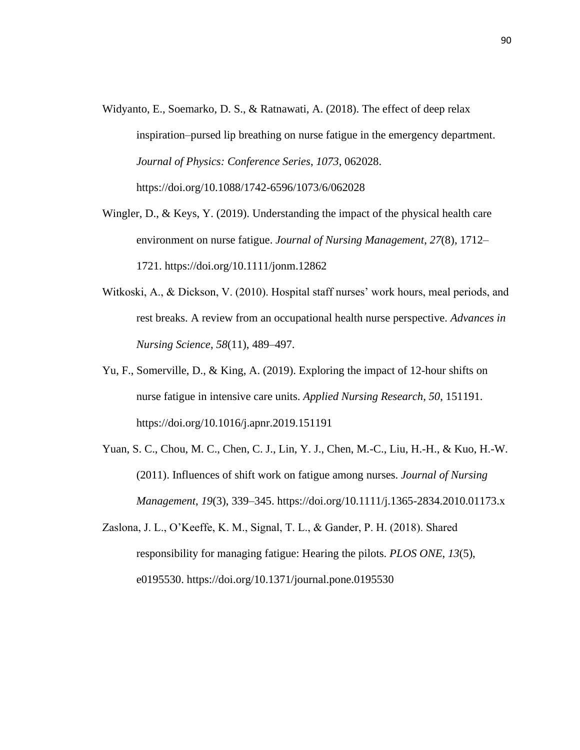Widyanto, E., Soemarko, D. S., & Ratnawati, A. (2018). The effect of deep relax inspiration–pursed lip breathing on nurse fatigue in the emergency department. *Journal of Physics: Conference Series*, *1073*, 062028. https://doi.org/10.1088/1742-6596/1073/6/062028

Wingler, D., & Keys, Y. (2019). Understanding the impact of the physical health care environment on nurse fatigue. *Journal of Nursing Management*, *27*(8), 1712–1721. https://doi.org/10.1111/jonm.12862

Witkoski, A., & Dickson, V. (2010). Hospital staff nurses' work hours, meal periods, and rest breaks. A review from an occupational health nurse perspective. *Advances in Nursing Science*, *58*(11), 489–497.

Yu, F., Somerville, D., & King, A. (2019). Exploring the impact of 12-hour shifts on nurse fatigue in intensive care units. *Applied Nursing Research*, *50*, 151191. https://doi.org/10.1016/j.apnr.2019.151191

Yuan, S. C., Chou, M. C., Chen, C. J., Lin, Y. J., Chen, M.-C., Liu, H.-H., & Kuo, H.-W. (2011). Influences of shift work on fatigue among nurses. *Journal of Nursing Management*, *19*(3), 339–345. https://doi.org/10.1111/j.1365-2834.2010.01173.x

Zaslona, J. L., O'Keeffe, K. M., Signal, T. L., & Gander, P. H. (2018). Shared responsibility for managing fatigue: Hearing the pilots. *PLOS ONE*, *13*(5), e0195530. https://doi.org/10.1371/journal.pone.0195530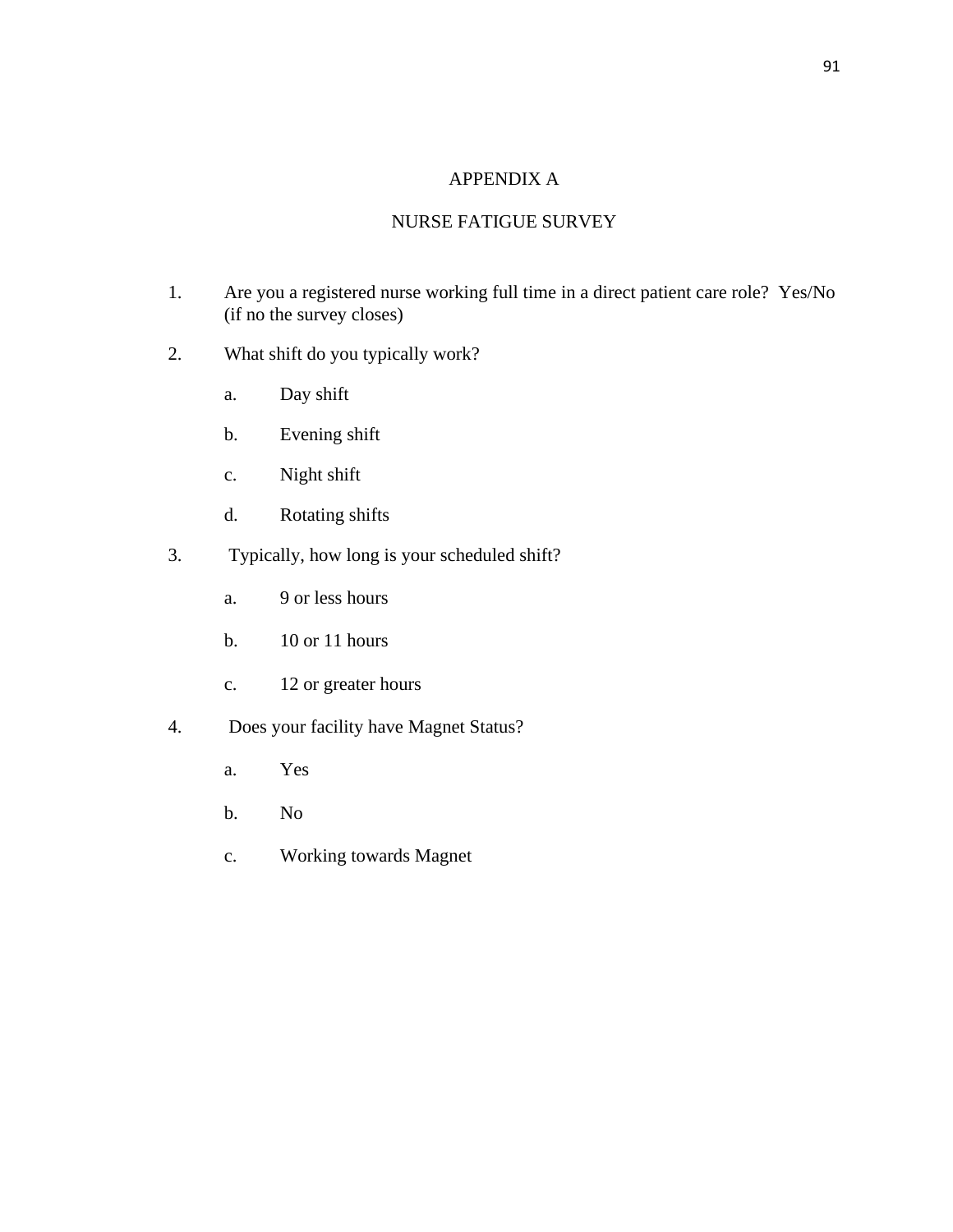# APPENDIX A

## NURSE FATIGUE SURVEY

1. Are you a registered nurse working full time in a direct patient care role? Yes/No (if no the survey closes)

2. What shift do you typically work?

   a. Day shift

   b. Evening shift

   c. Night shift

   d. Rotating shifts

3. Typically, how long is your scheduled shift?

   a. 9 or less hours

   b. 10 or 11 hours

   c. 12 or greater hours

4. Does your facility have Magnet Status?

   a. Yes

   b. No

   c. Working towards Magnet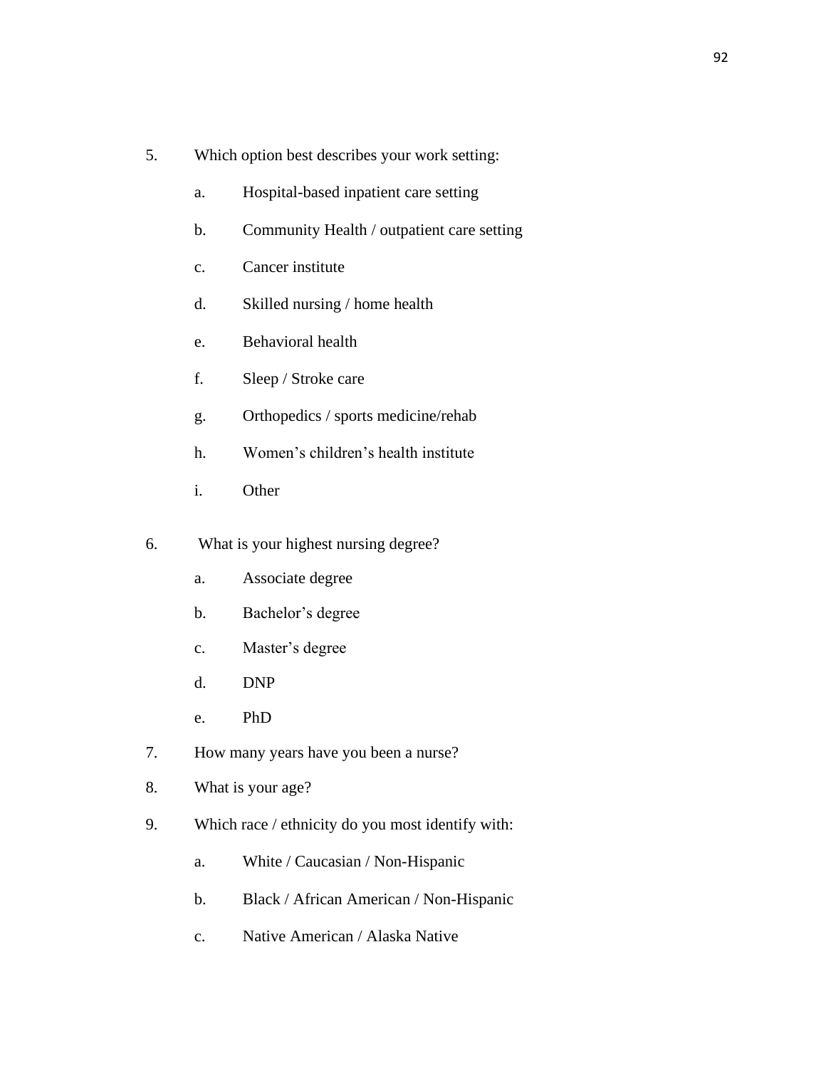5. Which option best describes your work setting:

    a. Hospital-based inpatient care setting

    b. Community Health / outpatient care setting

    c. Cancer institute

    d. Skilled nursing / home health

    e. Behavioral health

    f. Sleep / Stroke care

    g. Orthopedics / sports medicine/rehab

    h. Women's children's health institute

    i. Other

6. What is your highest nursing degree?

    a. Associate degree

    b. Bachelor's degree

    c. Master's degree

    d. DNP

    e. PhD

7. How many years have you been a nurse?

8. What is your age?

9. Which race / ethnicity do you most identify with:

    a. White / Caucasian / Non-Hispanic

    b. Black / African American / Non-Hispanic

    c. Native American / Alaska Native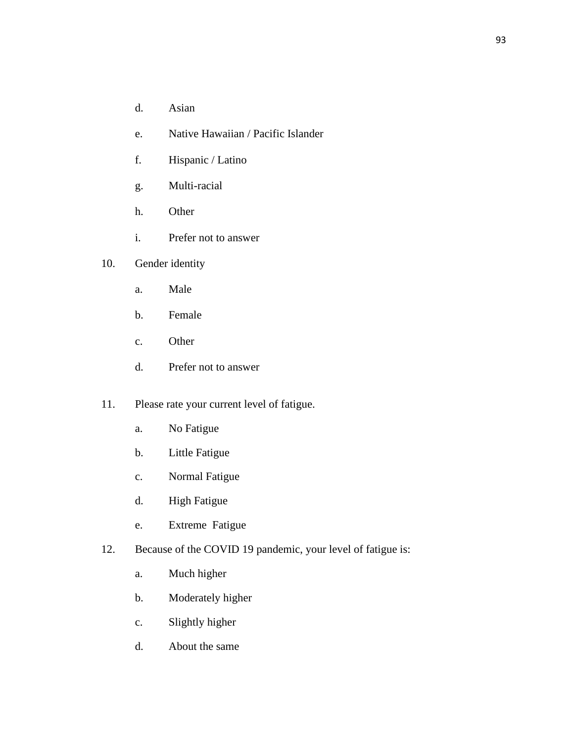d. Asian

e. Native Hawaiian / Pacific Islander

f. Hispanic / Latino

g. Multi-racial

h. Other

i. Prefer not to answer

10. Gender identity

    a. Male

    b. Female

    c. Other

    d. Prefer not to answer

11. Please rate your current level of fatigue.

    a. No Fatigue

    b. Little Fatigue

    c. Normal Fatigue

    d. High Fatigue

    e. Extreme Fatigue

12. Because of the COVID 19 pandemic, your level of fatigue is:

    a. Much higher

    b. Moderately higher

    c. Slightly higher

    d. About the same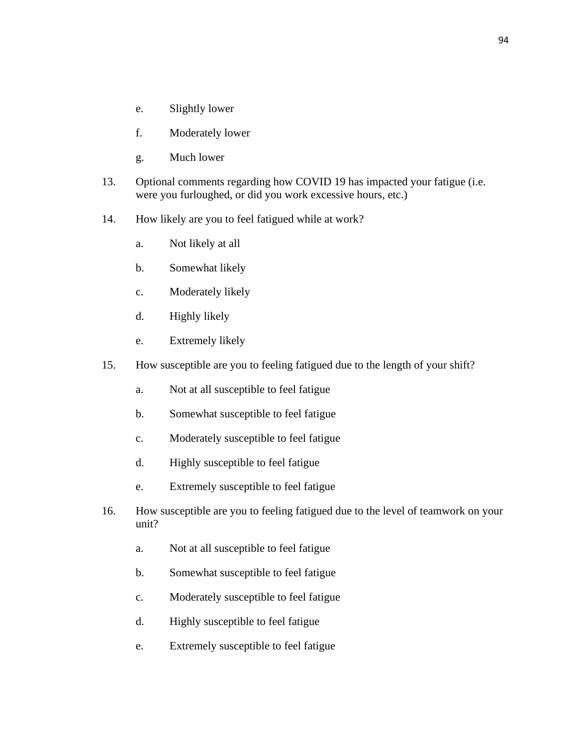e. Slightly lower

   f. Moderately lower

   g. Much lower

13. Optional comments regarding how COVID 19 has impacted your fatigue (i.e. were you furloughed, or did you work excessive hours, etc.)

14. How likely are you to feel fatigued while at work?

   a. Not likely at all

   b. Somewhat likely

   c. Moderately likely

   d. Highly likely

   e. Extremely likely

15. How susceptible are you to feeling fatigued due to the length of your shift?

   a. Not at all susceptible to feel fatigue

   b. Somewhat susceptible to feel fatigue

   c. Moderately susceptible to feel fatigue

   d. Highly susceptible to feel fatigue

   e. Extremely susceptible to feel fatigue

16. How susceptible are you to feeling fatigued due to the level of teamwork on your unit?

   a. Not at all susceptible to feel fatigue

   b. Somewhat susceptible to feel fatigue

   c. Moderately susceptible to feel fatigue

   d. Highly susceptible to feel fatigue

   e. Extremely susceptible to feel fatigue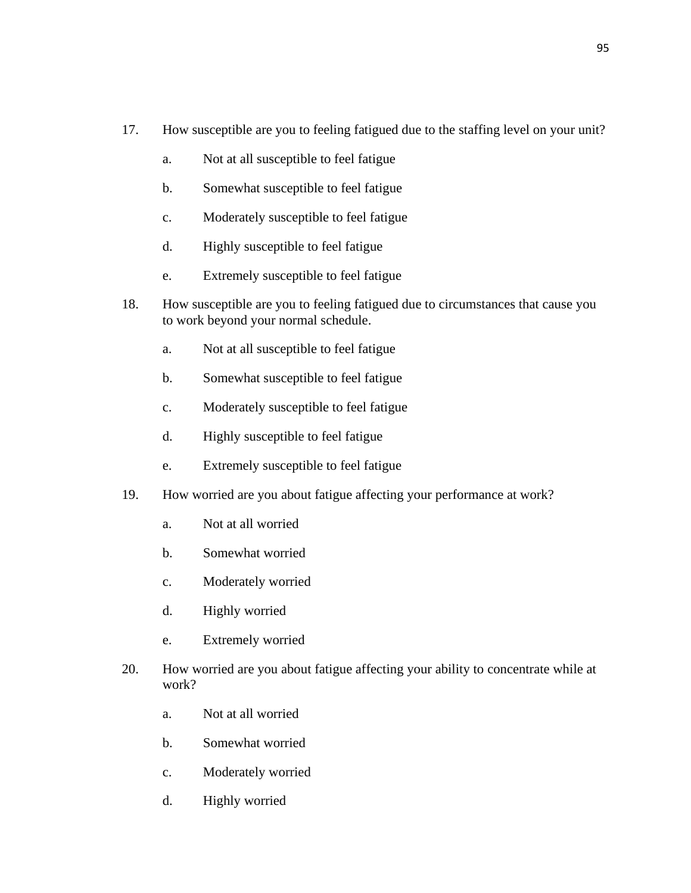17. How susceptible are you to feeling fatigued due to the staffing level on your unit?

    a. Not at all susceptible to feel fatigue

    b. Somewhat susceptible to feel fatigue

    c. Moderately susceptible to feel fatigue

    d. Highly susceptible to feel fatigue

    e. Extremely susceptible to feel fatigue

18. How susceptible are you to feeling fatigued due to circumstances that cause you to work beyond your normal schedule.

    a. Not at all susceptible to feel fatigue

    b. Somewhat susceptible to feel fatigue

    c. Moderately susceptible to feel fatigue

    d. Highly susceptible to feel fatigue

    e. Extremely susceptible to feel fatigue

19. How worried are you about fatigue affecting your performance at work?

    a. Not at all worried

    b. Somewhat worried

    c. Moderately worried

    d. Highly worried

    e. Extremely worried

20. How worried are you about fatigue affecting your ability to concentrate while at work?

    a. Not at all worried

    b. Somewhat worried

    c. Moderately worried

    d. Highly worried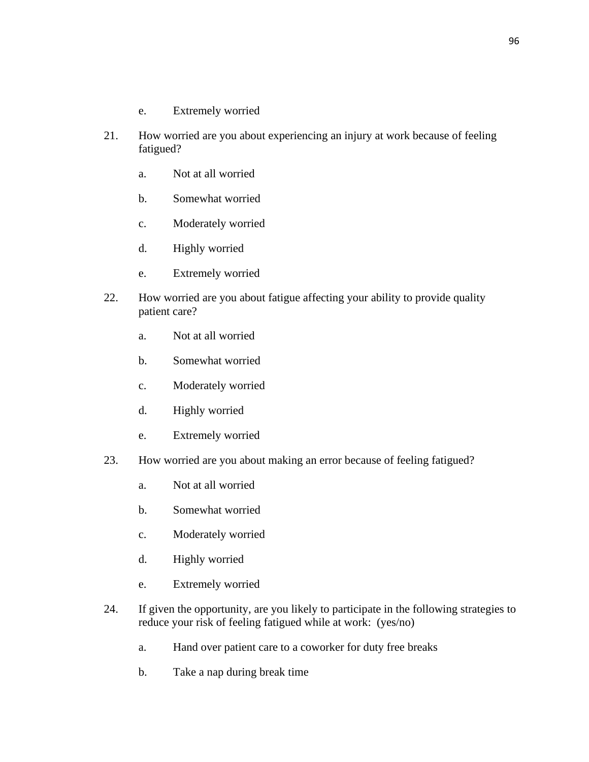e. Extremely worried

21. How worried are you about experiencing an injury at work because of feeling fatigued?

    a. Not at all worried

    b. Somewhat worried

    c. Moderately worried

    d. Highly worried

    e. Extremely worried

22. How worried are you about fatigue affecting your ability to provide quality patient care?

    a. Not at all worried

    b. Somewhat worried

    c. Moderately worried

    d. Highly worried

    e. Extremely worried

23. How worried are you about making an error because of feeling fatigued?

    a. Not at all worried

    b. Somewhat worried

    c. Moderately worried

    d. Highly worried

    e. Extremely worried

24. If given the opportunity, are you likely to participate in the following strategies to reduce your risk of feeling fatigued while at work: (yes/no)

    a. Hand over patient care to a coworker for duty free breaks

    b. Take a nap during break time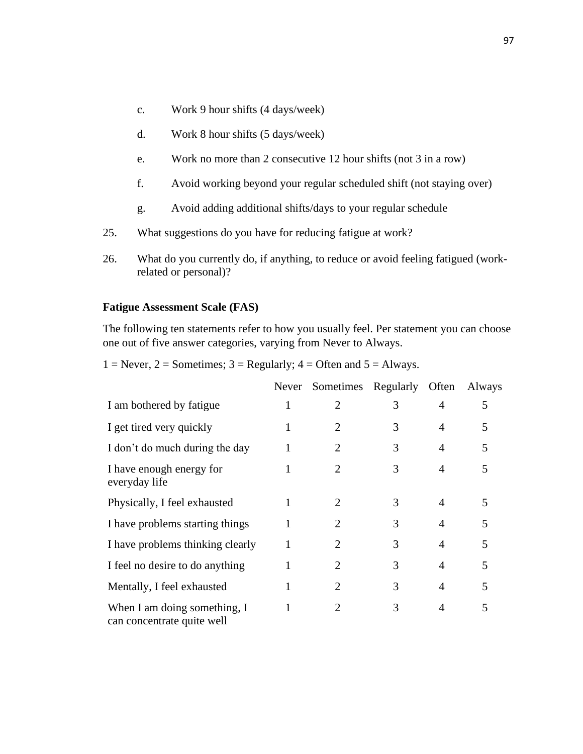c. Work 9 hour shifts (4 days/week)

d. Work 8 hour shifts (5 days/week)

e. Work no more than 2 consecutive 12 hour shifts (not 3 in a row)

f. Avoid working beyond your regular scheduled shift (not staying over)

g. Avoid adding additional shifts/days to your regular schedule

25. What suggestions do you have for reducing fatigue at work?

26. What do you currently do, if anything, to reduce or avoid feeling fatigued (work-related or personal)?

**Fatigue Assessment Scale (FAS)**

The following ten statements refer to how you usually feel. Per statement you can choose one out of five answer categories, varying from Never to Always.

1 = Never, 2 = Sometimes; 3 = Regularly; 4 = Often and 5 = Always.

| | Never | Sometimes | Regularly | Often | Always |
|---|---|---|---|---|---|
| I am bothered by fatigue | 1 | 2 | 3 | 4 | 5 |
| I get tired very quickly | 1 | 2 | 3 | 4 | 5 |
| I don’t do much during the day | 1 | 2 | 3 | 4 | 5 |
| I have enough energy for everyday life | 1 | 2 | 3 | 4 | 5 |
| Physically, I feel exhausted | 1 | 2 | 3 | 4 | 5 |
| I have problems starting things | 1 | 2 | 3 | 4 | 5 |
| I have problems thinking clearly | 1 | 2 | 3 | 4 | 5 |
| I feel no desire to do anything | 1 | 2 | 3 | 4 | 5 |
| Mentally, I feel exhausted | 1 | 2 | 3 | 4 | 5 |
| When I am doing something, I can concentrate quite well | 1 | 2 | 3 | 4 | 5 |